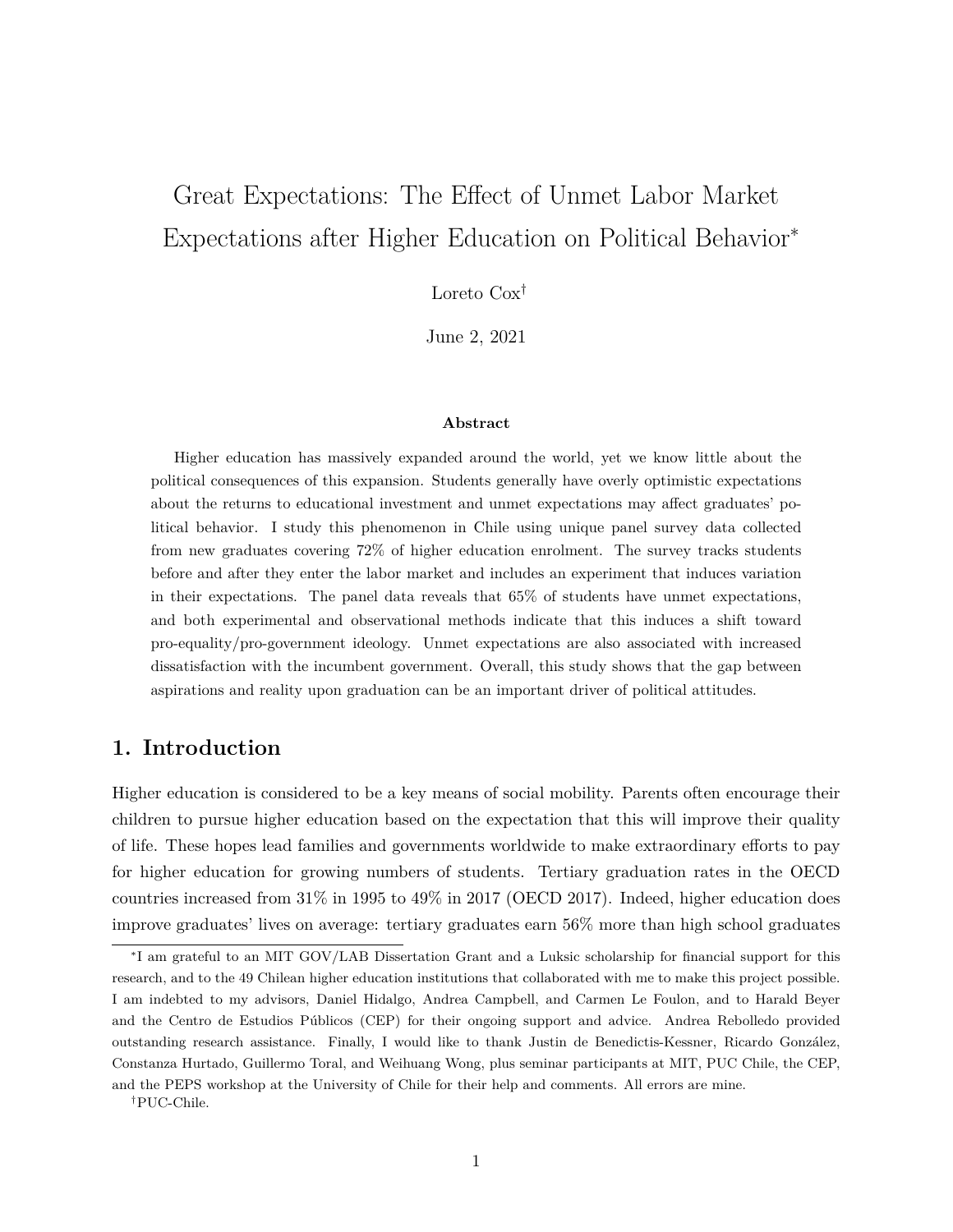# Great Expectations: The Effect of Unmet Labor Market Expectations after Higher Education on Political Behavior*

Loreto Cox†

June 2, 2021

**Abstract**

Higher education has massively expanded around the world, yet we know little about the political consequences of this expansion. Students generally have overly optimistic expectations about the returns to educational investment and unmet expectations may affect graduates' political behavior. I study this phenomenon in Chile using unique panel survey data collected from new graduates covering 72% of higher education enrolment. The survey tracks students before and after they enter the labor market and includes an experiment that induces variation in their expectations. The panel data reveals that 65% of students have unmet expectations, and both experimental and observational methods indicate that this induces a shift toward pro-equality/pro-government ideology. Unmet expectations are also associated with increased dissatisfaction with the incumbent government. Overall, this study shows that the gap between aspirations and reality upon graduation can be an important driver of political attitudes.

## 1. Introduction

Higher education is considered to be a key means of social mobility. Parents often encourage their children to pursue higher education based on the expectation that this will improve their quality of life. These hopes lead families and governments worldwide to make extraordinary efforts to pay for higher education for growing numbers of students. Tertiary graduation rates in the OECD countries increased from 31% in 1995 to 49% in 2017 (OECD 2017). Indeed, higher education does improve graduates' lives on average: tertiary graduates earn 56% more than high school graduates

*I am grateful to an MIT GOV/LAB Dissertation Grant and a Luksic scholarship for financial support for this research, and to the 49 Chilean higher education institutions that collaborated with me to make this project possible. I am indebted to my advisors, Daniel Hidalgo, Andrea Campbell, and Carmen Le Foulon, and to Harald Beyer and the Centro de Estudios Públicos (CEP) for their ongoing support and advice. Andrea Rebolledo provided outstanding research assistance. Finally, I would like to thank Justin de Benedictis-Kessner, Ricardo González, Constanza Hurtado, Guillermo Toral, and Weihuang Wong, plus seminar participants at MIT, PUC Chile, the CEP, and the PEPS workshop at the University of Chile for their help and comments. All errors are mine.

†PUC-Chile.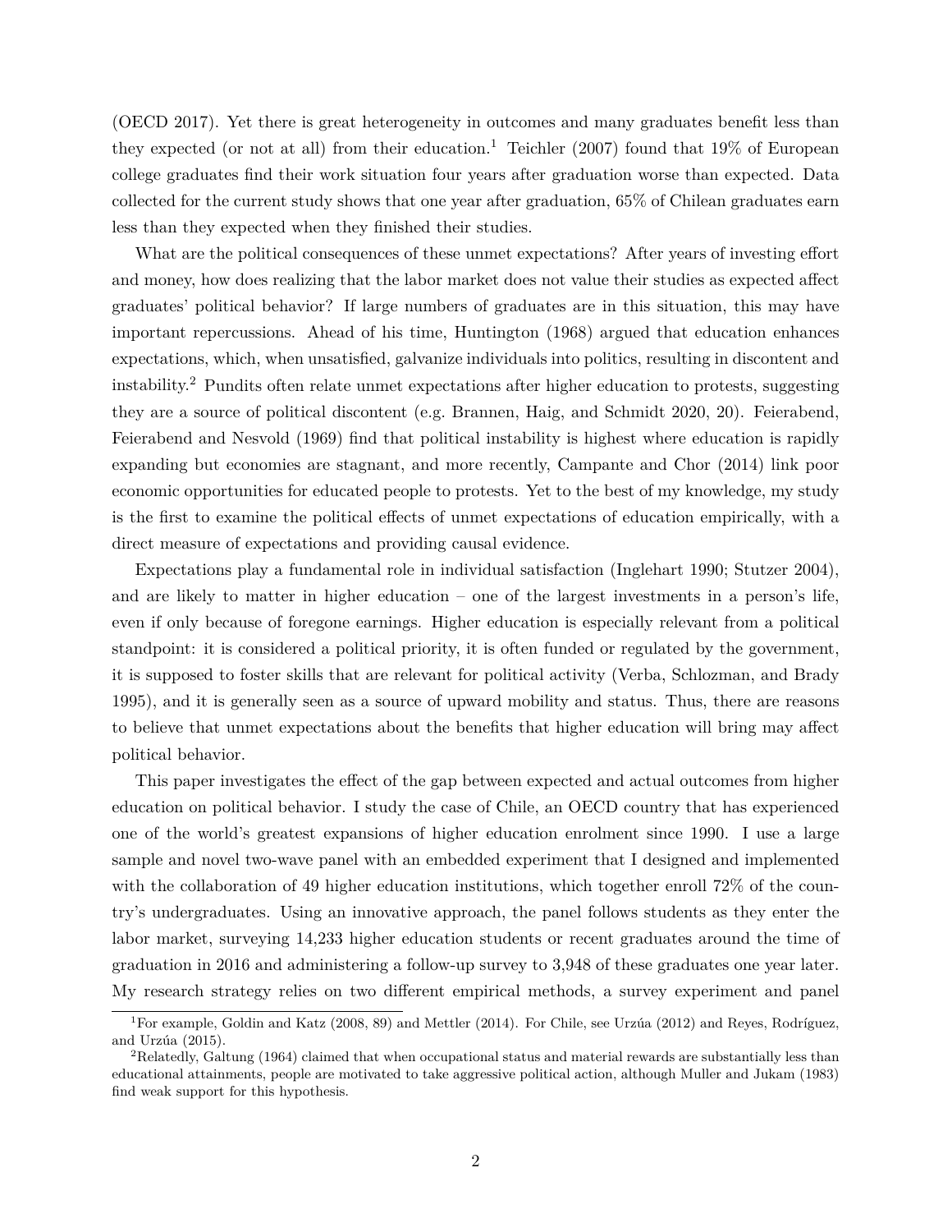(OECD 2017). Yet there is great heterogeneity in outcomes and many graduates benefit less than they expected (or not at all) from their education.[1] Teichler (2007) found that 19% of European college graduates find their work situation four years after graduation worse than expected. Data collected for the current study shows that one year after graduation, 65% of Chilean graduates earn less than they expected when they finished their studies.

What are the political consequences of these unmet expectations? After years of investing effort and money, how does realizing that the labor market does not value their studies as expected affect graduates' political behavior? If large numbers of graduates are in this situation, this may have important repercussions. Ahead of his time, Huntington (1968) argued that education enhances expectations, which, when unsatisfied, galvanize individuals into politics, resulting in discontent and instability.[2] Pundits often relate unmet expectations after higher education to protests, suggesting they are a source of political discontent (e.g. Brannen, Haig, and Schmidt 2020, 20). Feierabend, Feierabend and Nesvold (1969) find that political instability is highest where education is rapidly expanding but economies are stagnant, and more recently, Campante and Chor (2014) link poor economic opportunities for educated people to protests. Yet to the best of my knowledge, my study is the first to examine the political effects of unmet expectations of education empirically, with a direct measure of expectations and providing causal evidence.

Expectations play a fundamental role in individual satisfaction (Inglehart 1990; Stutzer 2004), and are likely to matter in higher education – one of the largest investments in a person's life, even if only because of foregone earnings. Higher education is especially relevant from a political standpoint: it is considered a political priority, it is often funded or regulated by the government, it is supposed to foster skills that are relevant for political activity (Verba, Schlozman, and Brady 1995), and it is generally seen as a source of upward mobility and status. Thus, there are reasons to believe that unmet expectations about the benefits that higher education will bring may affect political behavior.

This paper investigates the effect of the gap between expected and actual outcomes from higher education on political behavior. I study the case of Chile, an OECD country that has experienced one of the world's greatest expansions of higher education enrolment since 1990. I use a large sample and novel two-wave panel with an embedded experiment that I designed and implemented with the collaboration of 49 higher education institutions, which together enroll 72% of the country's undergraduates. Using an innovative approach, the panel follows students as they enter the labor market, surveying 14,233 higher education students or recent graduates around the time of graduation in 2016 and administering a follow-up survey to 3,948 of these graduates one year later. My research strategy relies on two different empirical methods, a survey experiment and panel

[1] For example, Goldin and Katz (2008, 89) and Mettler (2014). For Chile, see Urzúa (2012) and Reyes, Rodríguez, and Urzúa (2015).

[2] Relatedly, Galtung (1964) claimed that when occupational status and material rewards are substantially less than educational attainments, people are motivated to take aggressive political action, although Muller and Jukam (1983) find weak support for this hypothesis.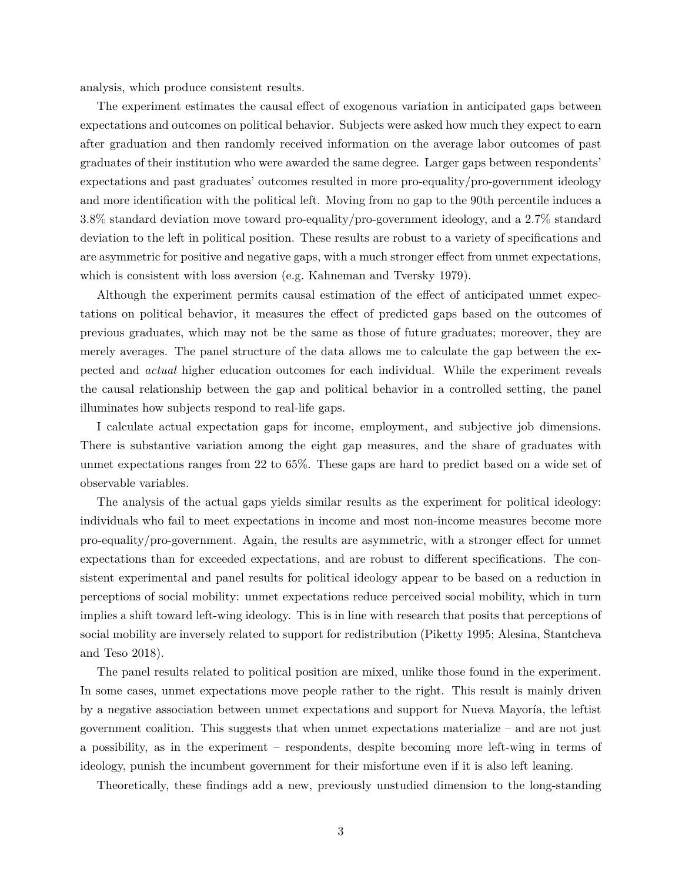analysis, which produce consistent results.

The experiment estimates the causal effect of exogenous variation in anticipated gaps between expectations and outcomes on political behavior. Subjects were asked how much they expect to earn after graduation and then randomly received information on the average labor outcomes of past graduates of their institution who were awarded the same degree. Larger gaps between respondents' expectations and past graduates' outcomes resulted in more pro-equality/pro-government ideology and more identification with the political left. Moving from no gap to the 90th percentile induces a 3.8% standard deviation move toward pro-equality/pro-government ideology, and a 2.7% standard deviation to the left in political position. These results are robust to a variety of specifications and are asymmetric for positive and negative gaps, with a much stronger effect from unmet expectations, which is consistent with loss aversion (e.g. Kahneman and Tversky 1979).

Although the experiment permits causal estimation of the effect of anticipated unmet expectations on political behavior, it measures the effect of predicted gaps based on the outcomes of previous graduates, which may not be the same as those of future graduates; moreover, they are merely averages. The panel structure of the data allows me to calculate the gap between the expected and *actual* higher education outcomes for each individual. While the experiment reveals the causal relationship between the gap and political behavior in a controlled setting, the panel illuminates how subjects respond to real-life gaps.

I calculate actual expectation gaps for income, employment, and subjective job dimensions. There is substantive variation among the eight gap measures, and the share of graduates with unmet expectations ranges from 22 to 65%. These gaps are hard to predict based on a wide set of observable variables.

The analysis of the actual gaps yields similar results as the experiment for political ideology: individuals who fail to meet expectations in income and most non-income measures become more pro-equality/pro-government. Again, the results are asymmetric, with a stronger effect for unmet expectations than for exceeded expectations, and are robust to different specifications. The consistent experimental and panel results for political ideology appear to be based on a reduction in perceptions of social mobility: unmet expectations reduce perceived social mobility, which in turn implies a shift toward left-wing ideology. This is in line with research that posits that perceptions of social mobility are inversely related to support for redistribution (Piketty 1995; Alesina, Stantcheva and Teso 2018).

The panel results related to political position are mixed, unlike those found in the experiment. In some cases, unmet expectations move people rather to the right. This result is mainly driven by a negative association between unmet expectations and support for Nueva Mayoría, the leftist government coalition. This suggests that when unmet expectations materialize – and are not just a possibility, as in the experiment – respondents, despite becoming more left-wing in terms of ideology, punish the incumbent government for their misfortune even if it is also left leaning.

Theoretically, these findings add a new, previously unstudied dimension to the long-standing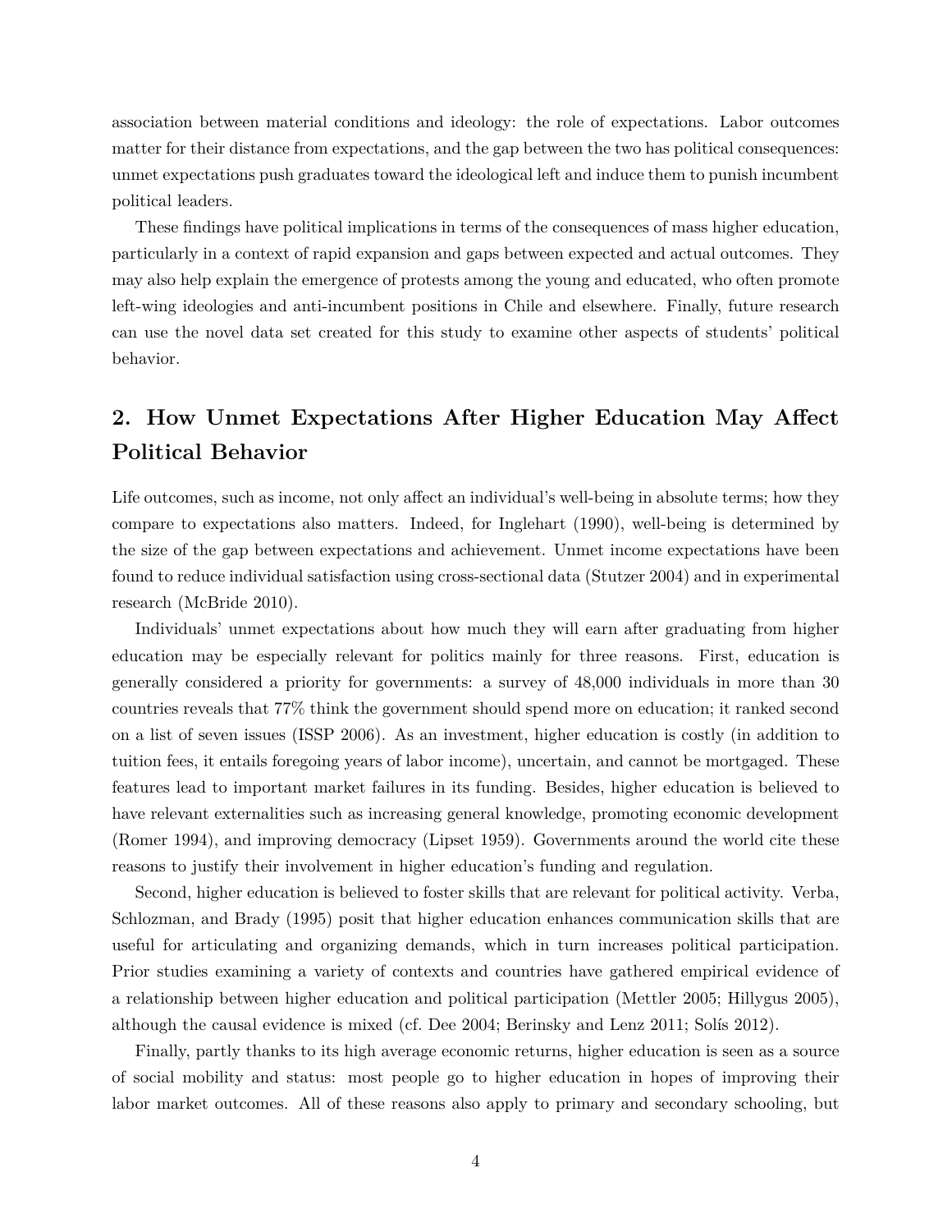association between material conditions and ideology: the role of expectations. Labor outcomes matter for their distance from expectations, and the gap between the two has political consequences: unmet expectations push graduates toward the ideological left and induce them to punish incumbent political leaders.

These findings have political implications in terms of the consequences of mass higher education, particularly in a context of rapid expansion and gaps between expected and actual outcomes. They may also help explain the emergence of protests among the young and educated, who often promote left-wing ideologies and anti-incumbent positions in Chile and elsewhere. Finally, future research can use the novel data set created for this study to examine other aspects of students' political behavior.

## 2. How Unmet Expectations After Higher Education May Affect Political Behavior

Life outcomes, such as income, not only affect an individual's well-being in absolute terms; how they compare to expectations also matters. Indeed, for Inglehart (1990), well-being is determined by the size of the gap between expectations and achievement. Unmet income expectations have been found to reduce individual satisfaction using cross-sectional data (Stutzer 2004) and in experimental research (McBride 2010).

Individuals' unmet expectations about how much they will earn after graduating from higher education may be especially relevant for politics mainly for three reasons. First, education is generally considered a priority for governments: a survey of 48,000 individuals in more than 30 countries reveals that 77% think the government should spend more on education; it ranked second on a list of seven issues (ISSP 2006). As an investment, higher education is costly (in addition to tuition fees, it entails foregoing years of labor income), uncertain, and cannot be mortgaged. These features lead to important market failures in its funding. Besides, higher education is believed to have relevant externalities such as increasing general knowledge, promoting economic development (Romer 1994), and improving democracy (Lipset 1959). Governments around the world cite these reasons to justify their involvement in higher education's funding and regulation.

Second, higher education is believed to foster skills that are relevant for political activity. Verba, Schlozman, and Brady (1995) posit that higher education enhances communication skills that are useful for articulating and organizing demands, which in turn increases political participation. Prior studies examining a variety of contexts and countries have gathered empirical evidence of a relationship between higher education and political participation (Mettler 2005; Hillygus 2005), although the causal evidence is mixed (cf. Dee 2004; Berinsky and Lenz 2011; Solís 2012).

Finally, partly thanks to its high average economic returns, higher education is seen as a source of social mobility and status: most people go to higher education in hopes of improving their labor market outcomes. All of these reasons also apply to primary and secondary schooling, but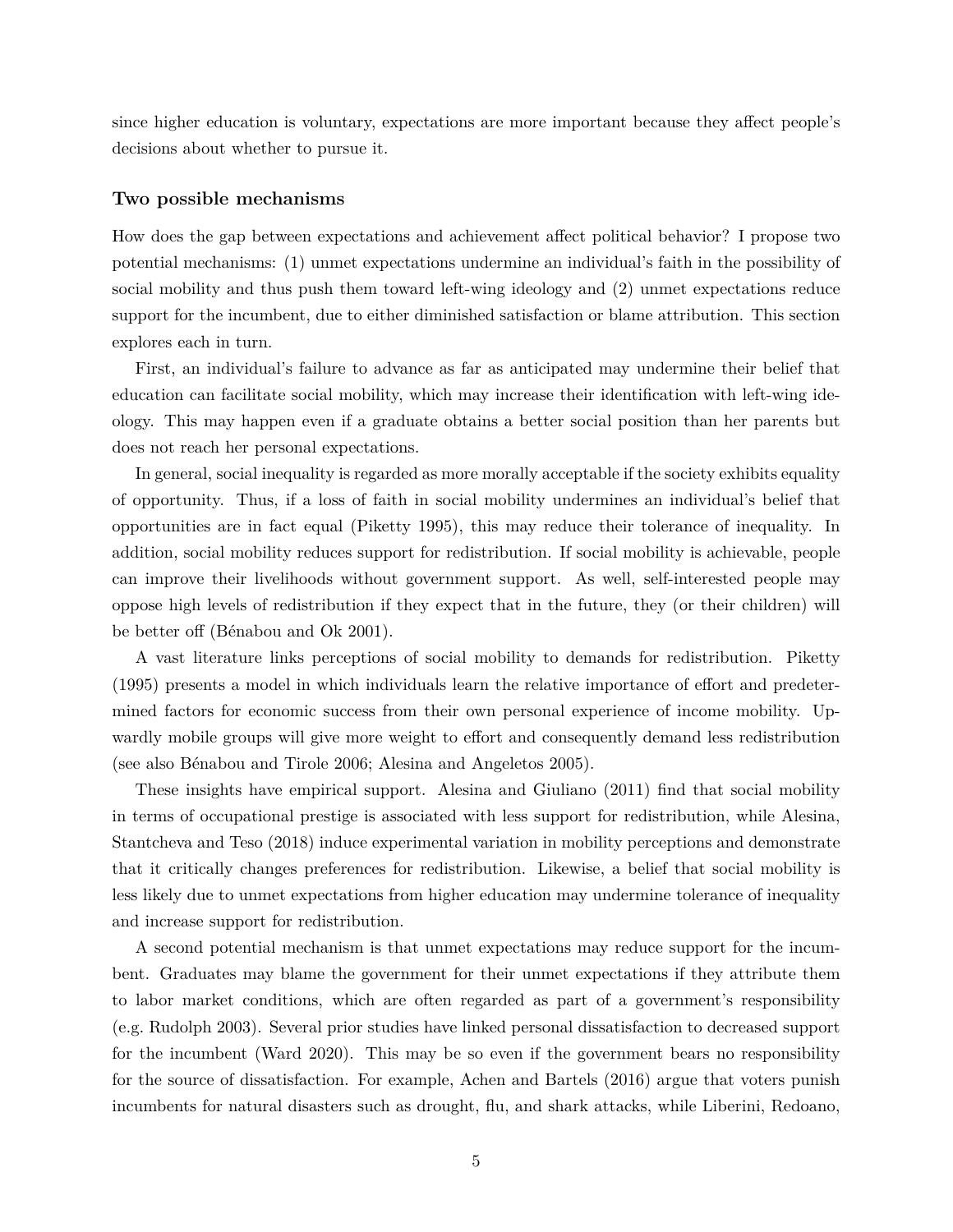since higher education is voluntary, expectations are more important because they affect people's decisions about whether to pursue it.

### Two possible mechanisms

How does the gap between expectations and achievement affect political behavior? I propose two potential mechanisms: (1) unmet expectations undermine an individual's faith in the possibility of social mobility and thus push them toward left-wing ideology and (2) unmet expectations reduce support for the incumbent, due to either diminished satisfaction or blame attribution. This section explores each in turn.

First, an individual's failure to advance as far as anticipated may undermine their belief that education can facilitate social mobility, which may increase their identification with left-wing ideology. This may happen even if a graduate obtains a better social position than her parents but does not reach her personal expectations.

In general, social inequality is regarded as more morally acceptable if the society exhibits equality of opportunity. Thus, if a loss of faith in social mobility undermines an individual's belief that opportunities are in fact equal (Piketty 1995), this may reduce their tolerance of inequality. In addition, social mobility reduces support for redistribution. If social mobility is achievable, people can improve their livelihoods without government support. As well, self-interested people may oppose high levels of redistribution if they expect that in the future, they (or their children) will be better off (Bénabou and Ok 2001).

A vast literature links perceptions of social mobility to demands for redistribution. Piketty (1995) presents a model in which individuals learn the relative importance of effort and predetermined factors for economic success from their own personal experience of income mobility. Upwardly mobile groups will give more weight to effort and consequently demand less redistribution (see also Bénabou and Tirole 2006; Alesina and Angeletos 2005).

These insights have empirical support. Alesina and Giuliano (2011) find that social mobility in terms of occupational prestige is associated with less support for redistribution, while Alesina, Stantcheva and Teso (2018) induce experimental variation in mobility perceptions and demonstrate that it critically changes preferences for redistribution. Likewise, a belief that social mobility is less likely due to unmet expectations from higher education may undermine tolerance of inequality and increase support for redistribution.

A second potential mechanism is that unmet expectations may reduce support for the incumbent. Graduates may blame the government for their unmet expectations if they attribute them to labor market conditions, which are often regarded as part of a government's responsibility (e.g. Rudolph 2003). Several prior studies have linked personal dissatisfaction to decreased support for the incumbent (Ward 2020). This may be so even if the government bears no responsibility for the source of dissatisfaction. For example, Achen and Bartels (2016) argue that voters punish incumbents for natural disasters such as drought, flu, and shark attacks, while Liberini, Redoano,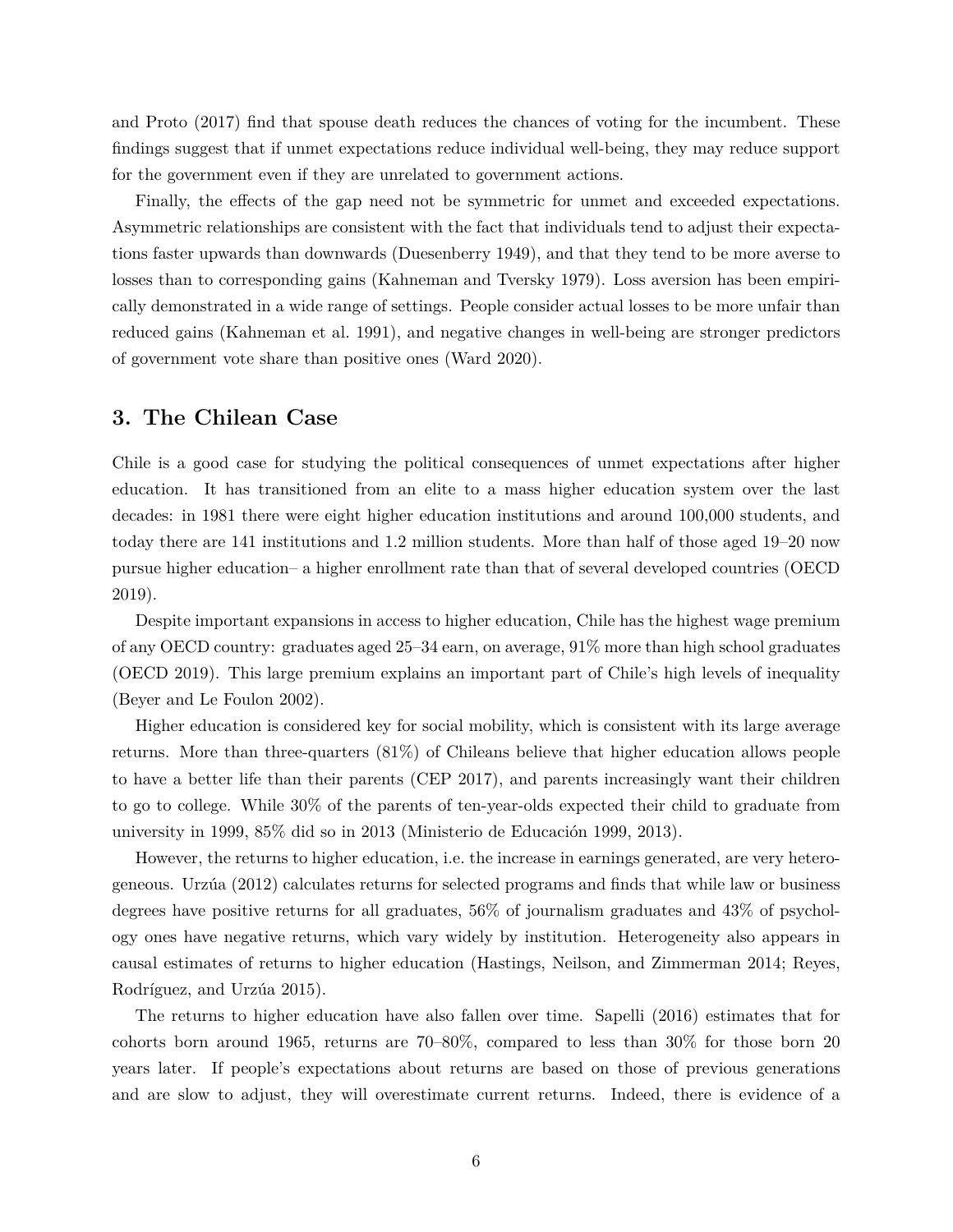and Proto (2017) find that spouse death reduces the chances of voting for the incumbent. These findings suggest that if unmet expectations reduce individual well-being, they may reduce support for the government even if they are unrelated to government actions.

Finally, the effects of the gap need not be symmetric for unmet and exceeded expectations. Asymmetric relationships are consistent with the fact that individuals tend to adjust their expectations faster upwards than downwards (Duesenberry 1949), and that they tend to be more averse to losses than to corresponding gains (Kahneman and Tversky 1979). Loss aversion has been empirically demonstrated in a wide range of settings. People consider actual losses to be more unfair than reduced gains (Kahneman et al. 1991), and negative changes in well-being are stronger predictors of government vote share than positive ones (Ward 2020).

## 3. The Chilean Case

Chile is a good case for studying the political consequences of unmet expectations after higher education. It has transitioned from an elite to a mass higher education system over the last decades: in 1981 there were eight higher education institutions and around 100,000 students, and today there are 141 institutions and 1.2 million students. More than half of those aged 19–20 now pursue higher education– a higher enrollment rate than that of several developed countries (OECD 2019).

Despite important expansions in access to higher education, Chile has the highest wage premium of any OECD country: graduates aged 25–34 earn, on average, 91% more than high school graduates (OECD 2019). This large premium explains an important part of Chile's high levels of inequality (Beyer and Le Foulon 2002).

Higher education is considered key for social mobility, which is consistent with its large average returns. More than three-quarters (81%) of Chileans believe that higher education allows people to have a better life than their parents (CEP 2017), and parents increasingly want their children to go to college. While 30% of the parents of ten-year-olds expected their child to graduate from university in 1999, 85% did so in 2013 (Ministerio de Educación 1999, 2013).

However, the returns to higher education, i.e. the increase in earnings generated, are very heterogeneous. Urzúa (2012) calculates returns for selected programs and finds that while law or business degrees have positive returns for all graduates, 56% of journalism graduates and 43% of psychology ones have negative returns, which vary widely by institution. Heterogeneity also appears in causal estimates of returns to higher education (Hastings, Neilson, and Zimmerman 2014; Reyes, Rodríguez, and Urzúa 2015).

The returns to higher education have also fallen over time. Sapelli (2016) estimates that for cohorts born around 1965, returns are 70–80%, compared to less than 30% for those born 20 years later. If people's expectations about returns are based on those of previous generations and are slow to adjust, they will overestimate current returns. Indeed, there is evidence of a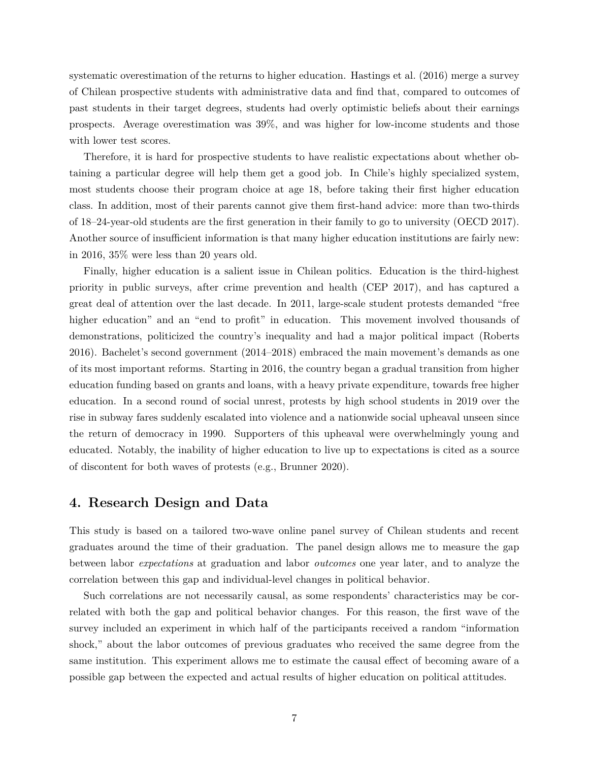systematic overestimation of the returns to higher education. Hastings et al. (2016) merge a survey of Chilean prospective students with administrative data and find that, compared to outcomes of past students in their target degrees, students had overly optimistic beliefs about their earnings prospects. Average overestimation was 39%, and was higher for low-income students and those with lower test scores.

Therefore, it is hard for prospective students to have realistic expectations about whether obtaining a particular degree will help them get a good job. In Chile's highly specialized system, most students choose their program choice at age 18, before taking their first higher education class. In addition, most of their parents cannot give them first-hand advice: more than two-thirds of 18–24-year-old students are the first generation in their family to go to university (OECD 2017). Another source of insufficient information is that many higher education institutions are fairly new: in 2016, 35% were less than 20 years old.

Finally, higher education is a salient issue in Chilean politics. Education is the third-highest priority in public surveys, after crime prevention and health (CEP 2017), and has captured a great deal of attention over the last decade. In 2011, large-scale student protests demanded "free higher education" and an "end to profit" in education. This movement involved thousands of demonstrations, politicized the country's inequality and had a major political impact (Roberts 2016). Bachelet's second government (2014–2018) embraced the main movement's demands as one of its most important reforms. Starting in 2016, the country began a gradual transition from higher education funding based on grants and loans, with a heavy private expenditure, towards free higher education. In a second round of social unrest, protests by high school students in 2019 over the rise in subway fares suddenly escalated into violence and a nationwide social upheaval unseen since the return of democracy in 1990. Supporters of this upheaval were overwhelmingly young and educated. Notably, the inability of higher education to live up to expectations is cited as a source of discontent for both waves of protests (e.g., Brunner 2020).

## 4. Research Design and Data

This study is based on a tailored two-wave online panel survey of Chilean students and recent graduates around the time of their graduation. The panel design allows me to measure the gap between labor *expectations* at graduation and labor *outcomes* one year later, and to analyze the correlation between this gap and individual-level changes in political behavior.

Such correlations are not necessarily causal, as some respondents' characteristics may be correlated with both the gap and political behavior changes. For this reason, the first wave of the survey included an experiment in which half of the participants received a random "information shock," about the labor outcomes of previous graduates who received the same degree from the same institution. This experiment allows me to estimate the causal effect of becoming aware of a possible gap between the expected and actual results of higher education on political attitudes.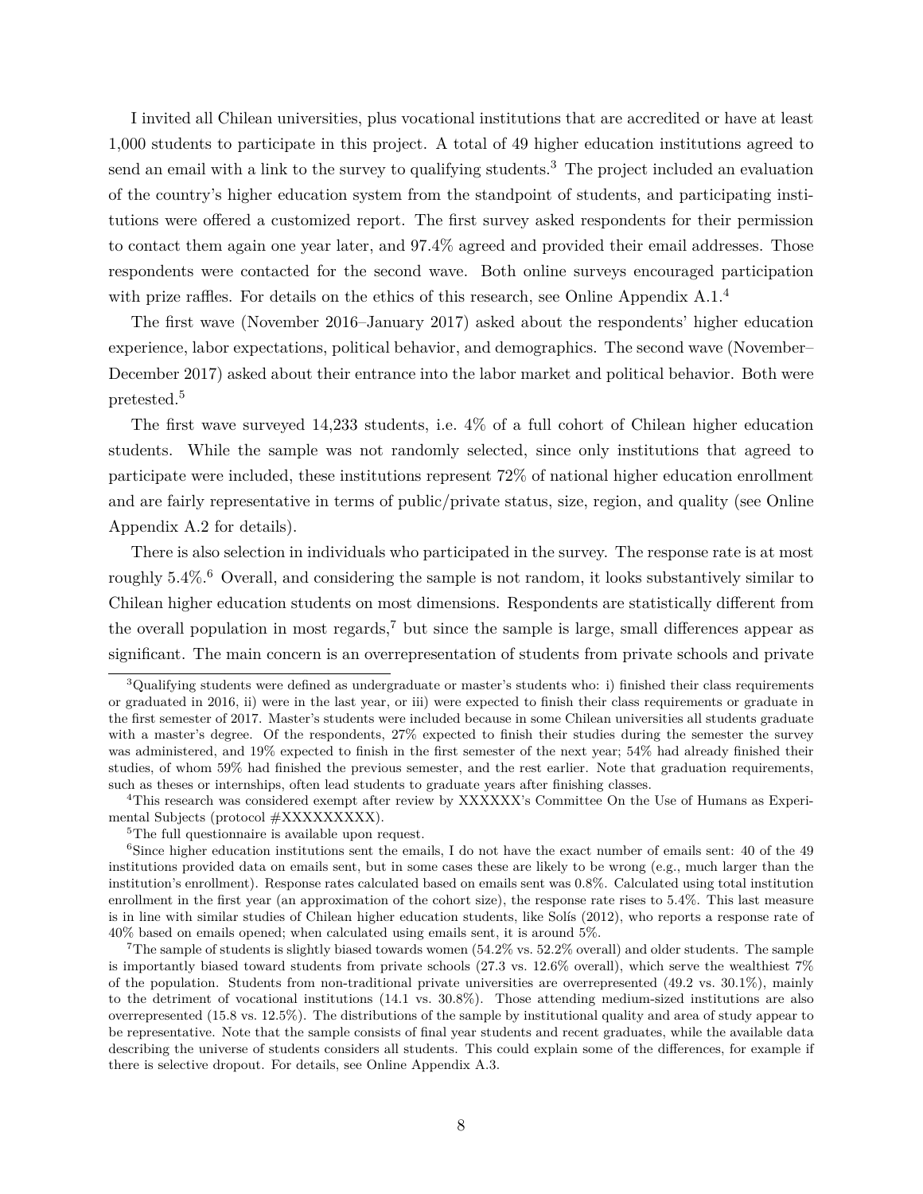I invited all Chilean universities, plus vocational institutions that are accredited or have at least 1,000 students to participate in this project. A total of 49 higher education institutions agreed to send an email with a link to the survey to qualifying students.[3] The project included an evaluation of the country's higher education system from the standpoint of students, and participating institutions were offered a customized report. The first survey asked respondents for their permission to contact them again one year later, and 97.4% agreed and provided their email addresses. Those respondents were contacted for the second wave. Both online surveys encouraged participation with prize raffles. For details on the ethics of this research, see Online Appendix A.1.[4]

The first wave (November 2016–January 2017) asked about the respondents' higher education experience, labor expectations, political behavior, and demographics. The second wave (November–December 2017) asked about their entrance into the labor market and political behavior. Both were pretested.[5]

The first wave surveyed 14,233 students, i.e. 4% of a full cohort of Chilean higher education students. While the sample was not randomly selected, since only institutions that agreed to participate were included, these institutions represent 72% of national higher education enrollment and are fairly representative in terms of public/private status, size, region, and quality (see Online Appendix A.2 for details).

There is also selection in individuals who participated in the survey. The response rate is at most roughly 5.4%.[6] Overall, and considering the sample is not random, it looks substantively similar to Chilean higher education students on most dimensions. Respondents are statistically different from the overall population in most regards,[7] but since the sample is large, small differences appear as significant. The main concern is an overrepresentation of students from private schools and private

---

[3] Qualifying students were defined as undergraduate or master's students who: i) finished their class requirements or graduated in 2016, ii) were in the last year, or iii) were expected to finish their class requirements or graduate in the first semester of 2017. Master's students were included because in some Chilean universities all students graduate with a master's degree. Of the respondents, 27% expected to finish their studies during the semester the survey was administered, and 19% expected to finish in the first semester of the next year; 54% had already finished their studies, of whom 59% had finished the previous semester, and the rest earlier. Note that graduation requirements, such as theses or internships, often lead students to graduate years after finishing classes.

[4] This research was considered exempt after review by XXXXXX's Committee On the Use of Humans as Experimental Subjects (protocol #XXXXXXXXX).

[5] The full questionnaire is available upon request.

[6] Since higher education institutions sent the emails, I do not have the exact number of emails sent: 40 of the 49 institutions provided data on emails sent, but in some cases these are likely to be wrong (e.g., much larger than the institution's enrollment). Response rates calculated based on emails sent was 0.8%. Calculated using total institution enrollment in the first year (an approximation of the cohort size), the response rate rises to 5.4%. This last measure is in line with similar studies of Chilean higher education students, like Solís (2012), who reports a response rate of 40% based on emails opened; when calculated using emails sent, it is around 5%.

[7] The sample of students is slightly biased towards women (54.2% vs. 52.2% overall) and older students. The sample is importantly biased toward students from private schools (27.3 vs. 12.6% overall), which serve the wealthiest 7% of the population. Students from non-traditional private universities are overrepresented (49.2 vs. 30.1%), mainly to the detriment of vocational institutions (14.1 vs. 30.8%). Those attending medium-sized institutions are also overrepresented (15.8 vs. 12.5%). The distributions of the sample by institutional quality and area of study appear to be representative. Note that the sample consists of final year students and recent graduates, while the available data describing the universe of students considers all students. This could explain some of the differences, for example if there is selective dropout. For details, see Online Appendix A.3.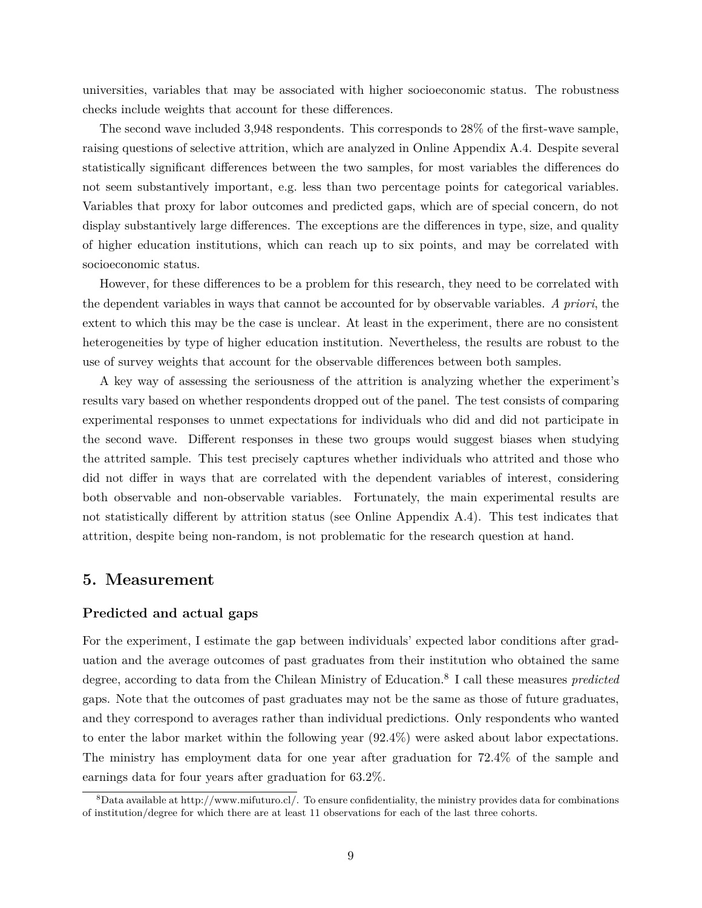universities, variables that may be associated with higher socioeconomic status. The robustness checks include weights that account for these differences.

The second wave included 3,948 respondents. This corresponds to 28% of the first-wave sample, raising questions of selective attrition, which are analyzed in Online Appendix A.4. Despite several statistically significant differences between the two samples, for most variables the differences do not seem substantively important, e.g. less than two percentage points for categorical variables. Variables that proxy for labor outcomes and predicted gaps, which are of special concern, do not display substantively large differences. The exceptions are the differences in type, size, and quality of higher education institutions, which can reach up to six points, and may be correlated with socioeconomic status.

However, for these differences to be a problem for this research, they need to be correlated with the dependent variables in ways that cannot be accounted for by observable variables. *A priori*, the extent to which this may be the case is unclear. At least in the experiment, there are no consistent heterogeneities by type of higher education institution. Nevertheless, the results are robust to the use of survey weights that account for the observable differences between both samples.

A key way of assessing the seriousness of the attrition is analyzing whether the experiment's results vary based on whether respondents dropped out of the panel. The test consists of comparing experimental responses to unmet expectations for individuals who did and did not participate in the second wave. Different responses in these two groups would suggest biases when studying the attrited sample. This test precisely captures whether individuals who attrited and those who did not differ in ways that are correlated with the dependent variables of interest, considering both observable and non-observable variables. Fortunately, the main experimental results are not statistically different by attrition status (see Online Appendix A.4). This test indicates that attrition, despite being non-random, is not problematic for the research question at hand.

## 5. Measurement

### Predicted and actual gaps

For the experiment, I estimate the gap between individuals' expected labor conditions after graduation and the average outcomes of past graduates from their institution who obtained the same degree, according to data from the Chilean Ministry of Education.[8] I call these measures *predicted* gaps. Note that the outcomes of past graduates may not be the same as those of future graduates, and they correspond to averages rather than individual predictions. Only respondents who wanted to enter the labor market within the following year (92.4%) were asked about labor expectations. The ministry has employment data for one year after graduation for 72.4% of the sample and earnings data for four years after graduation for 63.2%.

[8] Data available at http://www.mifuturo.cl/. To ensure confidentiality, the ministry provides data for combinations of institution/degree for which there are at least 11 observations for each of the last three cohorts.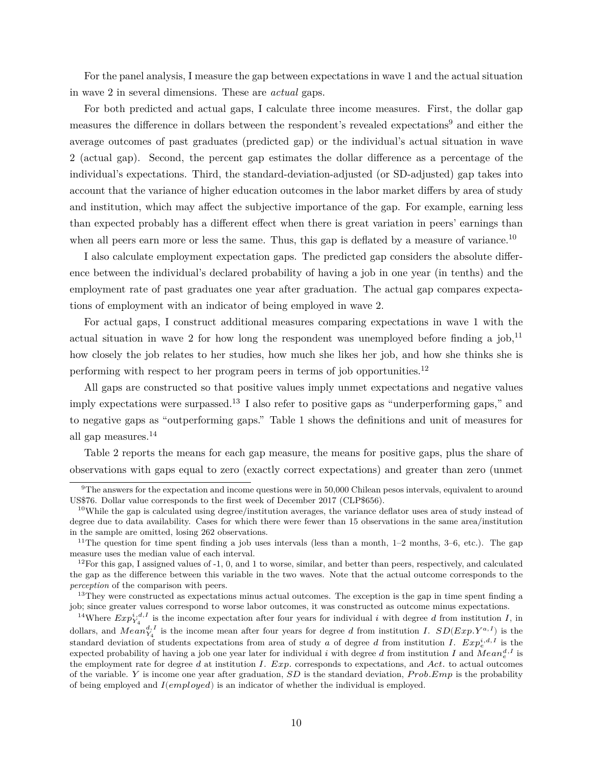For the panel analysis, I measure the gap between expectations in wave 1 and the actual situation in wave 2 in several dimensions. These are *actual* gaps.

For both predicted and actual gaps, I calculate three income measures. First, the dollar gap measures the difference in dollars between the respondent's revealed expectations[9] and either the average outcomes of past graduates (predicted gap) or the individual's actual situation in wave 2 (actual gap). Second, the percent gap estimates the dollar difference as a percentage of the individual's expectations. Third, the standard-deviation-adjusted (or SD-adjusted) gap takes into account that the variance of higher education outcomes in the labor market differs by area of study and institution, which may affect the subjective importance of the gap. For example, earning less than expected probably has a different effect when there is great variation in peers' earnings than when all peers earn more or less the same. Thus, this gap is deflated by a measure of variance.[10]

I also calculate employment expectation gaps. The predicted gap considers the absolute difference between the individual's declared probability of having a job in one year (in tenths) and the employment rate of past graduates one year after graduation. The actual gap compares expectations of employment with an indicator of being employed in wave 2.

For actual gaps, I construct additional measures comparing expectations in wave 1 with the actual situation in wave 2 for how long the respondent was unemployed before finding a job,[11] how closely the job relates to her studies, how much she likes her job, and how she thinks she is performing with respect to her program peers in terms of job opportunities.[12]

All gaps are constructed so that positive values imply unmet expectations and negative values imply expectations were surpassed.[13] I also refer to positive gaps as "underperforming gaps," and to negative gaps as "outperforming gaps." Table 1 shows the definitions and unit of measures for all gap measures.[14]

Table 2 reports the means for each gap measure, the means for positive gaps, plus the share of observations with gaps equal to zero (exactly correct expectations) and greater than zero (unmet

---

[9]The answers for the expectation and income questions were in 50,000 Chilean pesos intervals, equivalent to around US$76. Dollar value corresponds to the first week of December 2017 (CLP$656).

[10]While the gap is calculated using degree/institution averages, the variance deflator uses area of study instead of degree due to data availability. Cases for which there were fewer than 15 observations in the same area/institution in the sample are omitted, losing 262 observations.

[11]The question for time spent finding a job uses intervals (less than a month, 1–2 months, 3–6, etc.). The gap measure uses the median value of each interval.

[12]For this gap, I assigned values of -1, 0, and 1 to worse, similar, and better than peers, respectively, and calculated the gap as the difference between this variable in the two waves. Note that the actual outcome corresponds to the *perception* of the comparison with peers.

[13]They were constructed as expectations minus actual outcomes. The exception is the gap in time spent finding a job; since greater values correspond to worse labor outcomes, it was constructed as outcome minus expectations.

[14]Where $Exp_{Y_4}^{i,d,I}$ is the income expectation after four years for individual $i$ with degree $d$ from institution $I$, in dollars, and $Mean_{Y_4}^{d,I}$ is the income mean after four years for degree $d$ from institution $I$. $SD(Exp.Y^{a,I})$ is the standard deviation of students expectations from area of study $a$ of degree $d$ from institution $I$. $Exp_{e}^{i,d,I}$ is the expected probability of having a job one year later for individual $i$ with degree $d$ from institution $I$ and $Mean_{e}^{d,I}$ is the employment rate for degree $d$ at institution $I$. $Exp.$ corresponds to expectations, and $Act.$ to actual outcomes of the variable. $Y$ is income one year after graduation, $SD$ is the standard deviation, $Prob.Emp$ is the probability of being employed and $I(employed)$ is an indicator of whether the individual is employed.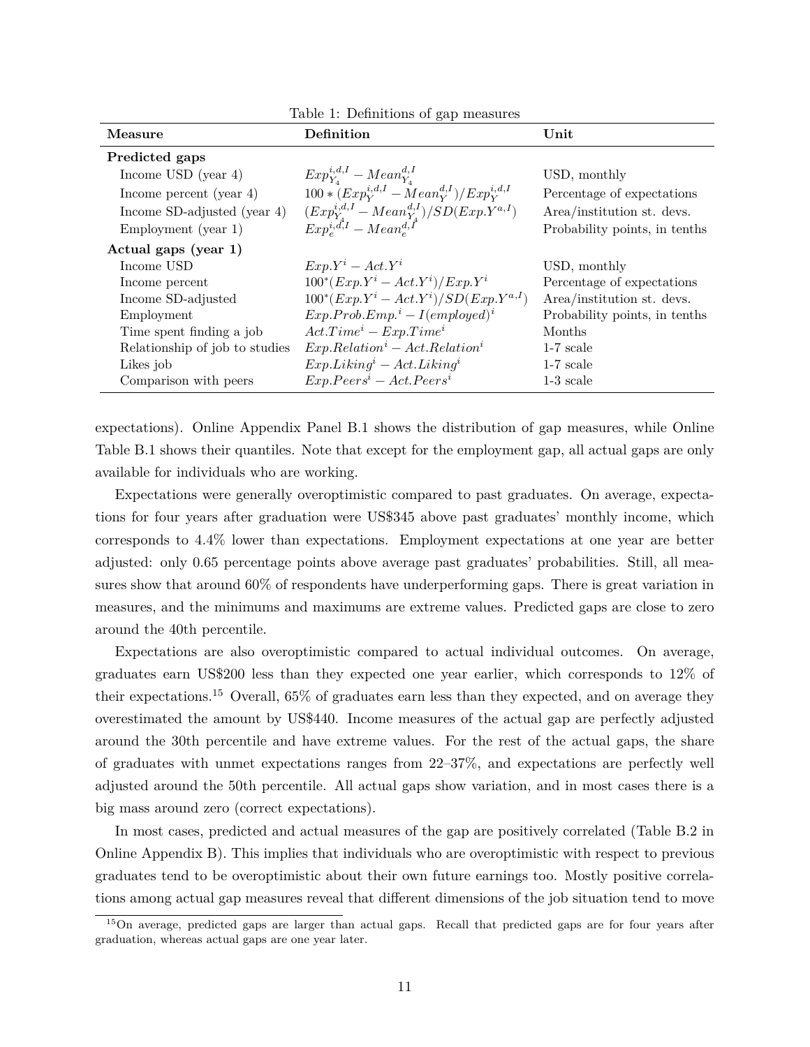Table 1: Definitions of gap measures

| Measure | Definition | Unit |
|---|---|---|
| **Predicted gaps** | | |
| Income USD (year 4) | $Exp_{Y_4}^{i,d,I} - Mean_{Y_4}^{d,I}$ | USD, monthly |
| Income percent (year 4) | $100 * (Exp_{Y}^{i,d,I} - Mean_{Y}^{d,I})/Exp_{Y}^{i,d,I}$ | Percentage of expectations |
| Income SD-adjusted (year 4) | $(Exp_{Y_4}^{i,d,I} - Mean_{Y_4}^{d,I})/SD(Exp.Y^{a,I})$ | Area/institution st. devs. |
| Employment (year 1) | $Exp_{e}^{i,d,I} - Mean_{e}^{d,I}$ | Probability points, in tenths |
| **Actual gaps (year 1)** | | |
| Income USD | $Exp.Y^i - Act.Y^i$ | USD, monthly |
| Income percent | $100^*(Exp.Y^i - Act.Y^i)/Exp.Y^i$ | Percentage of expectations |
| Income SD-adjusted | $100^*(Exp.Y^i - Act.Y^i)/SD(Exp.Y^{a,I})$ | Area/institution st. devs. |
| Employment | $Exp.Prob.Emp.^i - I(employed)^i$ | Probability points, in tenths |
| Time spent finding a job | $Act.Time^i - Exp.Time^i$ | Months |
| Relationship of job to studies | $Exp.Relation^i - Act.Relation^i$ | 1-7 scale |
| Likes job | $Exp.Liking^i - Act.Liking^i$ | 1-7 scale |
| Comparison with peers | $Exp.Peers^i - Act.Peers^i$ | 1-3 scale |

expectations). Online Appendix Panel B.1 shows the distribution of gap measures, while Online Table B.1 shows their quantiles. Note that except for the employment gap, all actual gaps are only available for individuals who are working.

Expectations were generally overoptimistic compared to past graduates. On average, expectations for four years after graduation were US$345 above past graduates' monthly income, which corresponds to 4.4% lower than expectations. Employment expectations at one year are better adjusted: only 0.65 percentage points above average past graduates' probabilities. Still, all measures show that around 60% of respondents have underperforming gaps. There is great variation in measures, and the minimums and maximums are extreme values. Predicted gaps are close to zero around the 40th percentile.

Expectations are also overoptimistic compared to actual individual outcomes. On average, graduates earn US$200 less than they expected one year earlier, which corresponds to 12% of their expectations.[15] Overall, 65% of graduates earn less than they expected, and on average they overestimated the amount by US$440. Income measures of the actual gap are perfectly adjusted around the 30th percentile and have extreme values. For the rest of the actual gaps, the share of graduates with unmet expectations ranges from 22–37%, and expectations are perfectly well adjusted around the 50th percentile. All actual gaps show variation, and in most cases there is a big mass around zero (correct expectations).

In most cases, predicted and actual measures of the gap are positively correlated (Table B.2 in Online Appendix B). This implies that individuals who are overoptimistic with respect to previous graduates tend to be overoptimistic about their own future earnings too. Mostly positive correlations among actual gap measures reveal that different dimensions of the job situation tend to move

[15] On average, predicted gaps are larger than actual gaps. Recall that predicted gaps are for four years after graduation, whereas actual gaps are one year later.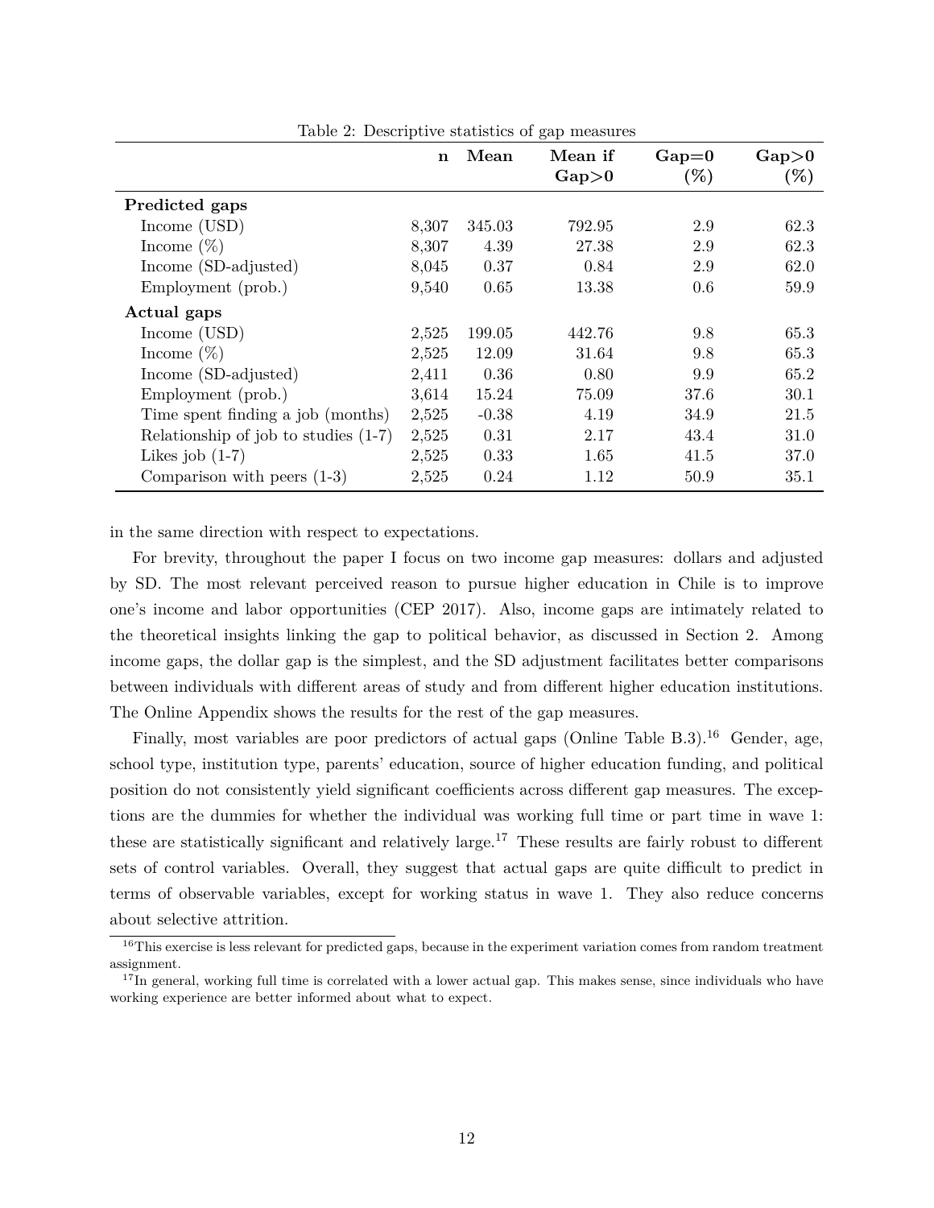Table 2: Descriptive statistics of gap measures

| | n | Mean | Mean if Gap>0 | Gap=0 (%) | Gap>0 (%) |
|---|---|---|---|---|---|
| **Predicted gaps** | | | | | |
| Income (USD) | 8,307 | 345.03 | 792.95 | 2.9 | 62.3 |
| Income (%) | 8,307 | 4.39 | 27.38 | 2.9 | 62.3 |
| Income (SD-adjusted) | 8,045 | 0.37 | 0.84 | 2.9 | 62.0 |
| Employment (prob.) | 9,540 | 0.65 | 13.38 | 0.6 | 59.9 |
| **Actual gaps** | | | | | |
| Income (USD) | 2,525 | 199.05 | 442.76 | 9.8 | 65.3 |
| Income (%) | 2,525 | 12.09 | 31.64 | 9.8 | 65.3 |
| Income (SD-adjusted) | 2,411 | 0.36 | 0.80 | 9.9 | 65.2 |
| Employment (prob.) | 3,614 | 15.24 | 75.09 | 37.6 | 30.1 |
| Time spent finding a job (months) | 2,525 | -0.38 | 4.19 | 34.9 | 21.5 |
| Relationship of job to studies (1-7) | 2,525 | 0.31 | 2.17 | 43.4 | 31.0 |
| Likes job (1-7) | 2,525 | 0.33 | 1.65 | 41.5 | 37.0 |
| Comparison with peers (1-3) | 2,525 | 0.24 | 1.12 | 50.9 | 35.1 |

in the same direction with respect to expectations.

For brevity, throughout the paper I focus on two income gap measures: dollars and adjusted by SD. The most relevant perceived reason to pursue higher education in Chile is to improve one's income and labor opportunities (CEP 2017). Also, income gaps are intimately related to the theoretical insights linking the gap to political behavior, as discussed in Section 2. Among income gaps, the dollar gap is the simplest, and the SD adjustment facilitates better comparisons between individuals with different areas of study and from different higher education institutions. The Online Appendix shows the results for the rest of the gap measures.

Finally, most variables are poor predictors of actual gaps (Online Table B.3).[16] Gender, age, school type, institution type, parents' education, source of higher education funding, and political position do not consistently yield significant coefficients across different gap measures. The exceptions are the dummies for whether the individual was working full time or part time in wave 1: these are statistically significant and relatively large.[17] These results are fairly robust to different sets of control variables. Overall, they suggest that actual gaps are quite difficult to predict in terms of observable variables, except for working status in wave 1. They also reduce concerns about selective attrition.

[16] This exercise is less relevant for predicted gaps, because in the experiment variation comes from random treatment assignment.

[17] In general, working full time is correlated with a lower actual gap. This makes sense, since individuals who have working experience are better informed about what to expect.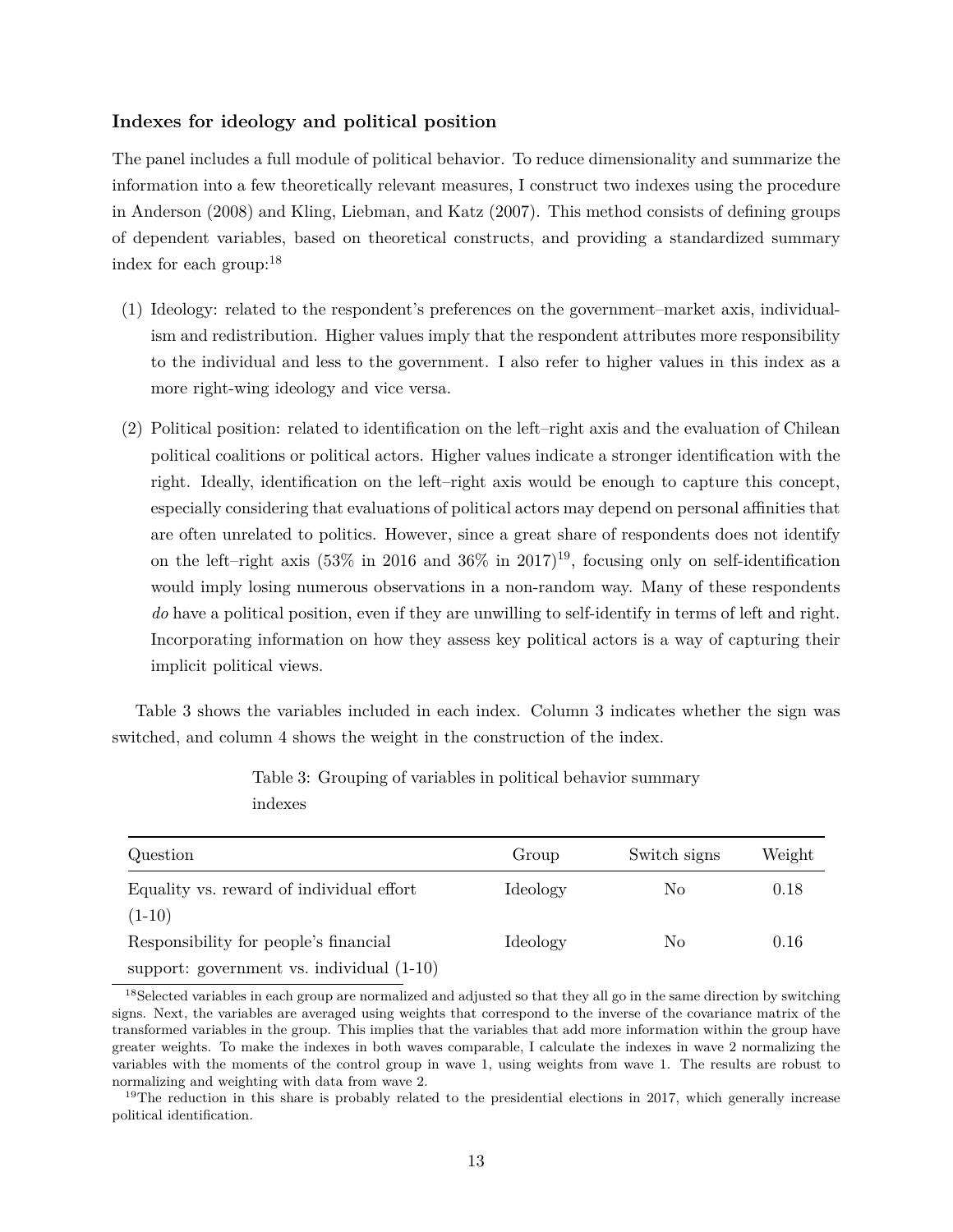### Indexes for ideology and political position

The panel includes a full module of political behavior. To reduce dimensionality and summarize the information into a few theoretically relevant measures, I construct two indexes using the procedure in Anderson (2008) and Kling, Liebman, and Katz (2007). This method consists of defining groups of dependent variables, based on theoretical constructs, and providing a standardized summary index for each group:[18]

(1) Ideology: related to the respondent's preferences on the government–market axis, individualism and redistribution. Higher values imply that the respondent attributes more responsibility to the individual and less to the government. I also refer to higher values in this index as a more right-wing ideology and vice versa.

(2) Political position: related to identification on the left–right axis and the evaluation of Chilean political coalitions or political actors. Higher values indicate a stronger identification with the right. Ideally, identification on the left–right axis would be enough to capture this concept, especially considering that evaluations of political actors may depend on personal affinities that are often unrelated to politics. However, since a great share of respondents does not identify on the left–right axis (53% in 2016 and 36% in 2017)[19], focusing only on self-identification would imply losing numerous observations in a non-random way. Many of these respondents *do* have a political position, even if they are unwilling to self-identify in terms of left and right. Incorporating information on how they assess key political actors is a way of capturing their implicit political views.

Table 3 shows the variables included in each index. Column 3 indicates whether the sign was switched, and column 4 shows the weight in the construction of the index.

Table 3: Grouping of variables in political behavior summary indexes

| Question | Group | Switch signs | Weight |
|---|---|---|---|
| Equality vs. reward of individual effort (1-10) | Ideology | No | 0.18 |
| Responsibility for people's financial support: government vs. individual (1-10) | Ideology | No | 0.16 |

[18] Selected variables in each group are normalized and adjusted so that they all go in the same direction by switching signs. Next, the variables are averaged using weights that correspond to the inverse of the covariance matrix of the transformed variables in the group. This implies that the variables that add more information within the group have greater weights. To make the indexes in both waves comparable, I calculate the indexes in wave 2 normalizing the variables with the moments of the control group in wave 1, using weights from wave 1. The results are robust to normalizing and weighting with data from wave 2.

[19] The reduction in this share is probably related to the presidential elections in 2017, which generally increase political identification.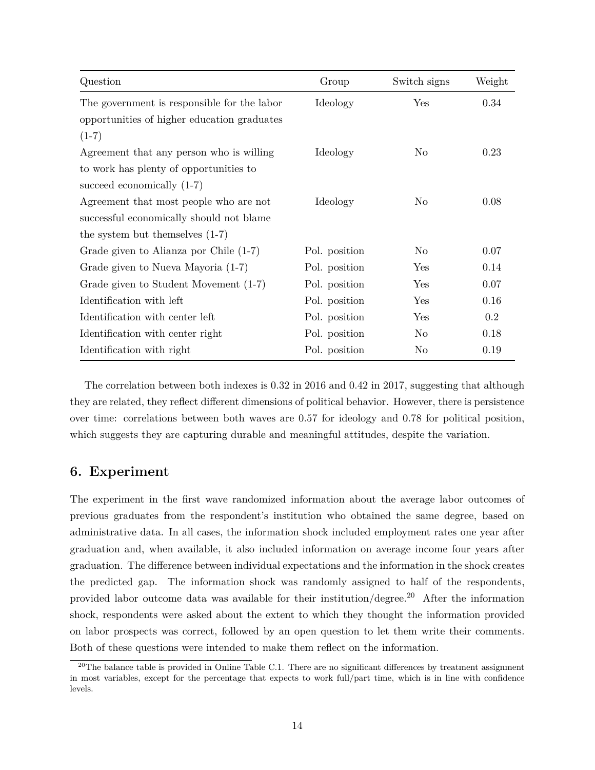| Question | Group | Switch signs | Weight |
|---|---|---|---|
| The government is responsible for the labor opportunities of higher education graduates (1-7) | Ideology | Yes | 0.34 |
| Agreement that any person who is willing to work has plenty of opportunities to succeed economically (1-7) | Ideology | No | 0.23 |
| Agreement that most people who are not successful economically should not blame the system but themselves (1-7) | Ideology | No | 0.08 |
| Grade given to Alianza por Chile (1-7) | Pol. position | No | 0.07 |
| Grade given to Nueva Mayoria (1-7) | Pol. position | Yes | 0.14 |
| Grade given to Student Movement (1-7) | Pol. position | Yes | 0.07 |
| Identification with left | Pol. position | Yes | 0.16 |
| Identification with center left | Pol. position | Yes | 0.2 |
| Identification with center right | Pol. position | No | 0.18 |
| Identification with right | Pol. position | No | 0.19 |

The correlation between both indexes is 0.32 in 2016 and 0.42 in 2017, suggesting that although they are related, they reflect different dimensions of political behavior. However, there is persistence over time: correlations between both waves are 0.57 for ideology and 0.78 for political position, which suggests they are capturing durable and meaningful attitudes, despite the variation.

## 6. Experiment

The experiment in the first wave randomized information about the average labor outcomes of previous graduates from the respondent's institution who obtained the same degree, based on administrative data. In all cases, the information shock included employment rates one year after graduation and, when available, it also included information on average income four years after graduation. The difference between individual expectations and the information in the shock creates the predicted gap. The information shock was randomly assigned to half of the respondents, provided labor outcome data was available for their institution/degree.[20] After the information shock, respondents were asked about the extent to which they thought the information provided on labor prospects was correct, followed by an open question to let them write their comments. Both of these questions were intended to make them reflect on the information.

[20] The balance table is provided in Online Table C.1. There are no significant differences by treatment assignment in most variables, except for the percentage that expects to work full/part time, which is in line with confidence levels.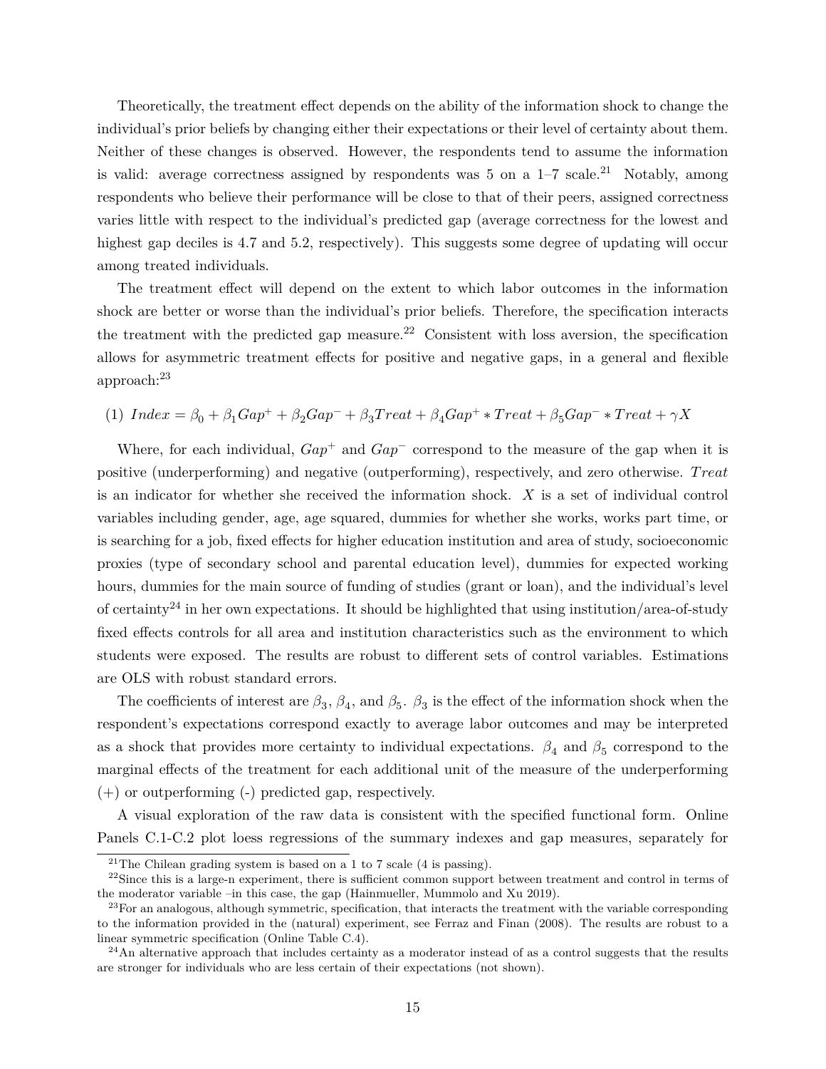Theoretically, the treatment effect depends on the ability of the information shock to change the individual's prior beliefs by changing either their expectations or their level of certainty about them. Neither of these changes is observed. However, the respondents tend to assume the information is valid: average correctness assigned by respondents was 5 on a 1–7 scale.[21] Notably, among respondents who believe their performance will be close to that of their peers, assigned correctness varies little with respect to the individual's predicted gap (average correctness for the lowest and highest gap deciles is 4.7 and 5.2, respectively). This suggests some degree of updating will occur among treated individuals.

The treatment effect will depend on the extent to which labor outcomes in the information shock are better or worse than the individual's prior beliefs. Therefore, the specification interacts the treatment with the predicted gap measure.[22] Consistent with loss aversion, the specification allows for asymmetric treatment effects for positive and negative gaps, in a general and flexible approach:[23]

$$(1)\ Index = \beta_0 + \beta_1 Gap^+ + \beta_2 Gap^- + \beta_3 Treat + \beta_4 Gap^+ * Treat + \beta_5 Gap^- * Treat + \gamma X$$

Where, for each individual, $Gap^+$ and $Gap^-$ correspond to the measure of the gap when it is positive (underperforming) and negative (outperforming), respectively, and zero otherwise. $Treat$ is an indicator for whether she received the information shock. $X$ is a set of individual control variables including gender, age, age squared, dummies for whether she works, works part time, or is searching for a job, fixed effects for higher education institution and area of study, socioeconomic proxies (type of secondary school and parental education level), dummies for expected working hours, dummies for the main source of funding of studies (grant or loan), and the individual's level of certainty[24] in her own expectations. It should be highlighted that using institution/area-of-study fixed effects controls for all area and institution characteristics such as the environment to which students were exposed. The results are robust to different sets of control variables. Estimations are OLS with robust standard errors.

The coefficients of interest are $\beta_3$, $\beta_4$, and $\beta_5$. $\beta_3$ is the effect of the information shock when the respondent's expectations correspond exactly to average labor outcomes and may be interpreted as a shock that provides more certainty to individual expectations. $\beta_4$ and $\beta_5$ correspond to the marginal effects of the treatment for each additional unit of the measure of the underperforming (+) or outperforming (-) predicted gap, respectively.

A visual exploration of the raw data is consistent with the specified functional form. Online Panels C.1-C.2 plot loess regressions of the summary indexes and gap measures, separately for

[21] The Chilean grading system is based on a 1 to 7 scale (4 is passing).

[22] Since this is a large-n experiment, there is sufficient common support between treatment and control in terms of the moderator variable –in this case, the gap (Hainmueller, Mummolo and Xu 2019).

[23] For an analogous, although symmetric, specification, that interacts the treatment with the variable corresponding to the information provided in the (natural) experiment, see Ferraz and Finan (2008). The results are robust to a linear symmetric specification (Online Table C.4).

[24] An alternative approach that includes certainty as a moderator instead of as a control suggests that the results are stronger for individuals who are less certain of their expectations (not shown).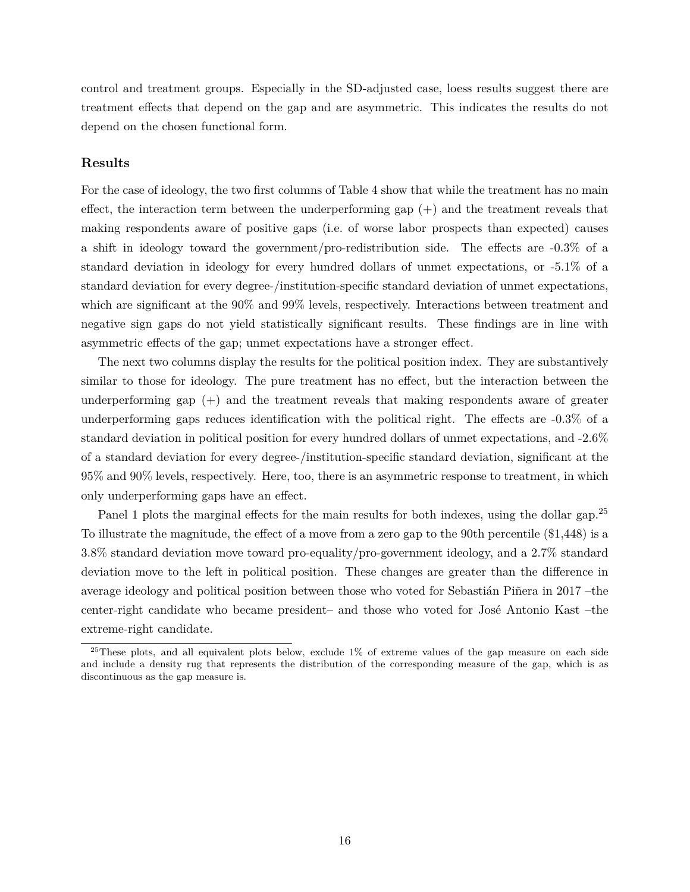control and treatment groups. Especially in the SD-adjusted case, loess results suggest there are treatment effects that depend on the gap and are asymmetric. This indicates the results do not depend on the chosen functional form.

### Results

For the case of ideology, the two first columns of Table 4 show that while the treatment has no main effect, the interaction term between the underperforming gap (+) and the treatment reveals that making respondents aware of positive gaps (i.e. of worse labor prospects than expected) causes a shift in ideology toward the government/pro-redistribution side. The effects are -0.3% of a standard deviation in ideology for every hundred dollars of unmet expectations, or -5.1% of a standard deviation for every degree-/institution-specific standard deviation of unmet expectations, which are significant at the 90% and 99% levels, respectively. Interactions between treatment and negative sign gaps do not yield statistically significant results. These findings are in line with asymmetric effects of the gap; unmet expectations have a stronger effect.

The next two columns display the results for the political position index. They are substantively similar to those for ideology. The pure treatment has no effect, but the interaction between the underperforming gap (+) and the treatment reveals that making respondents aware of greater underperforming gaps reduces identification with the political right. The effects are -0.3% of a standard deviation in political position for every hundred dollars of unmet expectations, and -2.6% of a standard deviation for every degree-/institution-specific standard deviation, significant at the 95% and 90% levels, respectively. Here, too, there is an asymmetric response to treatment, in which only underperforming gaps have an effect.

Panel 1 plots the marginal effects for the main results for both indexes, using the dollar gap.[25] To illustrate the magnitude, the effect of a move from a zero gap to the 90th percentile ($1,448) is a 3.8% standard deviation move toward pro-equality/pro-government ideology, and a 2.7% standard deviation move to the left in political position. These changes are greater than the difference in average ideology and political position between those who voted for Sebastián Piñera in 2017 –the center-right candidate who became president– and those who voted for José Antonio Kast –the extreme-right candidate.

[25]These plots, and all equivalent plots below, exclude 1% of extreme values of the gap measure on each side and include a density rug that represents the distribution of the corresponding measure of the gap, which is as discontinuous as the gap measure is.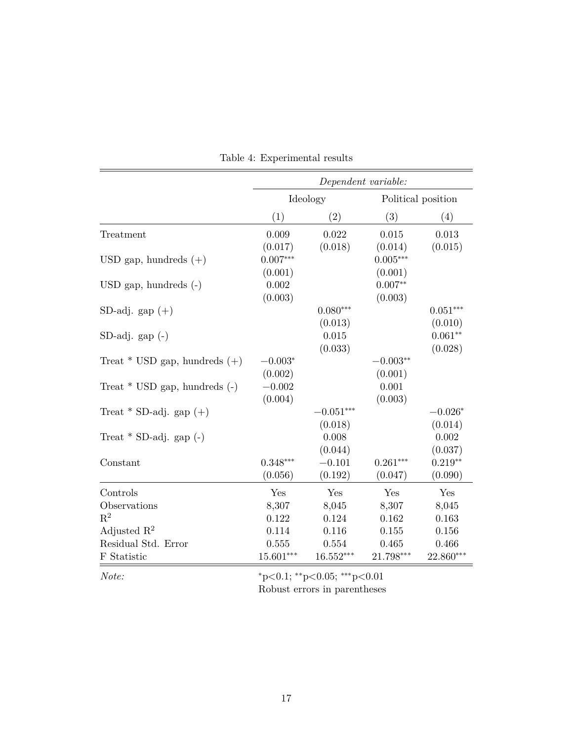Table 4: Experimental results

| | *Dependent variable:* | | | |
|---|---|---|---|---|
| | Ideology | | Political position | |
| | (1) | (2) | (3) | (4) |
| Treatment | 0.009 | 0.022 | 0.015 | 0.013 |
| | (0.017) | (0.018) | (0.014) | (0.015) |
| USD gap, hundreds (+) | $0.007^{***}$ | | $0.005^{***}$ | |
| | (0.001) | | (0.001) | |
| USD gap, hundreds (-) | 0.002 | | $0.007^{**}$ | |
| | (0.003) | | (0.003) | |
| SD-adj. gap (+) | | $0.080^{***}$ | | $0.051^{***}$ |
| | | (0.013) | | (0.010) |
| SD-adj. gap (-) | | 0.015 | | $0.061^{**}$ |
| | | (0.033) | | (0.028) |
| Treat * USD gap, hundreds (+) | $-0.003^{*}$ | | $-0.003^{**}$ | |
| | (0.002) | | (0.001) | |
| Treat * USD gap, hundreds (-) | $-0.002$ | | 0.001 | |
| | (0.004) | | (0.003) | |
| Treat * SD-adj. gap (+) | | $-0.051^{***}$ | | $-0.026^{*}$ |
| | | (0.018) | | (0.014) |
| Treat * SD-adj. gap (-) | | 0.008 | | 0.002 |
| | | (0.044) | | (0.037) |
| Constant | $0.348^{***}$ | $-0.101$ | $0.261^{***}$ | $0.219^{**}$ |
| | (0.056) | (0.192) | (0.047) | (0.090) |
| Controls | Yes | Yes | Yes | Yes |
| Observations | 8,307 | 8,045 | 8,307 | 8,045 |
| $R^2$ | 0.122 | 0.124 | 0.162 | 0.163 |
| Adjusted $R^2$ | 0.114 | 0.116 | 0.155 | 0.156 |
| Residual Std. Error | 0.555 | 0.554 | 0.465 | 0.466 |
| F Statistic | $15.601^{***}$ | $16.552^{***}$ | $21.798^{***}$ | $22.860^{***}$ |

*Note:* $^{*}$p<0.1; $^{**}$p<0.05; $^{***}$p<0.01
Robust errors in parentheses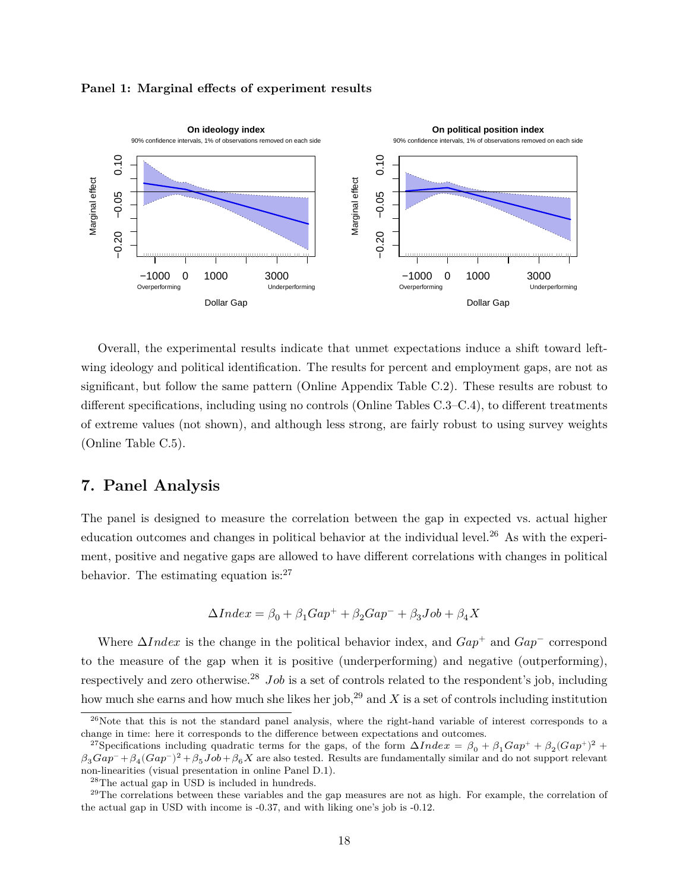**Panel 1: Marginal effects of experiment results**

Overall, the experimental results indicate that unmet expectations induce a shift toward left-wing ideology and political identification. The results for percent and employment gaps, are not as significant, but follow the same pattern (Online Appendix Table C.2). These results are robust to different specifications, including using no controls (Online Tables C.3–C.4), to different treatments of extreme values (not shown), and although less strong, are fairly robust to using survey weights (Online Table C.5).

## 7. Panel Analysis

The panel is designed to measure the correlation between the gap in expected vs. actual higher education outcomes and changes in political behavior at the individual level.[26] As with the experiment, positive and negative gaps are allowed to have different correlations with changes in political behavior. The estimating equation is:[27]

$$\Delta Index = \beta_0 + \beta_1 Gap^{+} + \beta_2 Gap^{-} + \beta_3 Job + \beta_4 X$$

Where $\Delta Index$ is the change in the political behavior index, and $Gap^{+}$ and $Gap^{-}$ correspond to the measure of the gap when it is positive (underperforming) and negative (outperforming), respectively and zero otherwise.[28] $Job$ is a set of controls related to the respondent's job, including how much she earns and how much she likes her job,[29] and $X$ is a set of controls including institution

[26] Note that this is not the standard panel analysis, where the right-hand variable of interest corresponds to a change in time: here it corresponds to the difference between expectations and outcomes.

[27] Specifications including quadratic terms for the gaps, of the form $\Delta Index = \beta_0 + \beta_1 Gap^{+} + \beta_2 (Gap^{+})^2 + \beta_3 Gap^{-} + \beta_4 (Gap^{-})^2 + \beta_5 Job + \beta_6 X$ are also tested. Results are fundamentally similar and do not support relevant non-linearities (visual presentation in online Panel D.1).

[28] The actual gap in USD is included in hundreds.

[29] The correlations between these variables and the gap measures are not as high. For example, the correlation of the actual gap in USD with income is -0.37, and with liking one's job is -0.12.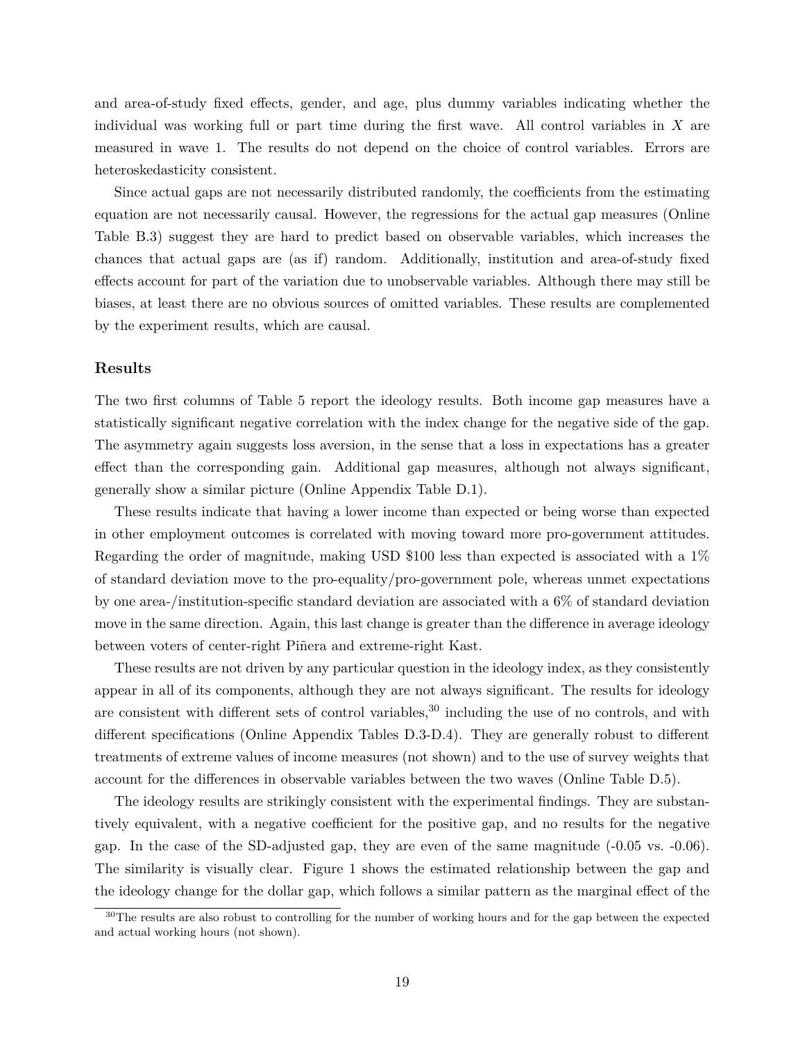and area-of-study fixed effects, gender, and age, plus dummy variables indicating whether the individual was working full or part time during the first wave. All control variables in $X$ are measured in wave 1. The results do not depend on the choice of control variables. Errors are heteroskedasticity consistent.

Since actual gaps are not necessarily distributed randomly, the coefficients from the estimating equation are not necessarily causal. However, the regressions for the actual gap measures (Online Table B.3) suggest they are hard to predict based on observable variables, which increases the chances that actual gaps are (as if) random. Additionally, institution and area-of-study fixed effects account for part of the variation due to unobservable variables. Although there may still be biases, at least there are no obvious sources of omitted variables. These results are complemented by the experiment results, which are causal.

### Results

The two first columns of Table 5 report the ideology results. Both income gap measures have a statistically significant negative correlation with the index change for the negative side of the gap. The asymmetry again suggests loss aversion, in the sense that a loss in expectations has a greater effect than the corresponding gain. Additional gap measures, although not always significant, generally show a similar picture (Online Appendix Table D.1).

These results indicate that having a lower income than expected or being worse than expected in other employment outcomes is correlated with moving toward more pro-government attitudes. Regarding the order of magnitude, making USD $100 less than expected is associated with a 1% of standard deviation move to the pro-equality/pro-government pole, whereas unmet expectations by one area-/institution-specific standard deviation are associated with a 6% of standard deviation move in the same direction. Again, this last change is greater than the difference in average ideology between voters of center-right Piñera and extreme-right Kast.

These results are not driven by any particular question in the ideology index, as they consistently appear in all of its components, although they are not always significant. The results for ideology are consistent with different sets of control variables,[30] including the use of no controls, and with different specifications (Online Appendix Tables D.3-D.4). They are generally robust to different treatments of extreme values of income measures (not shown) and to the use of survey weights that account for the differences in observable variables between the two waves (Online Table D.5).

The ideology results are strikingly consistent with the experimental findings. They are substantively equivalent, with a negative coefficient for the positive gap, and no results for the negative gap. In the case of the SD-adjusted gap, they are even of the same magnitude (-0.05 vs. -0.06). The similarity is visually clear. Figure 1 shows the estimated relationship between the gap and the ideology change for the dollar gap, which follows a similar pattern as the marginal effect of the

[30] The results are also robust to controlling for the number of working hours and for the gap between the expected and actual working hours (not shown).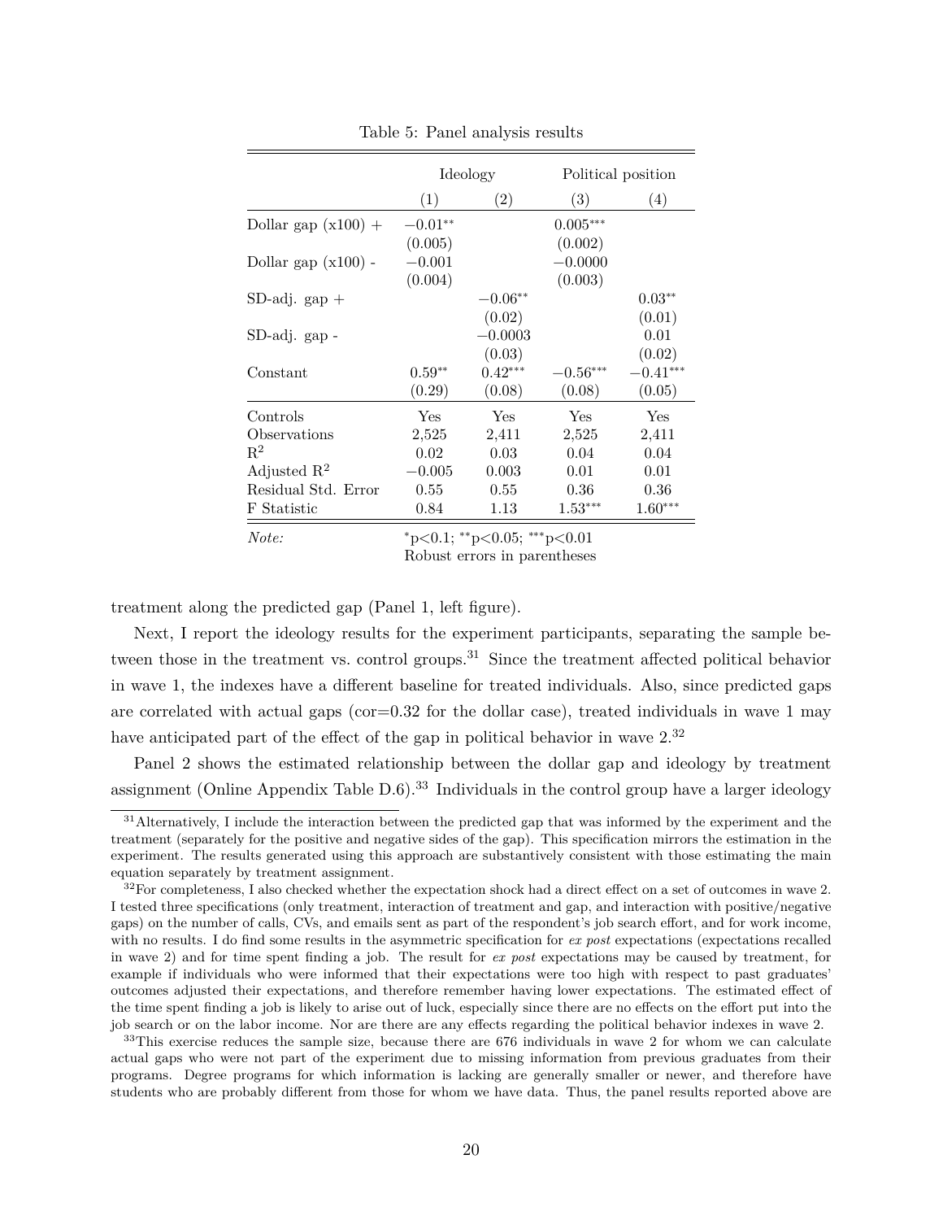Table 5: Panel analysis results

| | Ideology | | Political position | |
|---|---|---|---|---|
| | (1) | (2) | (3) | (4) |
| Dollar gap (x100) + | $-0.01^{**}$ | | $0.005^{***}$ | |
| | (0.005) | | (0.002) | |
| Dollar gap (x100) - | $-0.001$ | | $-0.0000$ | |
| | (0.004) | | (0.003) | |
| SD-adj. gap + | | $-0.06^{**}$ | | $0.03^{**}$ |
| | | (0.02) | | (0.01) |
| SD-adj. gap - | | $-0.0003$ | | 0.01 |
| | | (0.03) | | (0.02) |
| Constant | $0.59^{**}$ | $0.42^{***}$ | $-0.56^{***}$ | $-0.41^{***}$ |
| | (0.29) | (0.08) | (0.08) | (0.05) |
| Controls | Yes | Yes | Yes | Yes |
| Observations | 2,525 | 2,411 | 2,525 | 2,411 |
| $R^2$ | 0.02 | 0.03 | 0.04 | 0.04 |
| Adjusted $R^2$ | $-0.005$ | 0.003 | 0.01 | 0.01 |
| Residual Std. Error | 0.55 | 0.55 | 0.36 | 0.36 |
| F Statistic | 0.84 | 1.13 | $1.53^{***}$ | $1.60^{***}$ |

*Note:* $^{*}$p<0.1; $^{**}$p<0.05; $^{***}$p<0.01
Robust errors in parentheses

treatment along the predicted gap (Panel 1, left figure).

Next, I report the ideology results for the experiment participants, separating the sample between those in the treatment vs. control groups.[31] Since the treatment affected political behavior in wave 1, the indexes have a different baseline for treated individuals. Also, since predicted gaps are correlated with actual gaps (cor=0.32 for the dollar case), treated individuals in wave 1 may have anticipated part of the effect of the gap in political behavior in wave 2.[32]

Panel 2 shows the estimated relationship between the dollar gap and ideology by treatment assignment (Online Appendix Table D.6).[33] Individuals in the control group have a larger ideology

[31] Alternatively, I include the interaction between the predicted gap that was informed by the experiment and the treatment (separately for the positive and negative sides of the gap). This specification mirrors the estimation in the experiment. The results generated using this approach are substantively consistent with those estimating the main equation separately by treatment assignment.

[32] For completeness, I also checked whether the expectation shock had a direct effect on a set of outcomes in wave 2. I tested three specifications (only treatment, interaction of treatment and gap, and interaction with positive/negative gaps) on the number of calls, CVs, and emails sent as part of the respondent's job search effort, and for work income, with no results. I do find some results in the asymmetric specification for *ex post* expectations (expectations recalled in wave 2) and for time spent finding a job. The result for *ex post* expectations may be caused by treatment, for example if individuals who were informed that their expectations were too high with respect to past graduates' outcomes adjusted their expectations, and therefore remember having lower expectations. The estimated effect of the time spent finding a job is likely to arise out of luck, especially since there are no effects on the effort put into the job search or on the labor income. Nor are there are any effects regarding the political behavior indexes in wave 2.

[33] This exercise reduces the sample size, because there are 676 individuals in wave 2 for whom we can calculate actual gaps who were not part of the experiment due to missing information from previous graduates from their programs. Degree programs for which information is lacking are generally smaller or newer, and therefore have students who are probably different from those for whom we have data. Thus, the panel results reported above are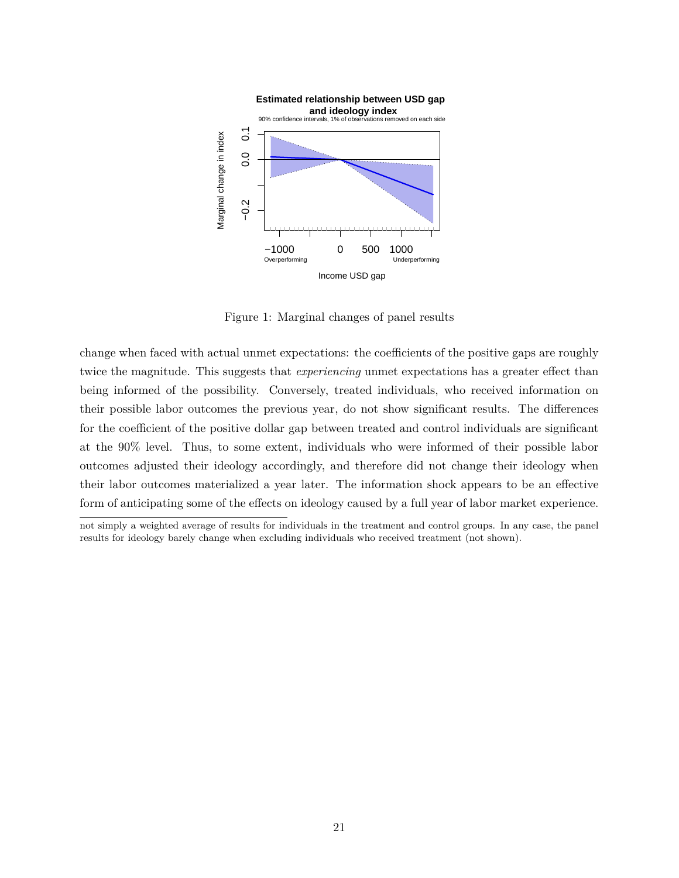Figure 1: Marginal changes of panel results

change when faced with actual unmet expectations: the coefficients of the positive gaps are roughly twice the magnitude. This suggests that *experiencing* unmet expectations has a greater effect than being informed of the possibility. Conversely, treated individuals, who received information on their possible labor outcomes the previous year, do not show significant results. The differences for the coefficient of the positive dollar gap between treated and control individuals are significant at the 90% level. Thus, to some extent, individuals who were informed of their possible labor outcomes adjusted their ideology accordingly, and therefore did not change their ideology when their labor outcomes materialized a year later. The information shock appears to be an effective form of anticipating some of the effects on ideology caused by a full year of labor market experience.

not simply a weighted average of results for individuals in the treatment and control groups. In any case, the panel results for ideology barely change when excluding individuals who received treatment (not shown).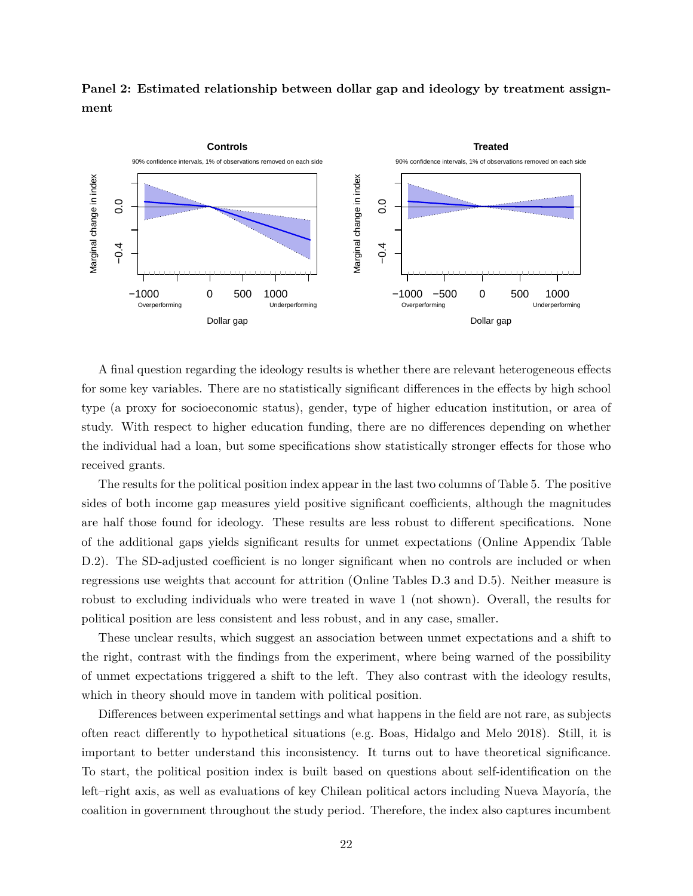**Panel 2: Estimated relationship between dollar gap and ideology by treatment assignment**

A final question regarding the ideology results is whether there are relevant heterogeneous effects for some key variables. There are no statistically significant differences in the effects by high school type (a proxy for socioeconomic status), gender, type of higher education institution, or area of study. With respect to higher education funding, there are no differences depending on whether the individual had a loan, but some specifications show statistically stronger effects for those who received grants.

The results for the political position index appear in the last two columns of Table 5. The positive sides of both income gap measures yield positive significant coefficients, although the magnitudes are half those found for ideology. These results are less robust to different specifications. None of the additional gaps yields significant results for unmet expectations (Online Appendix Table D.2). The SD-adjusted coefficient is no longer significant when no controls are included or when regressions use weights that account for attrition (Online Tables D.3 and D.5). Neither measure is robust to excluding individuals who were treated in wave 1 (not shown). Overall, the results for political position are less consistent and less robust, and in any case, smaller.

These unclear results, which suggest an association between unmet expectations and a shift to the right, contrast with the findings from the experiment, where being warned of the possibility of unmet expectations triggered a shift to the left. They also contrast with the ideology results, which in theory should move in tandem with political position.

Differences between experimental settings and what happens in the field are not rare, as subjects often react differently to hypothetical situations (e.g. Boas, Hidalgo and Melo 2018). Still, it is important to better understand this inconsistency. It turns out to have theoretical significance. To start, the political position index is built based on questions about self-identification on the left–right axis, as well as evaluations of key Chilean political actors including Nueva Mayoría, the coalition in government throughout the study period. Therefore, the index also captures incumbent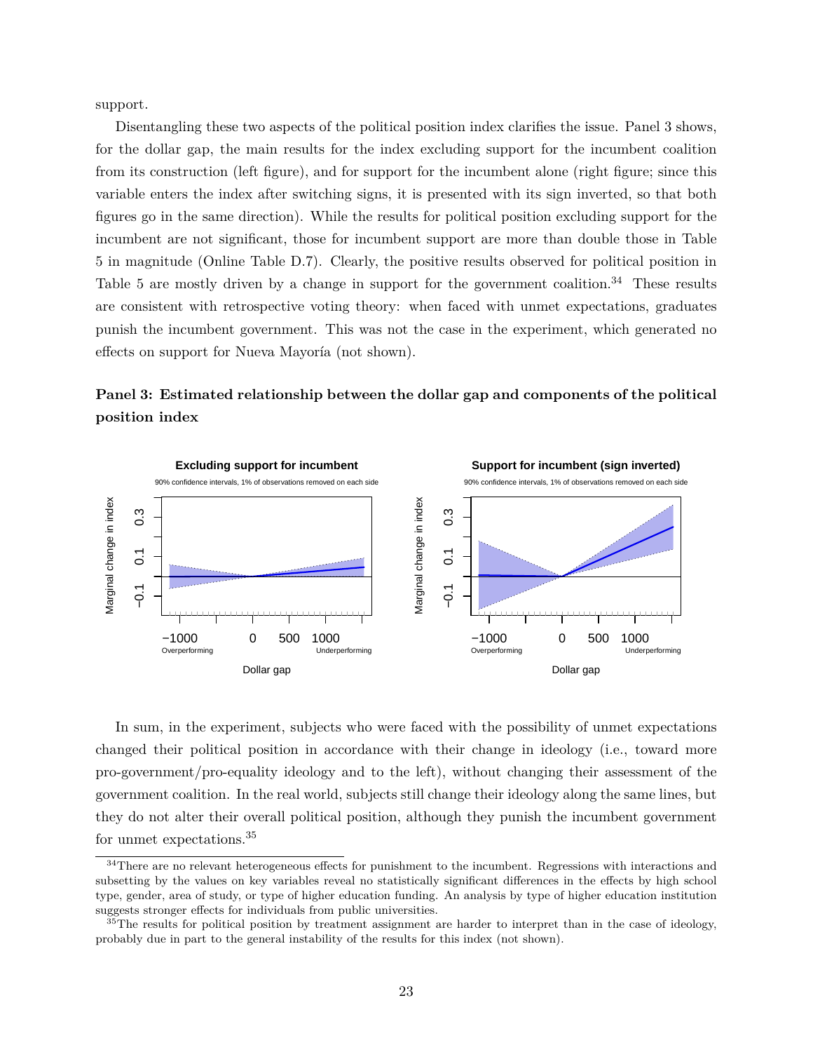support.

Disentangling these two aspects of the political position index clarifies the issue. Panel 3 shows, for the dollar gap, the main results for the index excluding support for the incumbent coalition from its construction (left figure), and for support for the incumbent alone (right figure; since this variable enters the index after switching signs, it is presented with its sign inverted, so that both figures go in the same direction). While the results for political position excluding support for the incumbent are not significant, those for incumbent support are more than double those in Table 5 in magnitude (Online Table D.7). Clearly, the positive results observed for political position in Table 5 are mostly driven by a change in support for the government coalition.[34] These results are consistent with retrospective voting theory: when faced with unmet expectations, graduates punish the incumbent government. This was not the case in the experiment, which generated no effects on support for Nueva Mayoría (not shown).

**Panel 3: Estimated relationship between the dollar gap and components of the political position index**

In sum, in the experiment, subjects who were faced with the possibility of unmet expectations changed their political position in accordance with their change in ideology (i.e., toward more pro-government/pro-equality ideology and to the left), without changing their assessment of the government coalition. In the real world, subjects still change their ideology along the same lines, but they do not alter their overall political position, although they punish the incumbent government for unmet expectations.[35]

[34] There are no relevant heterogeneous effects for punishment to the incumbent. Regressions with interactions and subsetting by the values on key variables reveal no statistically significant differences in the effects by high school type, gender, area of study, or type of higher education funding. An analysis by type of higher education institution suggests stronger effects for individuals from public universities.

[35] The results for political position by treatment assignment are harder to interpret than in the case of ideology, probably due in part to the general instability of the results for this index (not shown).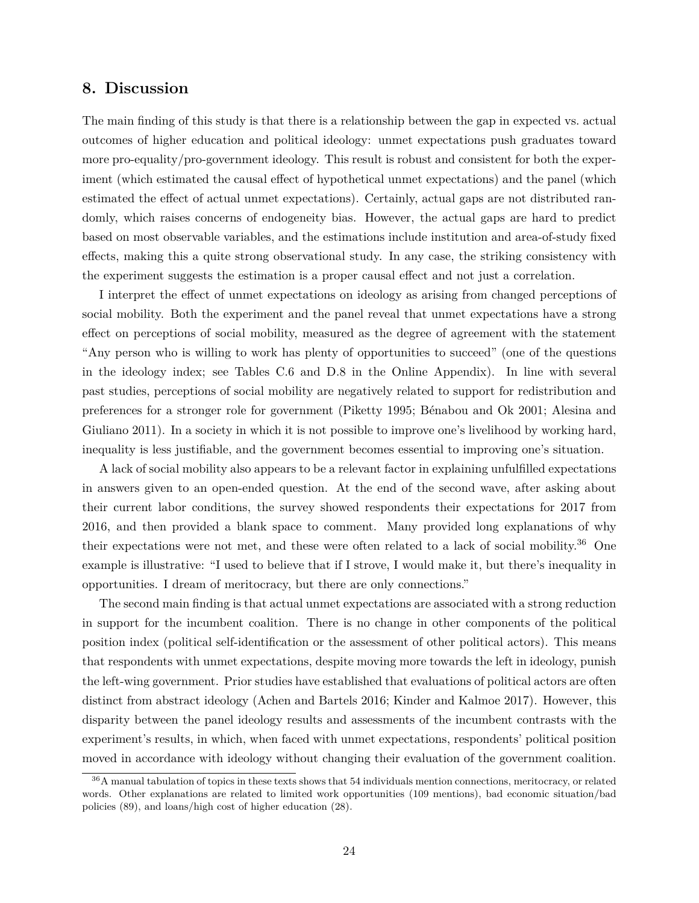## 8. Discussion

The main finding of this study is that there is a relationship between the gap in expected vs. actual outcomes of higher education and political ideology: unmet expectations push graduates toward more pro-equality/pro-government ideology. This result is robust and consistent for both the experiment (which estimated the causal effect of hypothetical unmet expectations) and the panel (which estimated the effect of actual unmet expectations). Certainly, actual gaps are not distributed randomly, which raises concerns of endogeneity bias. However, the actual gaps are hard to predict based on most observable variables, and the estimations include institution and area-of-study fixed effects, making this a quite strong observational study. In any case, the striking consistency with the experiment suggests the estimation is a proper causal effect and not just a correlation.

I interpret the effect of unmet expectations on ideology as arising from changed perceptions of social mobility. Both the experiment and the panel reveal that unmet expectations have a strong effect on perceptions of social mobility, measured as the degree of agreement with the statement "Any person who is willing to work has plenty of opportunities to succeed" (one of the questions in the ideology index; see Tables C.6 and D.8 in the Online Appendix). In line with several past studies, perceptions of social mobility are negatively related to support for redistribution and preferences for a stronger role for government (Piketty 1995; Bénabou and Ok 2001; Alesina and Giuliano 2011). In a society in which it is not possible to improve one's livelihood by working hard, inequality is less justifiable, and the government becomes essential to improving one's situation.

A lack of social mobility also appears to be a relevant factor in explaining unfulfilled expectations in answers given to an open-ended question. At the end of the second wave, after asking about their current labor conditions, the survey showed respondents their expectations for 2017 from 2016, and then provided a blank space to comment. Many provided long explanations of why their expectations were not met, and these were often related to a lack of social mobility.[36] One example is illustrative: "I used to believe that if I strove, I would make it, but there's inequality in opportunities. I dream of meritocracy, but there are only connections."

The second main finding is that actual unmet expectations are associated with a strong reduction in support for the incumbent coalition. There is no change in other components of the political position index (political self-identification or the assessment of other political actors). This means that respondents with unmet expectations, despite moving more towards the left in ideology, punish the left-wing government. Prior studies have established that evaluations of political actors are often distinct from abstract ideology (Achen and Bartels 2016; Kinder and Kalmoe 2017). However, this disparity between the panel ideology results and assessments of the incumbent contrasts with the experiment's results, in which, when faced with unmet expectations, respondents' political position moved in accordance with ideology without changing their evaluation of the government coalition.

[36] A manual tabulation of topics in these texts shows that 54 individuals mention connections, meritocracy, or related words. Other explanations are related to limited work opportunities (109 mentions), bad economic situation/bad policies (89), and loans/high cost of higher education (28).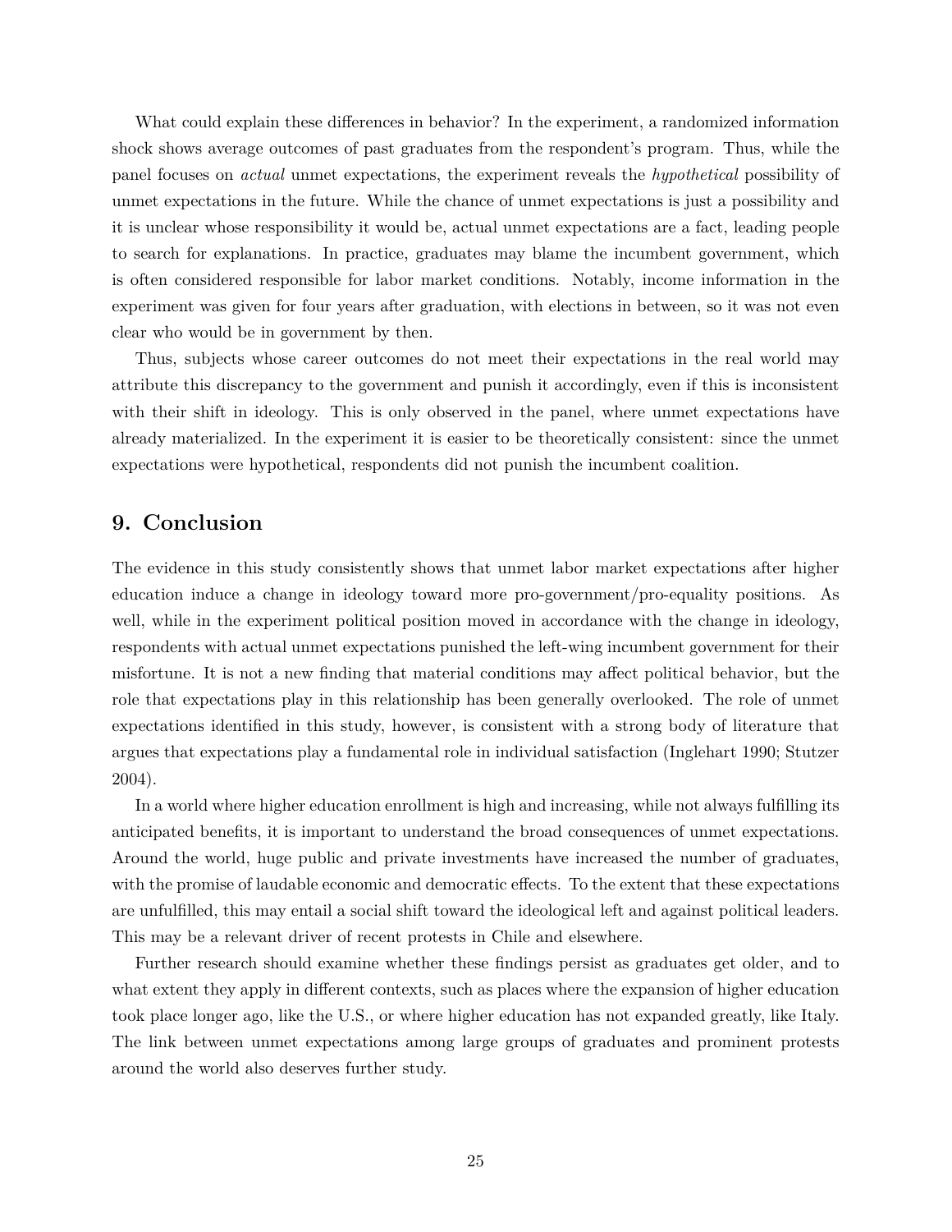What could explain these differences in behavior? In the experiment, a randomized information shock shows average outcomes of past graduates from the respondent's program. Thus, while the panel focuses on *actual* unmet expectations, the experiment reveals the *hypothetical* possibility of unmet expectations in the future. While the chance of unmet expectations is just a possibility and it is unclear whose responsibility it would be, actual unmet expectations are a fact, leading people to search for explanations. In practice, graduates may blame the incumbent government, which is often considered responsible for labor market conditions. Notably, income information in the experiment was given for four years after graduation, with elections in between, so it was not even clear who would be in government by then.

Thus, subjects whose career outcomes do not meet their expectations in the real world may attribute this discrepancy to the government and punish it accordingly, even if this is inconsistent with their shift in ideology. This is only observed in the panel, where unmet expectations have already materialized. In the experiment it is easier to be theoretically consistent: since the unmet expectations were hypothetical, respondents did not punish the incumbent coalition.

## 9. Conclusion

The evidence in this study consistently shows that unmet labor market expectations after higher education induce a change in ideology toward more pro-government/pro-equality positions. As well, while in the experiment political position moved in accordance with the change in ideology, respondents with actual unmet expectations punished the left-wing incumbent government for their misfortune. It is not a new finding that material conditions may affect political behavior, but the role that expectations play in this relationship has been generally overlooked. The role of unmet expectations identified in this study, however, is consistent with a strong body of literature that argues that expectations play a fundamental role in individual satisfaction (Inglehart 1990; Stutzer 2004).

In a world where higher education enrollment is high and increasing, while not always fulfilling its anticipated benefits, it is important to understand the broad consequences of unmet expectations. Around the world, huge public and private investments have increased the number of graduates, with the promise of laudable economic and democratic effects. To the extent that these expectations are unfulfilled, this may entail a social shift toward the ideological left and against political leaders. This may be a relevant driver of recent protests in Chile and elsewhere.

Further research should examine whether these findings persist as graduates get older, and to what extent they apply in different contexts, such as places where the expansion of higher education took place longer ago, like the U.S., or where higher education has not expanded greatly, like Italy. The link between unmet expectations among large groups of graduates and prominent protests around the world also deserves further study.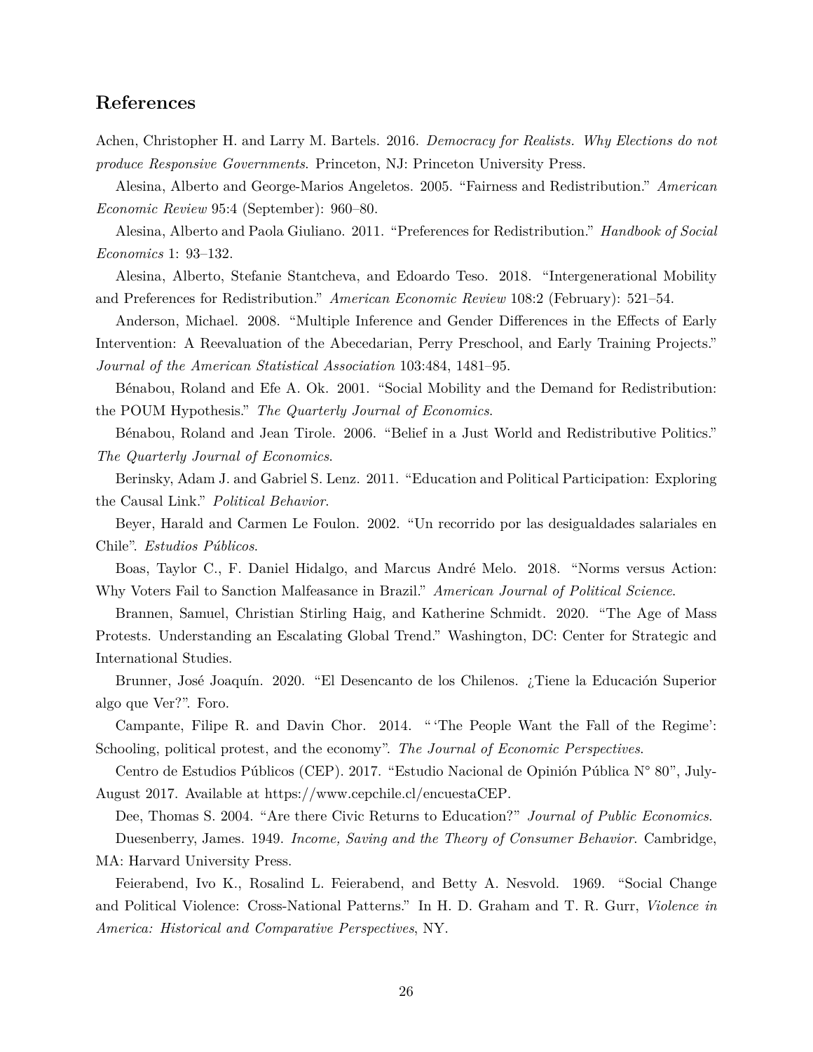## References

Achen, Christopher H. and Larry M. Bartels. 2016. *Democracy for Realists. Why Elections do not produce Responsive Governments*. Princeton, NJ: Princeton University Press.

Alesina, Alberto and George-Marios Angeletos. 2005. "Fairness and Redistribution." *American Economic Review* 95:4 (September): 960–80.

Alesina, Alberto and Paola Giuliano. 2011. "Preferences for Redistribution." *Handbook of Social Economics* 1: 93–132.

Alesina, Alberto, Stefanie Stantcheva, and Edoardo Teso. 2018. "Intergenerational Mobility and Preferences for Redistribution." *American Economic Review* 108:2 (February): 521–54.

Anderson, Michael. 2008. "Multiple Inference and Gender Differences in the Effects of Early Intervention: A Reevaluation of the Abecedarian, Perry Preschool, and Early Training Projects." *Journal of the American Statistical Association* 103:484, 1481–95.

Bénabou, Roland and Efe A. Ok. 2001. "Social Mobility and the Demand for Redistribution: the POUM Hypothesis." *The Quarterly Journal of Economics*.

Bénabou, Roland and Jean Tirole. 2006. "Belief in a Just World and Redistributive Politics." *The Quarterly Journal of Economics*.

Berinsky, Adam J. and Gabriel S. Lenz. 2011. "Education and Political Participation: Exploring the Causal Link." *Political Behavior*.

Beyer, Harald and Carmen Le Foulon. 2002. "Un recorrido por las desigualdades salariales en Chile". *Estudios Públicos*.

Boas, Taylor C., F. Daniel Hidalgo, and Marcus André Melo. 2018. "Norms versus Action: Why Voters Fail to Sanction Malfeasance in Brazil." *American Journal of Political Science*.

Brannen, Samuel, Christian Stirling Haig, and Katherine Schmidt. 2020. "The Age of Mass Protests. Understanding an Escalating Global Trend." Washington, DC: Center for Strategic and International Studies.

Brunner, José Joaquín. 2020. "El Desencanto de los Chilenos. ¿Tiene la Educación Superior algo que Ver?". Foro.

Campante, Filipe R. and Davin Chor. 2014. " 'The People Want the Fall of the Regime': Schooling, political protest, and the economy". *The Journal of Economic Perspectives*.

Centro de Estudios Públicos (CEP). 2017. "Estudio Nacional de Opinión Pública N° 80", July-August 2017. Available at https://www.cepchile.cl/encuestaCEP.

Dee, Thomas S. 2004. "Are there Civic Returns to Education?" *Journal of Public Economics*.

Duesenberry, James. 1949. *Income, Saving and the Theory of Consumer Behavior*. Cambridge, MA: Harvard University Press.

Feierabend, Ivo K., Rosalind L. Feierabend, and Betty A. Nesvold. 1969. "Social Change and Political Violence: Cross-National Patterns." In H. D. Graham and T. R. Gurr, *Violence in America: Historical and Comparative Perspectives*, NY.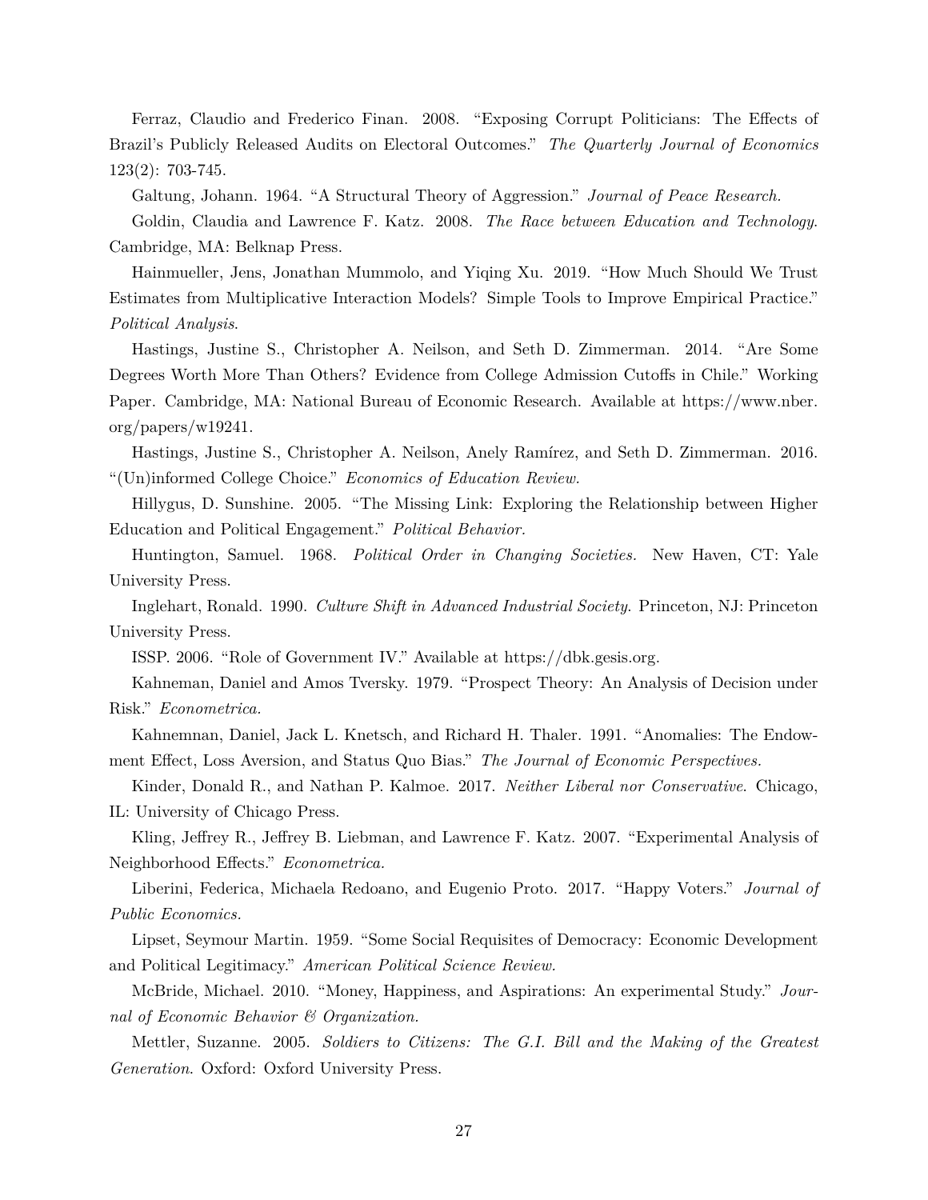Ferraz, Claudio and Frederico Finan. 2008. "Exposing Corrupt Politicians: The Effects of Brazil's Publicly Released Audits on Electoral Outcomes." *The Quarterly Journal of Economics* 123(2): 703-745.

Galtung, Johann. 1964. "A Structural Theory of Aggression." *Journal of Peace Research.*

Goldin, Claudia and Lawrence F. Katz. 2008. *The Race between Education and Technology.* Cambridge, MA: Belknap Press.

Hainmueller, Jens, Jonathan Mummolo, and Yiqing Xu. 2019. "How Much Should We Trust Estimates from Multiplicative Interaction Models? Simple Tools to Improve Empirical Practice." *Political Analysis*.

Hastings, Justine S., Christopher A. Neilson, and Seth D. Zimmerman. 2014. "Are Some Degrees Worth More Than Others? Evidence from College Admission Cutoffs in Chile." Working Paper. Cambridge, MA: National Bureau of Economic Research. Available at https://www.nber.org/papers/w19241.

Hastings, Justine S., Christopher A. Neilson, Anely Ramírez, and Seth D. Zimmerman. 2016. "(Un)informed College Choice." *Economics of Education Review.*

Hillygus, D. Sunshine. 2005. "The Missing Link: Exploring the Relationship between Higher Education and Political Engagement." *Political Behavior*.

Huntington, Samuel. 1968. *Political Order in Changing Societies.* New Haven, CT: Yale University Press.

Inglehart, Ronald. 1990. *Culture Shift in Advanced Industrial Society.* Princeton, NJ: Princeton University Press.

ISSP. 2006. "Role of Government IV." Available at https://dbk.gesis.org.

Kahneman, Daniel and Amos Tversky. 1979. "Prospect Theory: An Analysis of Decision under Risk." *Econometrica.*

Kahnemnan, Daniel, Jack L. Knetsch, and Richard H. Thaler. 1991. "Anomalies: The Endowment Effect, Loss Aversion, and Status Quo Bias." *The Journal of Economic Perspectives.*

Kinder, Donald R., and Nathan P. Kalmoe. 2017. *Neither Liberal nor Conservative.* Chicago, IL: University of Chicago Press.

Kling, Jeffrey R., Jeffrey B. Liebman, and Lawrence F. Katz. 2007. "Experimental Analysis of Neighborhood Effects." *Econometrica.*

Liberini, Federica, Michaela Redoano, and Eugenio Proto. 2017. "Happy Voters." *Journal of Public Economics.*

Lipset, Seymour Martin. 1959. "Some Social Requisites of Democracy: Economic Development and Political Legitimacy." *American Political Science Review.*

McBride, Michael. 2010. "Money, Happiness, and Aspirations: An experimental Study." *Journal of Economic Behavior & Organization.*

Mettler, Suzanne. 2005. *Soldiers to Citizens: The G.I. Bill and the Making of the Greatest Generation.* Oxford: Oxford University Press.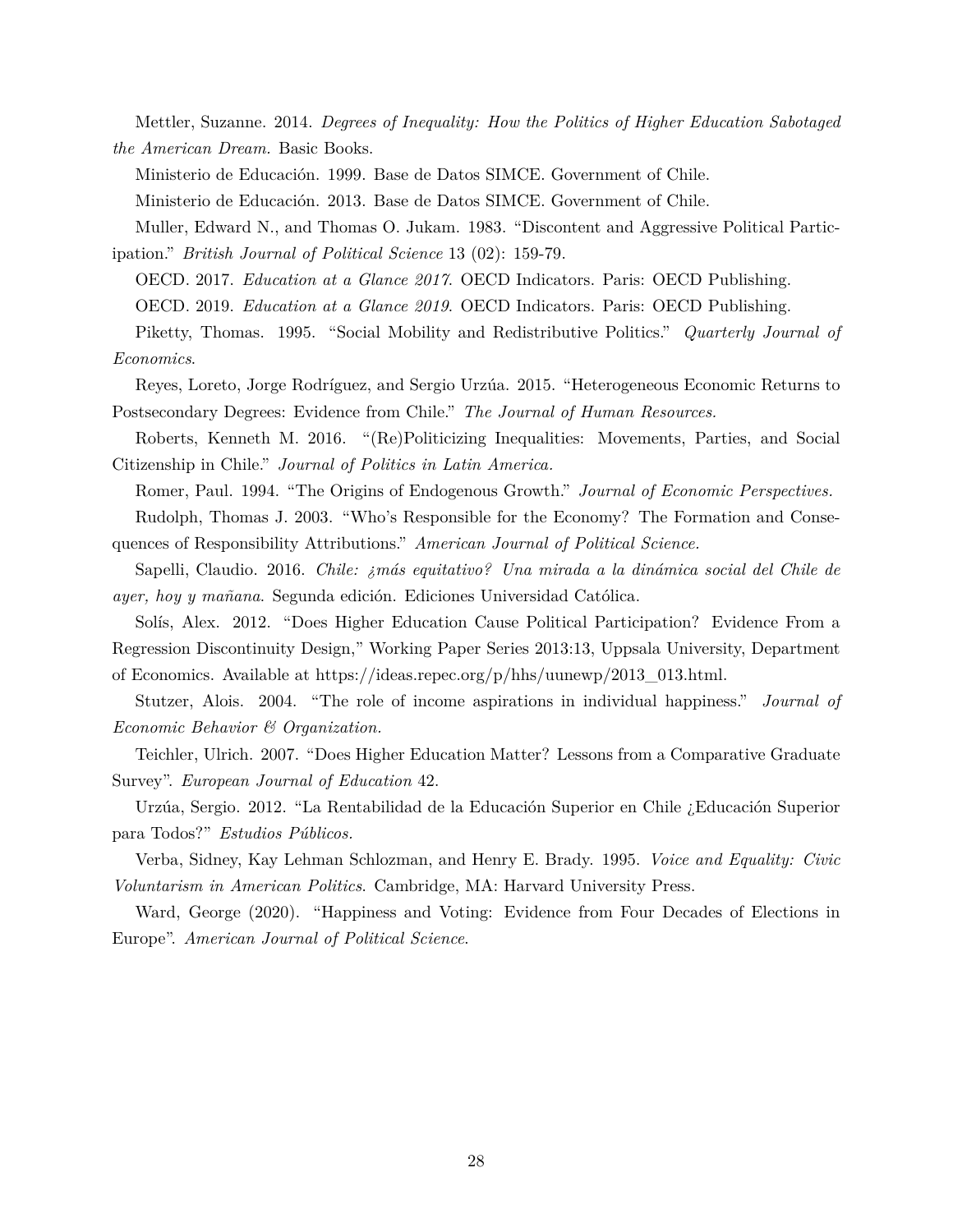Mettler, Suzanne. 2014. *Degrees of Inequality: How the Politics of Higher Education Sabotaged the American Dream.* Basic Books.

Ministerio de Educación. 1999. Base de Datos SIMCE. Government of Chile.

Ministerio de Educación. 2013. Base de Datos SIMCE. Government of Chile.

Muller, Edward N., and Thomas O. Jukam. 1983. "Discontent and Aggressive Political Participation." *British Journal of Political Science* 13 (02): 159-79.

OECD. 2017. *Education at a Glance 2017.* OECD Indicators. Paris: OECD Publishing.

OECD. 2019. *Education at a Glance 2019.* OECD Indicators. Paris: OECD Publishing.

Piketty, Thomas. 1995. "Social Mobility and Redistributive Politics." *Quarterly Journal of Economics*.

Reyes, Loreto, Jorge Rodríguez, and Sergio Urzúa. 2015. "Heterogeneous Economic Returns to Postsecondary Degrees: Evidence from Chile." *The Journal of Human Resources.*

Roberts, Kenneth M. 2016. "(Re)Politicizing Inequalities: Movements, Parties, and Social Citizenship in Chile." *Journal of Politics in Latin America.*

Romer, Paul. 1994. "The Origins of Endogenous Growth." *Journal of Economic Perspectives.*

Rudolph, Thomas J. 2003. "Who's Responsible for the Economy? The Formation and Consequences of Responsibility Attributions." *American Journal of Political Science.*

Sapelli, Claudio. 2016. *Chile: ¿más equitativo? Una mirada a la dinámica social del Chile de ayer, hoy y mañana.* Segunda edición. Ediciones Universidad Católica.

Solís, Alex. 2012. "Does Higher Education Cause Political Participation? Evidence From a Regression Discontinuity Design," Working Paper Series 2013:13, Uppsala University, Department of Economics. Available at https://ideas.repec.org/p/hhs/uunewp/2013_013.html.

Stutzer, Alois. 2004. "The role of income aspirations in individual happiness." *Journal of Economic Behavior & Organization.*

Teichler, Ulrich. 2007. "Does Higher Education Matter? Lessons from a Comparative Graduate Survey". *European Journal of Education* 42.

Urzúa, Sergio. 2012. "La Rentabilidad de la Educación Superior en Chile ¿Educación Superior para Todos?" *Estudios Públicos.*

Verba, Sidney, Kay Lehman Schlozman, and Henry E. Brady. 1995. *Voice and Equality: Civic Voluntarism in American Politics.* Cambridge, MA: Harvard University Press.

Ward, George (2020). "Happiness and Voting: Evidence from Four Decades of Elections in Europe". *American Journal of Political Science.*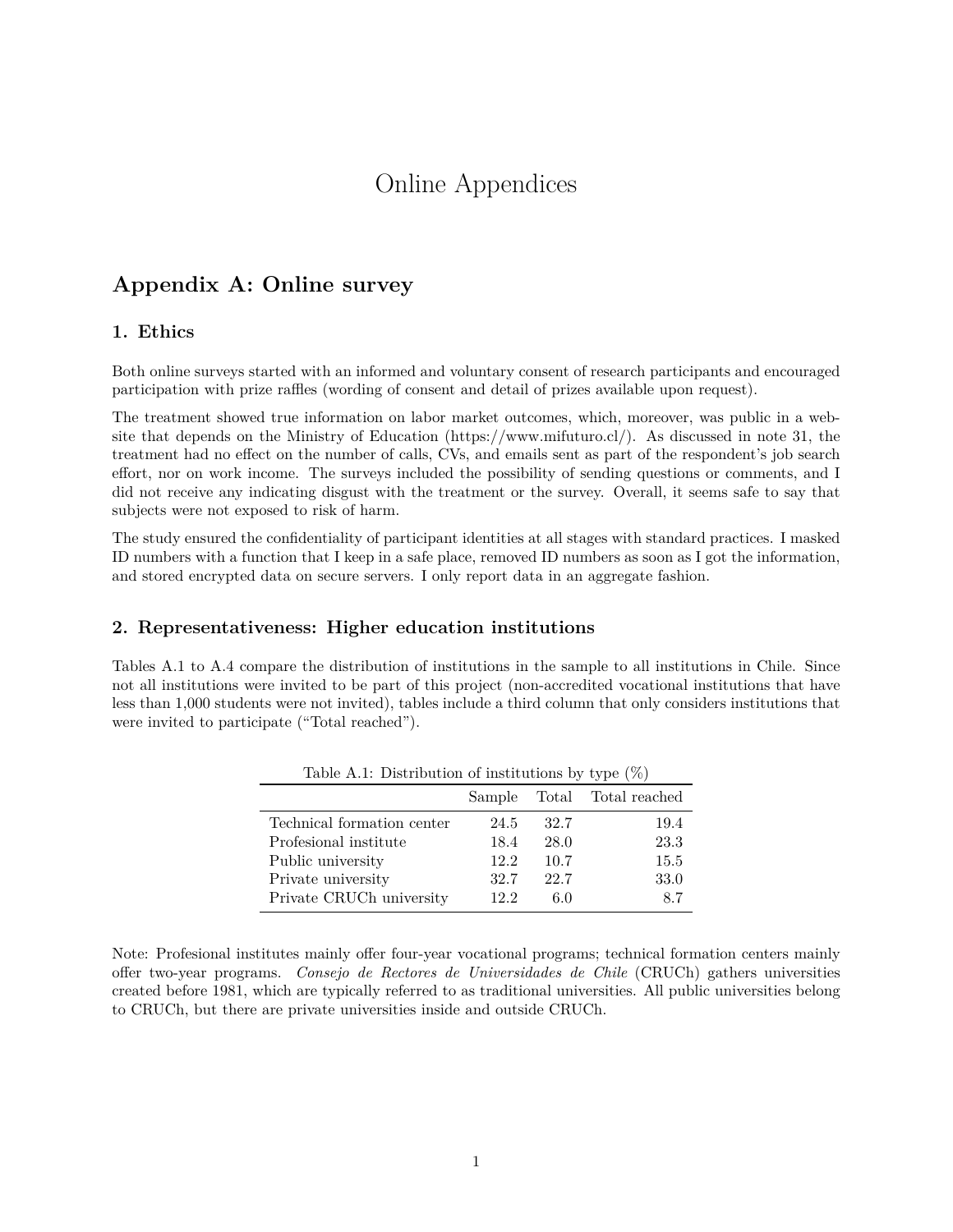# Online Appendices

## Appendix A: Online survey

### 1. Ethics

Both online surveys started with an informed and voluntary consent of research participants and encouraged participation with prize raffles (wording of consent and detail of prizes available upon request).

The treatment showed true information on labor market outcomes, which, moreover, was public in a website that depends on the Ministry of Education (https://www.mifuturo.cl/). As discussed in note 31, the treatment had no effect on the number of calls, CVs, and emails sent as part of the respondent's job search effort, nor on work income. The surveys included the possibility of sending questions or comments, and I did not receive any indicating disgust with the treatment or the survey. Overall, it seems safe to say that subjects were not exposed to risk of harm.

The study ensured the confidentiality of participant identities at all stages with standard practices. I masked ID numbers with a function that I keep in a safe place, removed ID numbers as soon as I got the information, and stored encrypted data on secure servers. I only report data in an aggregate fashion.

### 2. Representativeness: Higher education institutions

Tables A.1 to A.4 compare the distribution of institutions in the sample to all institutions in Chile. Since not all institutions were invited to be part of this project (non-accredited vocational institutions that have less than 1,000 students were not invited), tables include a third column that only considers institutions that were invited to participate ("Total reached").

Table A.1: Distribution of institutions by type (%)

| | Sample | Total | Total reached |
|---|---|---|---|
| Technical formation center | 24.5 | 32.7 | 19.4 |
| Profesional institute | 18.4 | 28.0 | 23.3 |
| Public university | 12.2 | 10.7 | 15.5 |
| Private university | 32.7 | 22.7 | 33.0 |
| Private CRUCh university | 12.2 | 6.0 | 8.7 |

Note: Profesional institutes mainly offer four-year vocational programs; technical formation centers mainly offer two-year programs. *Consejo de Rectores de Universidades de Chile* (CRUCh) gathers universities created before 1981, which are typically referred to as traditional universities. All public universities belong to CRUCh, but there are private universities inside and outside CRUCh.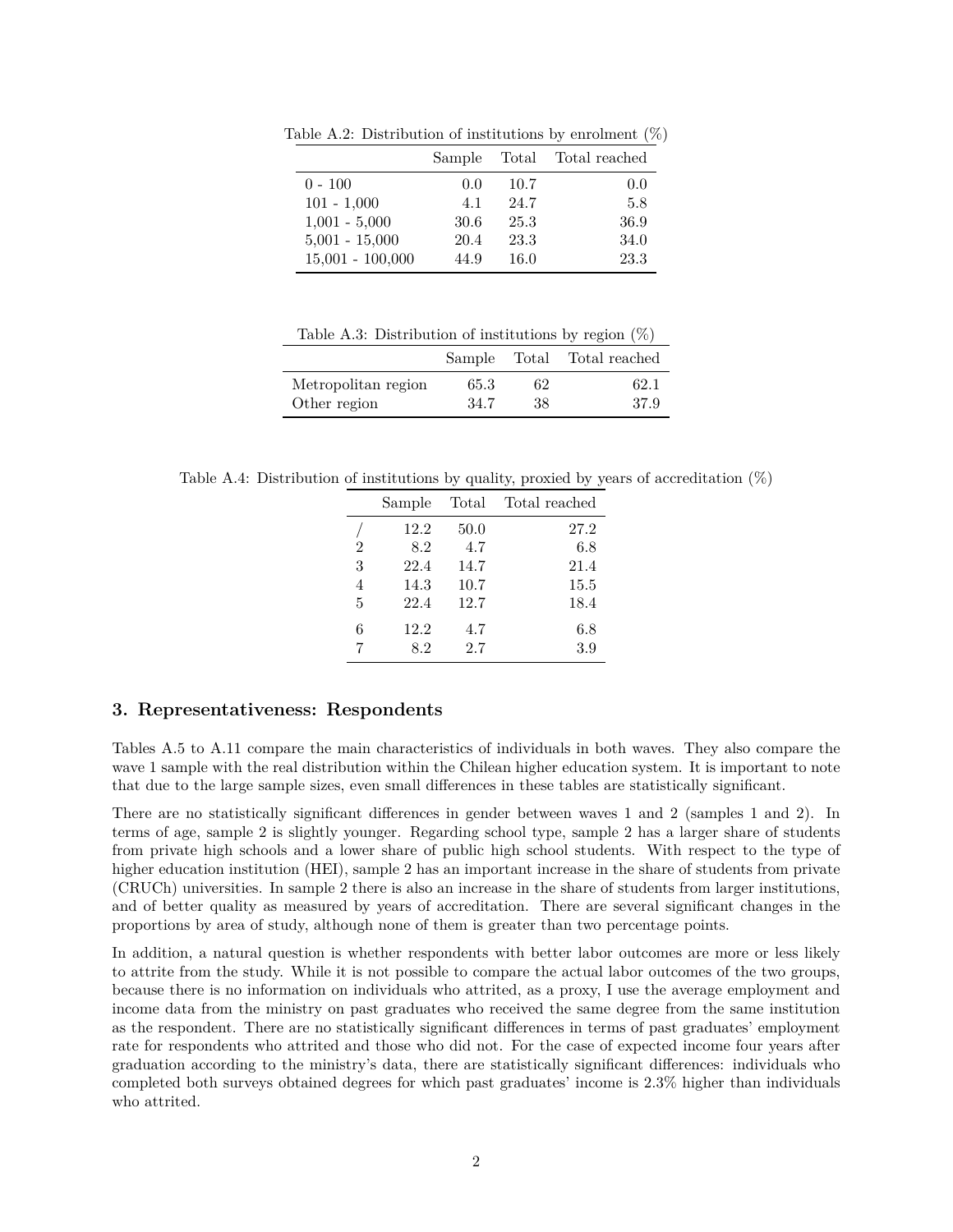Table A.2: Distribution of institutions by enrolment (%)

| | Sample | Total | Total reached |
|---|---|---|---|
| 0 - 100 | 0.0 | 10.7 | 0.0 |
| 101 - 1,000 | 4.1 | 24.7 | 5.8 |
| 1,001 - 5,000 | 30.6 | 25.3 | 36.9 |
| 5,001 - 15,000 | 20.4 | 23.3 | 34.0 |
| 15,001 - 100,000 | 44.9 | 16.0 | 23.3 |

Table A.3: Distribution of institutions by region (%)

| | Sample | Total | Total reached |
|---|---|---|---|
| Metropolitan region | 65.3 | 62 | 62.1 |
| Other region | 34.7 | 38 | 37.9 |

Table A.4: Distribution of institutions by quality, proxied by years of accreditation (%)

| | Sample | Total | Total reached |
|---|---|---|---|
| / | 12.2 | 50.0 | 27.2 |
| 2 | 8.2 | 4.7 | 6.8 |
| 3 | 22.4 | 14.7 | 21.4 |
| 4 | 14.3 | 10.7 | 15.5 |
| 5 | 22.4 | 12.7 | 18.4 |
| 6 | 12.2 | 4.7 | 6.8 |
| 7 | 8.2 | 2.7 | 3.9 |

## 3. Representativeness: Respondents

Tables A.5 to A.11 compare the main characteristics of individuals in both waves. They also compare the wave 1 sample with the real distribution within the Chilean higher education system. It is important to note that due to the large sample sizes, even small differences in these tables are statistically significant.

There are no statistically significant differences in gender between waves 1 and 2 (samples 1 and 2). In terms of age, sample 2 is slightly younger. Regarding school type, sample 2 has a larger share of students from private high schools and a lower share of public high school students. With respect to the type of higher education institution (HEI), sample 2 has an important increase in the share of students from private (CRUCh) universities. In sample 2 there is also an increase in the share of students from larger institutions, and of better quality as measured by years of accreditation. There are several significant changes in the proportions by area of study, although none of them is greater than two percentage points.

In addition, a natural question is whether respondents with better labor outcomes are more or less likely to attrite from the study. While it is not possible to compare the actual labor outcomes of the two groups, because there is no information on individuals who attrited, as a proxy, I use the average employment and income data from the ministry on past graduates who received the same degree from the same institution as the respondent. There are no statistically significant differences in terms of past graduates' employment rate for respondents who attrited and those who did not. For the case of expected income four years after graduation according to the ministry's data, there are statistically significant differences: individuals who completed both surveys obtained degrees for which past graduates' income is 2.3% higher than individuals who attrited.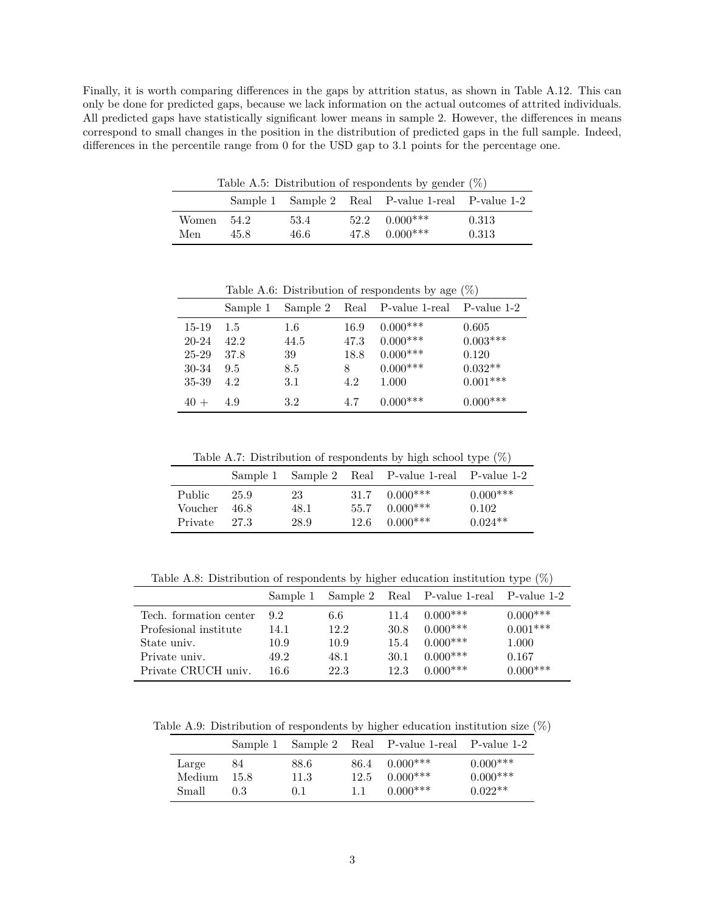Finally, it is worth comparing differences in the gaps by attrition status, as shown in Table A.12. This can only be done for predicted gaps, because we lack information on the actual outcomes of attrited individuals. All predicted gaps have statistically significant lower means in sample 2. However, the differences in means correspond to small changes in the position in the distribution of predicted gaps in the full sample. Indeed, differences in the percentile range from 0 for the USD gap to 3.1 points for the percentage one.

Table A.5: Distribution of respondents by gender (%)

| | Sample 1 | Sample 2 | Real | P-value 1-real | P-value 1-2 |
|---|---|---|---|---|---|
| Women | 54.2 | 53.4 | 52.2 | 0.000*** | 0.313 |
| Men | 45.8 | 46.6 | 47.8 | 0.000*** | 0.313 |

Table A.6: Distribution of respondents by age (%)

| | Sample 1 | Sample 2 | Real | P-value 1-real | P-value 1-2 |
|---|---|---|---|---|---|
| 15-19 | 1.5 | 1.6 | 16.9 | 0.000*** | 0.605 |
| 20-24 | 42.2 | 44.5 | 47.3 | 0.000*** | 0.003*** |
| 25-29 | 37.8 | 39 | 18.8 | 0.000*** | 0.120 |
| 30-34 | 9.5 | 8.5 | 8 | 0.000*** | 0.032** |
| 35-39 | 4.2 | 3.1 | 4.2 | 1.000 | 0.001*** |
| 40 + | 4.9 | 3.2 | 4.7 | 0.000*** | 0.000*** |

Table A.7: Distribution of respondents by high school type (%)

| | Sample 1 | Sample 2 | Real | P-value 1-real | P-value 1-2 |
|---|---|---|---|---|---|
| Public | 25.9 | 23 | 31.7 | 0.000*** | 0.000*** |
| Voucher | 46.8 | 48.1 | 55.7 | 0.000*** | 0.102 |
| Private | 27.3 | 28.9 | 12.6 | 0.000*** | 0.024** |

Table A.8: Distribution of respondents by higher education institution type (%)

| | Sample 1 | Sample 2 | Real | P-value 1-real | P-value 1-2 |
|---|---|---|---|---|---|
| Tech. formation center | 9.2 | 6.6 | 11.4 | 0.000*** | 0.000*** |
| Profesional institute | 14.1 | 12.2 | 30.8 | 0.000*** | 0.001*** |
| State univ. | 10.9 | 10.9 | 15.4 | 0.000*** | 1.000 |
| Private univ. | 49.2 | 48.1 | 30.1 | 0.000*** | 0.167 |
| Private CRUCH univ. | 16.6 | 22.3 | 12.3 | 0.000*** | 0.000*** |

Table A.9: Distribution of respondents by higher education institution size (%)

| | Sample 1 | Sample 2 | Real | P-value 1-real | P-value 1-2 |
|---|---|---|---|---|---|
| Large | 84 | 88.6 | 86.4 | 0.000*** | 0.000*** |
| Medium | 15.8 | 11.3 | 12.5 | 0.000*** | 0.000*** |
| Small | 0.3 | 0.1 | 1.1 | 0.000*** | 0.022** |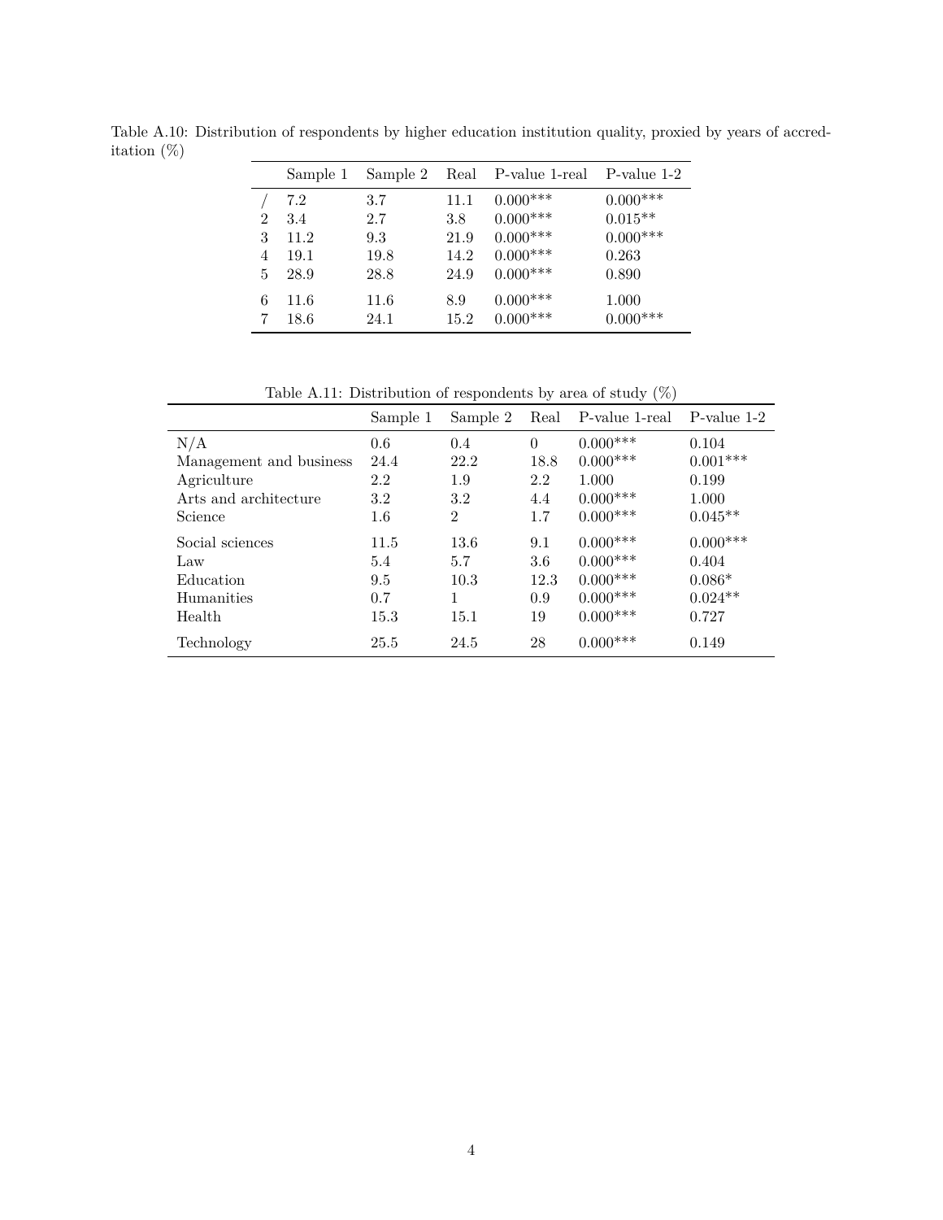Table A.10: Distribution of respondents by higher education institution quality, proxied by years of accreditation (%)

| | Sample 1 | Sample 2 | Real | P-value 1-real | P-value 1-2 |
|---|---|---|---|---|---|
| / | 7.2 | 3.7 | 11.1 | 0.000*** | 0.000*** |
| 2 | 3.4 | 2.7 | 3.8 | 0.000*** | 0.015** |
| 3 | 11.2 | 9.3 | 21.9 | 0.000*** | 0.000*** |
| 4 | 19.1 | 19.8 | 14.2 | 0.000*** | 0.263 |
| 5 | 28.9 | 28.8 | 24.9 | 0.000*** | 0.890 |
| 6 | 11.6 | 11.6 | 8.9 | 0.000*** | 1.000 |
| 7 | 18.6 | 24.1 | 15.2 | 0.000*** | 0.000*** |

Table A.11: Distribution of respondents by area of study (%)

| | Sample 1 | Sample 2 | Real | P-value 1-real | P-value 1-2 |
|---|---|---|---|---|---|
| N/A | 0.6 | 0.4 | 0 | 0.000*** | 0.104 |
| Management and business | 24.4 | 22.2 | 18.8 | 0.000*** | 0.001*** |
| Agriculture | 2.2 | 1.9 | 2.2 | 1.000 | 0.199 |
| Arts and architecture | 3.2 | 3.2 | 4.4 | 0.000*** | 1.000 |
| Science | 1.6 | 2 | 1.7 | 0.000*** | 0.045** |
| Social sciences | 11.5 | 13.6 | 9.1 | 0.000*** | 0.000*** |
| Law | 5.4 | 5.7 | 3.6 | 0.000*** | 0.404 |
| Education | 9.5 | 10.3 | 12.3 | 0.000*** | 0.086* |
| Humanities | 0.7 | 1 | 0.9 | 0.000*** | 0.024** |
| Health | 15.3 | 15.1 | 19 | 0.000*** | 0.727 |
| Technology | 25.5 | 24.5 | 28 | 0.000*** | 0.149 |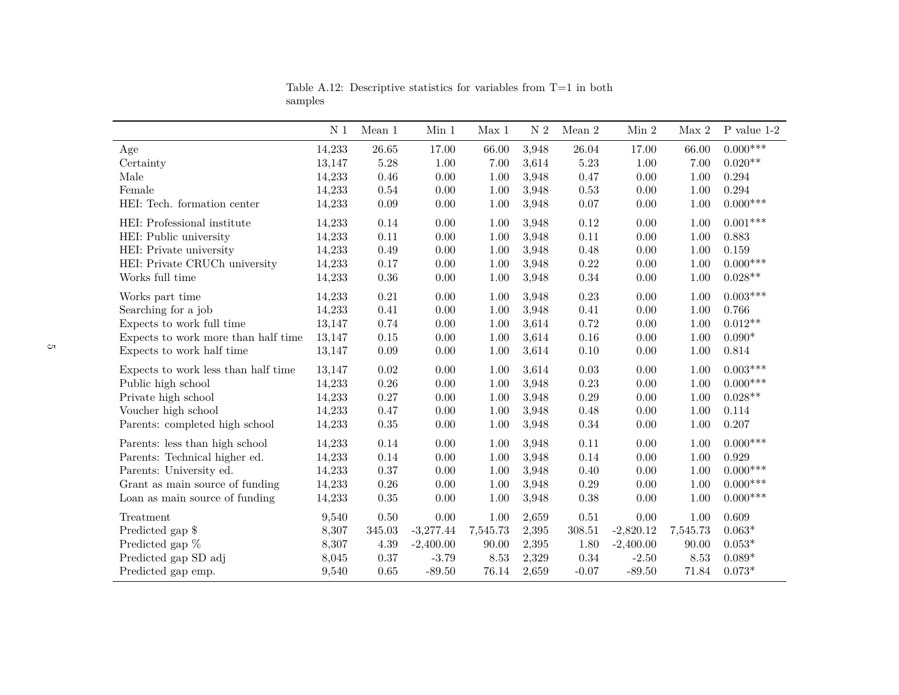Table A.12: Descriptive statistics for variables from T=1 in both samples

| | N 1 | Mean 1 | Min 1 | Max 1 | N 2 | Mean 2 | Min 2 | Max 2 | P value 1-2 |
|---|---|---|---|---|---|---|---|---|---|
| Age | 14,233 | 26.65 | 17.00 | 66.00 | 3,948 | 26.04 | 17.00 | 66.00 | 0.000*** |
| Certainty | 13,147 | 5.28 | 1.00 | 7.00 | 3,614 | 5.23 | 1.00 | 7.00 | 0.020** |
| Male | 14,233 | 0.46 | 0.00 | 1.00 | 3,948 | 0.47 | 0.00 | 1.00 | 0.294 |
| Female | 14,233 | 0.54 | 0.00 | 1.00 | 3,948 | 0.53 | 0.00 | 1.00 | 0.294 |
| HEI: Tech. formation center | 14,233 | 0.09 | 0.00 | 1.00 | 3,948 | 0.07 | 0.00 | 1.00 | 0.000*** |
| HEI: Professional institute | 14,233 | 0.14 | 0.00 | 1.00 | 3,948 | 0.12 | 0.00 | 1.00 | 0.001*** |
| HEI: Public university | 14,233 | 0.11 | 0.00 | 1.00 | 3,948 | 0.11 | 0.00 | 1.00 | 0.883 |
| HEI: Private university | 14,233 | 0.49 | 0.00 | 1.00 | 3,948 | 0.48 | 0.00 | 1.00 | 0.159 |
| HEI: Private CRUCh university | 14,233 | 0.17 | 0.00 | 1.00 | 3,948 | 0.22 | 0.00 | 1.00 | 0.000*** |
| Works full time | 14,233 | 0.36 | 0.00 | 1.00 | 3,948 | 0.34 | 0.00 | 1.00 | 0.028** |
| Works part time | 14,233 | 0.21 | 0.00 | 1.00 | 3,948 | 0.23 | 0.00 | 1.00 | 0.003*** |
| Searching for a job | 14,233 | 0.41 | 0.00 | 1.00 | 3,948 | 0.41 | 0.00 | 1.00 | 0.766 |
| Expects to work full time | 13,147 | 0.74 | 0.00 | 1.00 | 3,614 | 0.72 | 0.00 | 1.00 | 0.012** |
| Expects to work more than half time | 13,147 | 0.15 | 0.00 | 1.00 | 3,614 | 0.16 | 0.00 | 1.00 | 0.090* |
| Expects to work half time | 13,147 | 0.09 | 0.00 | 1.00 | 3,614 | 0.10 | 0.00 | 1.00 | 0.814 |
| Expects to work less than half time | 13,147 | 0.02 | 0.00 | 1.00 | 3,614 | 0.03 | 0.00 | 1.00 | 0.003*** |
| Public high school | 14,233 | 0.26 | 0.00 | 1.00 | 3,948 | 0.23 | 0.00 | 1.00 | 0.000*** |
| Private high school | 14,233 | 0.27 | 0.00 | 1.00 | 3,948 | 0.29 | 0.00 | 1.00 | 0.028** |
| Voucher high school | 14,233 | 0.47 | 0.00 | 1.00 | 3,948 | 0.48 | 0.00 | 1.00 | 0.114 |
| Parents: completed high school | 14,233 | 0.35 | 0.00 | 1.00 | 3,948 | 0.34 | 0.00 | 1.00 | 0.207 |
| Parents: less than high school | 14,233 | 0.14 | 0.00 | 1.00 | 3,948 | 0.11 | 0.00 | 1.00 | 0.000*** |
| Parents: Technical higher ed. | 14,233 | 0.14 | 0.00 | 1.00 | 3,948 | 0.14 | 0.00 | 1.00 | 0.929 |
| Parents: University ed. | 14,233 | 0.37 | 0.00 | 1.00 | 3,948 | 0.40 | 0.00 | 1.00 | 0.000*** |
| Grant as main source of funding | 14,233 | 0.26 | 0.00 | 1.00 | 3,948 | 0.29 | 0.00 | 1.00 | 0.000*** |
| Loan as main source of funding | 14,233 | 0.35 | 0.00 | 1.00 | 3,948 | 0.38 | 0.00 | 1.00 | 0.000*** |
| Treatment | 9,540 | 0.50 | 0.00 | 1.00 | 2,659 | 0.51 | 0.00 | 1.00 | 0.609 |
| Predicted gap $ | 8,307 | 345.03 | -3,277.44 | 7,545.73 | 2,395 | 308.51 | -2,820.12 | 7,545.73 | 0.063* |
| Predicted gap % | 8,307 | 4.39 | -2,400.00 | 90.00 | 2,395 | 1.80 | -2,400.00 | 90.00 | 0.053* |
| Predicted gap SD adj | 8,045 | 0.37 | -3.79 | 8.53 | 2,329 | 0.34 | -2.50 | 8.53 | 0.089* |
| Predicted gap emp. | 9,540 | 0.65 | -89.50 | 76.14 | 2,659 | -0.07 | -89.50 | 71.84 | 0.073* |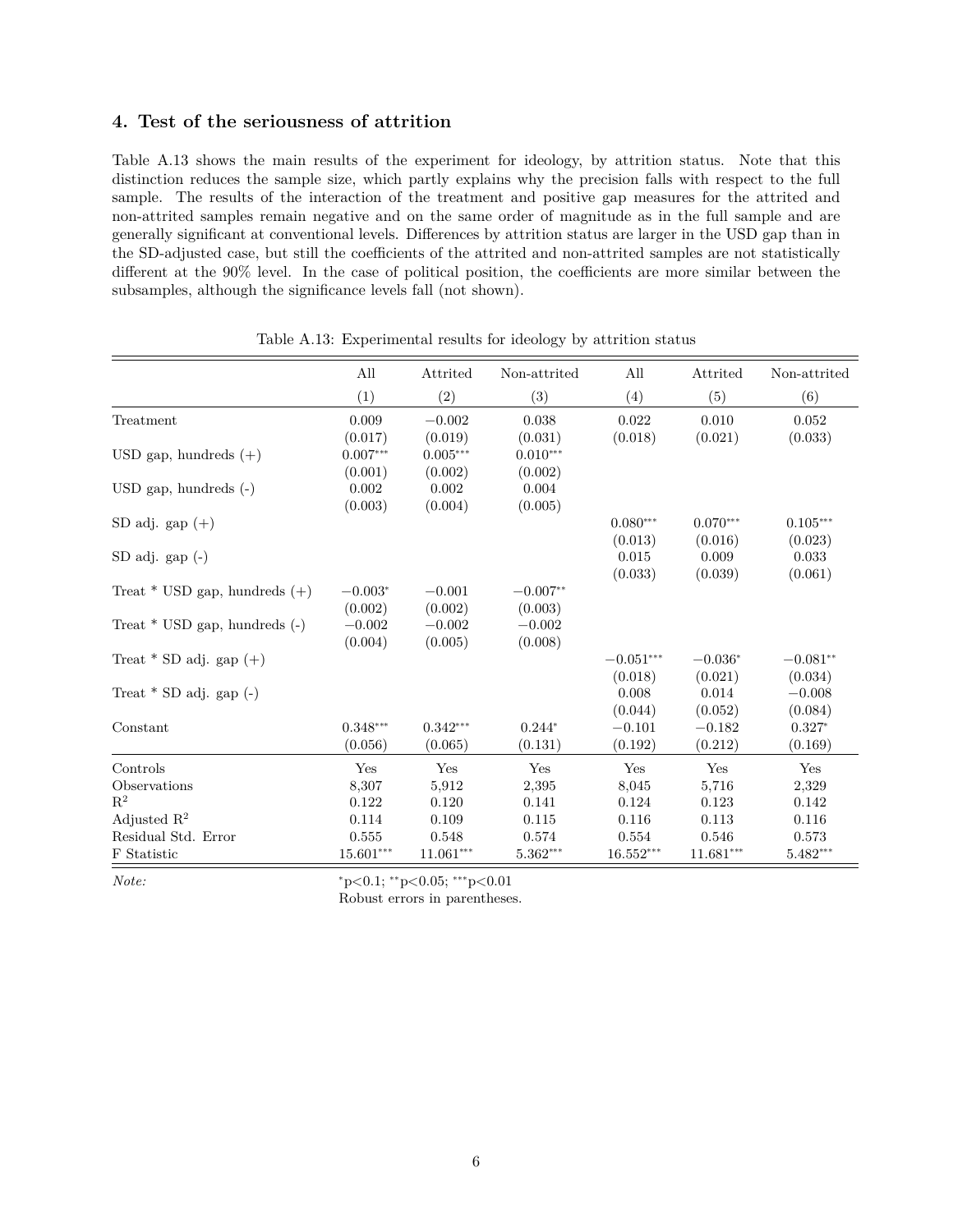## 4. Test of the seriousness of attrition

Table A.13 shows the main results of the experiment for ideology, by attrition status. Note that this distinction reduces the sample size, which partly explains why the precision falls with respect to the full sample. The results of the interaction of the treatment and positive gap measures for the attrited and non-attrited samples remain negative and on the same order of magnitude as in the full sample and are generally significant at conventional levels. Differences by attrition status are larger in the USD gap than in the SD-adjusted case, but still the coefficients of the attrited and non-attrited samples are not statistically different at the 90% level. In the case of political position, the coefficients are more similar between the subsamples, although the significance levels fall (not shown).

Table A.13: Experimental results for ideology by attrition status

| | All | Attrited | Non-attrited | All | Attrited | Non-attrited |
|---|---|---|---|---|---|---|
| | (1) | (2) | (3) | (4) | (5) | (6) |
| Treatment | 0.009 | −0.002 | 0.038 | 0.022 | 0.010 | 0.052 |
| | (0.017) | (0.019) | (0.031) | (0.018) | (0.021) | (0.033) |
| USD gap, hundreds (+) | 0.007*** | 0.005*** | 0.010*** | | | |
| | (0.001) | (0.002) | (0.002) | | | |
| USD gap, hundreds (-) | 0.002 | 0.002 | 0.004 | | | |
| | (0.003) | (0.004) | (0.005) | | | |
| SD adj. gap (+) | | | | 0.080*** | 0.070*** | 0.105*** |
| | | | | (0.013) | (0.016) | (0.023) |
| SD adj. gap (-) | | | | 0.015 | 0.009 | 0.033 |
| | | | | (0.033) | (0.039) | (0.061) |
| Treat * USD gap, hundreds (+) | −0.003* | −0.001 | −0.007** | | | |
| | (0.002) | (0.002) | (0.003) | | | |
| Treat * USD gap, hundreds (-) | −0.002 | −0.002 | −0.002 | | | |
| | (0.004) | (0.005) | (0.008) | | | |
| Treat * SD adj. gap (+) | | | | −0.051*** | −0.036* | −0.081** |
| | | | | (0.018) | (0.021) | (0.034) |
| Treat * SD adj. gap (-) | | | | 0.008 | 0.014 | −0.008 |
| | | | | (0.044) | (0.052) | (0.084) |
| Constant | 0.348*** | 0.342*** | 0.244* | −0.101 | −0.182 | 0.327* |
| | (0.056) | (0.065) | (0.131) | (0.192) | (0.212) | (0.169) |
| Controls | Yes | Yes | Yes | Yes | Yes | Yes |
| Observations | 8,307 | 5,912 | 2,395 | 8,045 | 5,716 | 2,329 |
| $R^2$ | 0.122 | 0.120 | 0.141 | 0.124 | 0.123 | 0.142 |
| Adjusted $R^2$ | 0.114 | 0.109 | 0.115 | 0.116 | 0.113 | 0.116 |
| Residual Std. Error | 0.555 | 0.548 | 0.574 | 0.554 | 0.546 | 0.573 |
| F Statistic | 15.601*** | 11.061*** | 5.362*** | 16.552*** | 11.681*** | 5.482*** |

*Note:* *p<0.1; **p<0.05; ***p<0.01
Robust errors in parentheses.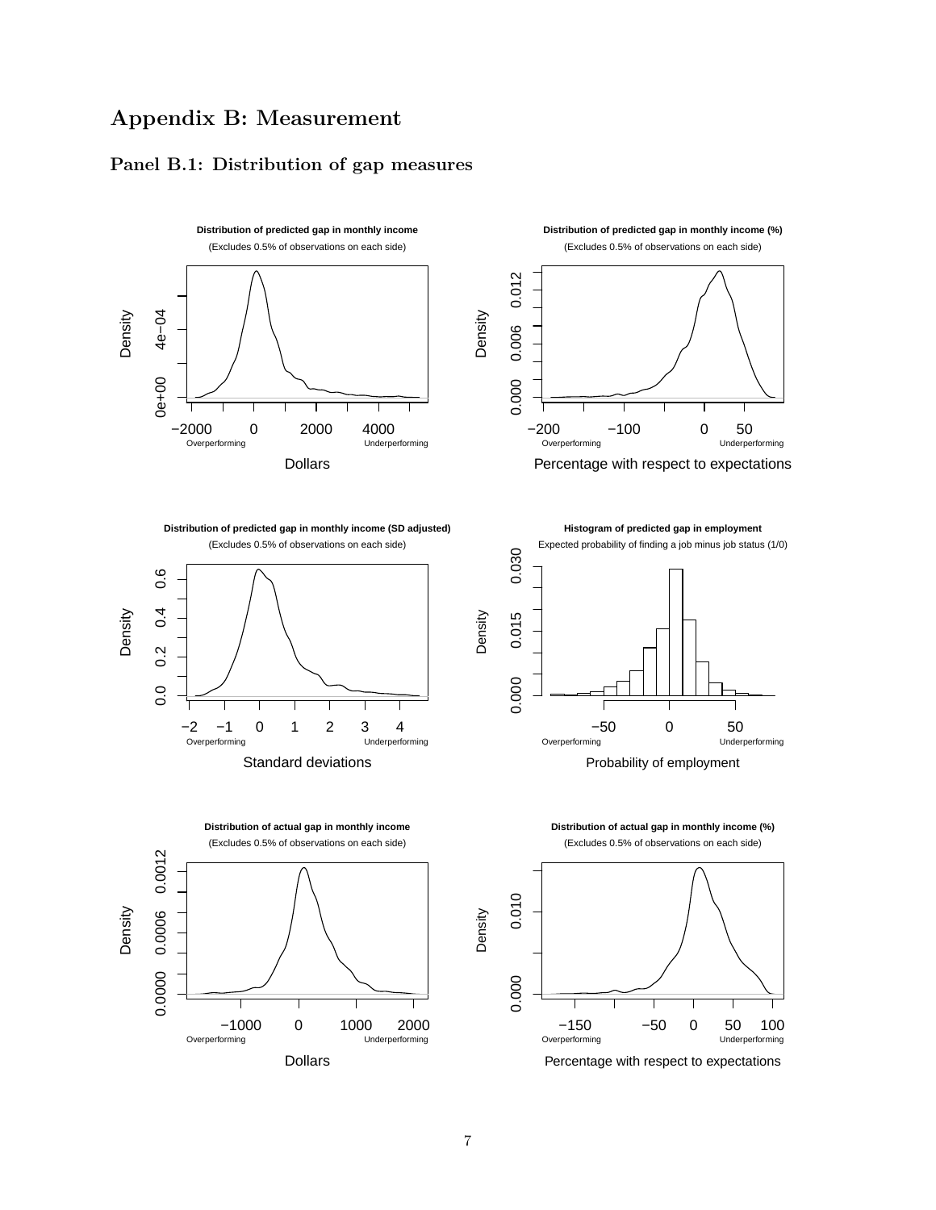# Appendix B: Measurement

### Panel B.1: Distribution of gap measures

**Distribution of predicted gap in monthly income**
(Excludes 0.5% of observations on each side)

Density

Dollars

Overperforming — Underperforming

**Distribution of predicted gap in monthly income (%)**
(Excludes 0.5% of observations on each side)

Density

Percentage with respect to expectations

Overperforming — Underperforming

**Distribution of predicted gap in monthly income (SD adjusted)**
(Excludes 0.5% of observations on each side)

Density

Standard deviations

Overperforming — Underperforming

**Histogram of predicted gap in employment**
Expected probability of finding a job minus job status (1/0)

Density

Probability of employment

Overperforming — Underperforming

**Distribution of actual gap in monthly income**
(Excludes 0.5% of observations on each side)

Density

Dollars

Overperforming — Underperforming

**Distribution of actual gap in monthly income (%)**
(Excludes 0.5% of observations on each side)

Density

Percentage with respect to expectations

Overperforming — Underperforming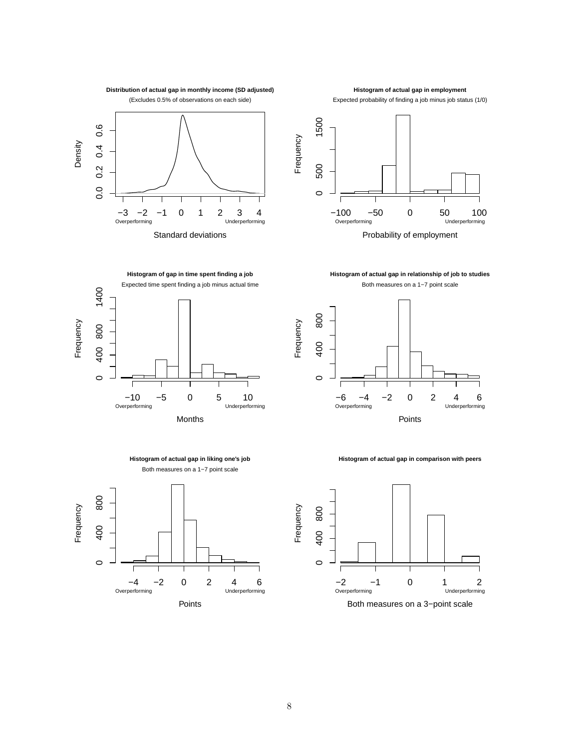**Distribution of actual gap in monthly income (SD adjusted)**

(Excludes 0.5% of observations on each side)

**Histogram of actual gap in employment**

Expected probability of finding a job minus job status (1/0)

**Histogram of gap in time spent finding a job**

Expected time spent finding a job minus actual time

**Histogram of actual gap in relationship of job to studies**

Both measures on a 1−7 point scale

**Histogram of actual gap in liking one's job**

Both measures on a 1−7 point scale

**Histogram of actual gap in comparison with peers**

Both measures on a 3−point scale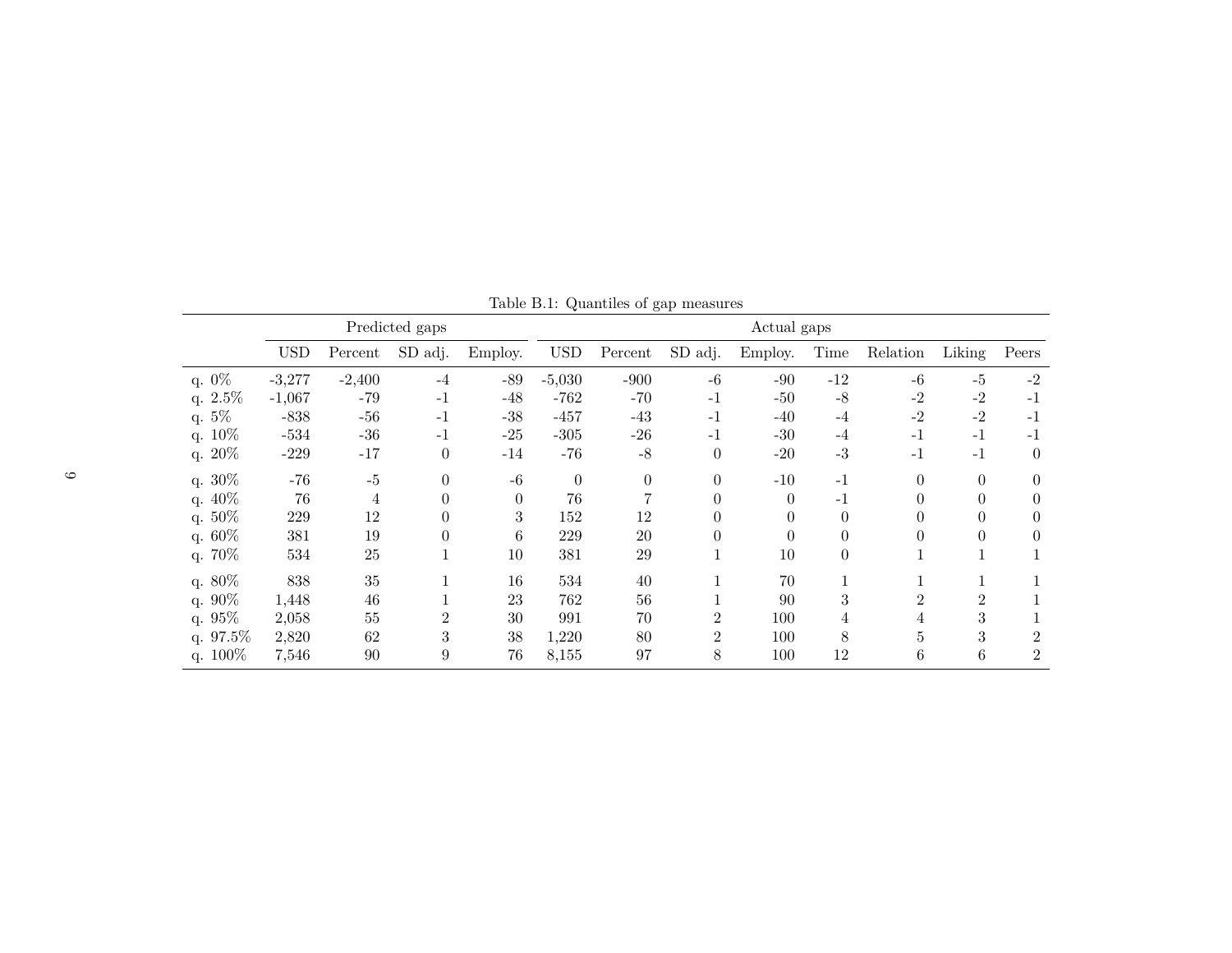Table B.1: Quantiles of gap measures

| | Predicted gaps | | | | Actual gaps | | | | | | | |
|---|---|---|---|---|---|---|---|---|---|---|---|---|
| | USD | Percent | SD adj. | Employ. | USD | Percent | SD adj. | Employ. | Time | Relation | Liking | Peers |
| q. 0% | -3,277 | -2,400 | -4 | -89 | -5,030 | -900 | -6 | -90 | -12 | -6 | -5 | -2 |
| q. 2.5% | -1,067 | -79 | -1 | -48 | -762 | -70 | -1 | -50 | -8 | -2 | -2 | -1 |
| q. 5% | -838 | -56 | -1 | -38 | -457 | -43 | -1 | -40 | -4 | -2 | -2 | -1 |
| q. 10% | -534 | -36 | -1 | -25 | -305 | -26 | -1 | -30 | -4 | -1 | -1 | -1 |
| q. 20% | -229 | -17 | 0 | -14 | -76 | -8 | 0 | -20 | -3 | -1 | -1 | 0 |
| q. 30% | -76 | -5 | 0 | -6 | 0 | 0 | 0 | -10 | -1 | 0 | 0 | 0 |
| q. 40% | 76 | 4 | 0 | 0 | 76 | 7 | 0 | 0 | -1 | 0 | 0 | 0 |
| q. 50% | 229 | 12 | 0 | 3 | 152 | 12 | 0 | 0 | 0 | 0 | 0 | 0 |
| q. 60% | 381 | 19 | 0 | 6 | 229 | 20 | 0 | 0 | 0 | 0 | 0 | 0 |
| q. 70% | 534 | 25 | 1 | 10 | 381 | 29 | 1 | 10 | 0 | 1 | 1 | 1 |
| q. 80% | 838 | 35 | 1 | 16 | 534 | 40 | 1 | 70 | 1 | 1 | 1 | 1 |
| q. 90% | 1,448 | 46 | 1 | 23 | 762 | 56 | 1 | 90 | 3 | 2 | 2 | 1 |
| q. 95% | 2,058 | 55 | 2 | 30 | 991 | 70 | 2 | 100 | 4 | 4 | 3 | 1 |
| q. 97.5% | 2,820 | 62 | 3 | 38 | 1,220 | 80 | 2 | 100 | 8 | 5 | 3 | 2 |
| q. 100% | 7,546 | 90 | 9 | 76 | 8,155 | 97 | 8 | 100 | 12 | 6 | 6 | 2 |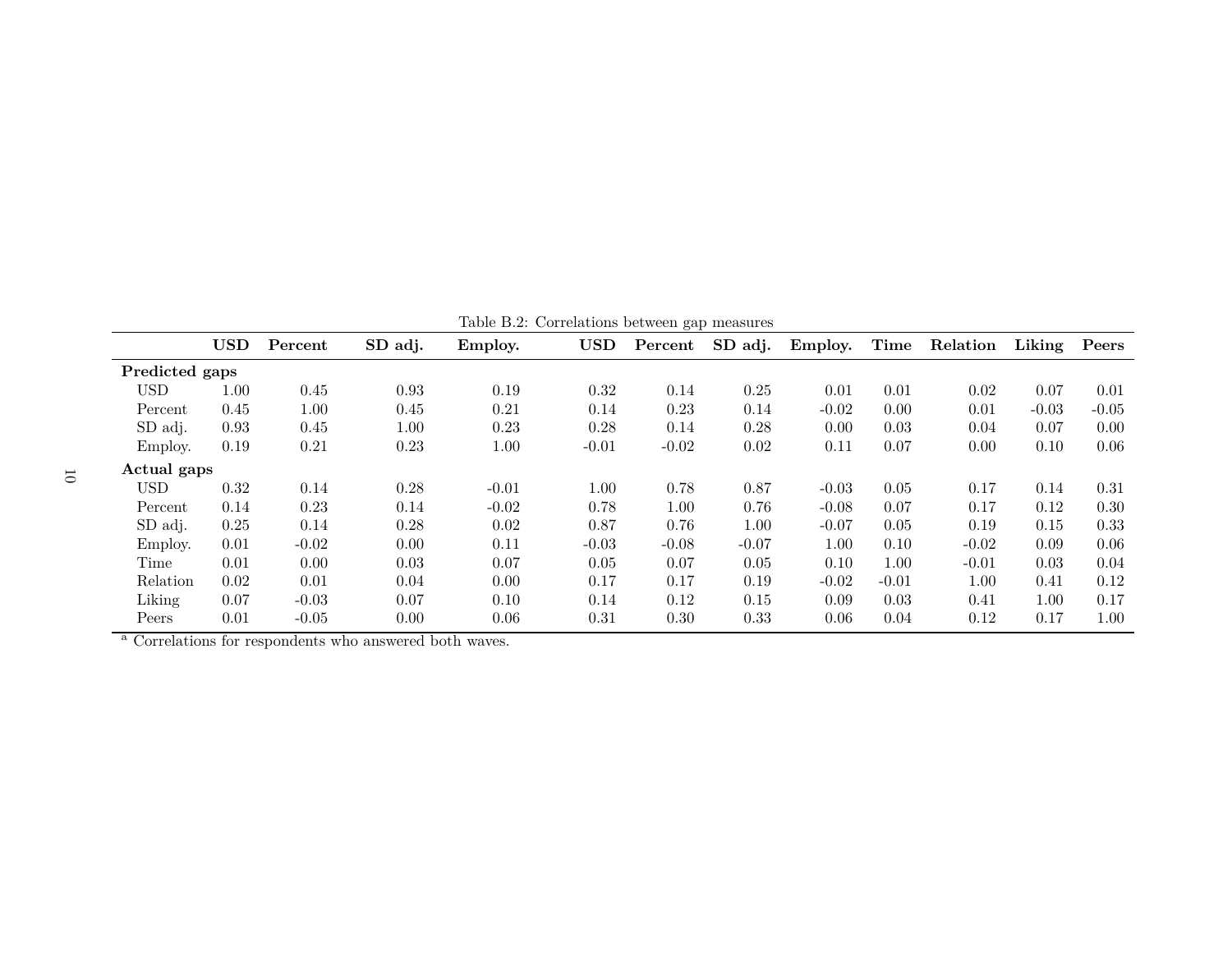Table B.2: Correlations between gap measures

| | USD | Percent | SD adj. | Employ. | USD | Percent | SD adj. | Employ. | Time | Relation | Liking | Peers |
|---|---|---|---|---|---|---|---|---|---|---|---|---|
| **Predicted gaps** | | | | | | | | | | | | |
| USD | 1.00 | 0.45 | 0.93 | 0.19 | 0.32 | 0.14 | 0.25 | 0.01 | 0.01 | 0.02 | 0.07 | 0.01 |
| Percent | 0.45 | 1.00 | 0.45 | 0.21 | 0.14 | 0.23 | 0.14 | -0.02 | 0.00 | 0.01 | -0.03 | -0.05 |
| SD adj. | 0.93 | 0.45 | 1.00 | 0.23 | 0.28 | 0.14 | 0.28 | 0.00 | 0.03 | 0.04 | 0.07 | 0.00 |
| Employ. | 0.19 | 0.21 | 0.23 | 1.00 | -0.01 | -0.02 | 0.02 | 0.11 | 0.07 | 0.00 | 0.10 | 0.06 |
| **Actual gaps** | | | | | | | | | | | | |
| USD | 0.32 | 0.14 | 0.28 | -0.01 | 1.00 | 0.78 | 0.87 | -0.03 | 0.05 | 0.17 | 0.14 | 0.31 |
| Percent | 0.14 | 0.23 | 0.14 | -0.02 | 0.78 | 1.00 | 0.76 | -0.08 | 0.07 | 0.17 | 0.12 | 0.30 |
| SD adj. | 0.25 | 0.14 | 0.28 | 0.02 | 0.87 | 0.76 | 1.00 | -0.07 | 0.05 | 0.19 | 0.15 | 0.33 |
| Employ. | 0.01 | -0.02 | 0.00 | 0.11 | -0.03 | -0.08 | -0.07 | 1.00 | 0.10 | -0.02 | 0.09 | 0.06 |
| Time | 0.01 | 0.00 | 0.03 | 0.07 | 0.05 | 0.07 | 0.05 | 0.10 | 1.00 | -0.01 | 0.03 | 0.04 |
| Relation | 0.02 | 0.01 | 0.04 | 0.00 | 0.17 | 0.17 | 0.19 | -0.02 | -0.01 | 1.00 | 0.41 | 0.12 |
| Liking | 0.07 | -0.03 | 0.07 | 0.10 | 0.14 | 0.12 | 0.15 | 0.09 | 0.03 | 0.41 | 1.00 | 0.17 |
| Peers | 0.01 | -0.05 | 0.00 | 0.06 | 0.31 | 0.30 | 0.33 | 0.06 | 0.04 | 0.12 | 0.17 | 1.00 |

[a] Correlations for respondents who answered both waves.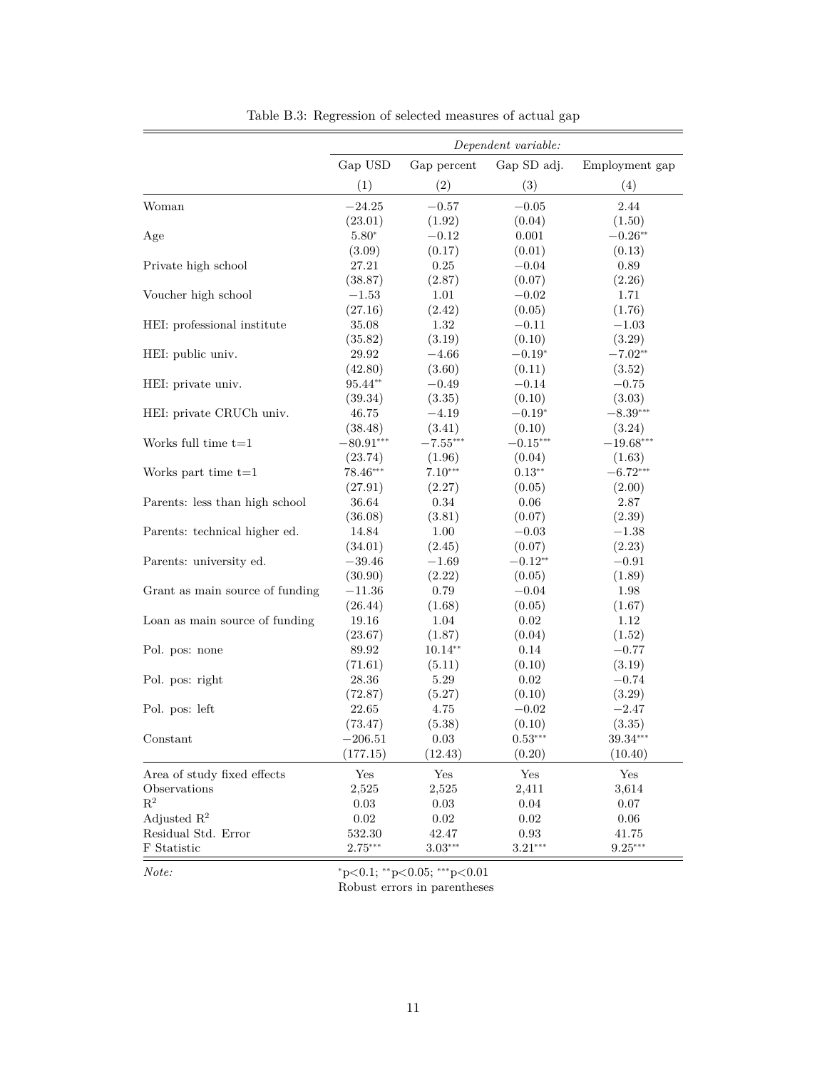Table B.3: Regression of selected measures of actual gap

| | *Dependent variable:* | | | |
|---|---|---|---|---|
| | Gap USD | Gap percent | Gap SD adj. | Employment gap |
| | (1) | (2) | (3) | (4) |
| Woman | −24.25 | −0.57 | −0.05 | 2.44 |
| | (23.01) | (1.92) | (0.04) | (1.50) |
| Age | 5.80* | −0.12 | 0.001 | −0.26** |
| | (3.09) | (0.17) | (0.01) | (0.13) |
| Private high school | 27.21 | 0.25 | −0.04 | 0.89 |
| | (38.87) | (2.87) | (0.07) | (2.26) |
| Voucher high school | −1.53 | 1.01 | −0.02 | 1.71 |
| | (27.16) | (2.42) | (0.05) | (1.76) |
| HEI: professional institute | 35.08 | 1.32 | −0.11 | −1.03 |
| | (35.82) | (3.19) | (0.10) | (3.29) |
| HEI: public univ. | 29.92 | −4.66 | −0.19* | −7.02** |
| | (42.80) | (3.60) | (0.11) | (3.52) |
| HEI: private univ. | 95.44** | −0.49 | −0.14 | −0.75 |
| | (39.34) | (3.35) | (0.10) | (3.03) |
| HEI: private CRUCh univ. | 46.75 | −4.19 | −0.19* | −8.39*** |
| | (38.48) | (3.41) | (0.10) | (3.24) |
| Works full time t=1 | −80.91*** | −7.55*** | −0.15*** | −19.68*** |
| | (23.74) | (1.96) | (0.04) | (1.63) |
| Works part time t=1 | 78.46*** | 7.10*** | 0.13** | −6.72*** |
| | (27.91) | (2.27) | (0.05) | (2.00) |
| Parents: less than high school | 36.64 | 0.34 | 0.06 | 2.87 |
| | (36.08) | (3.81) | (0.07) | (2.39) |
| Parents: technical higher ed. | 14.84 | 1.00 | −0.03 | −1.38 |
| | (34.01) | (2.45) | (0.07) | (2.23) |
| Parents: university ed. | −39.46 | −1.69 | −0.12** | −0.91 |
| | (30.90) | (2.22) | (0.05) | (1.89) |
| Grant as main source of funding | −11.36 | 0.79 | −0.04 | 1.98 |
| | (26.44) | (1.68) | (0.05) | (1.67) |
| Loan as main source of funding | 19.16 | 1.04 | 0.02 | 1.12 |
| | (23.67) | (1.87) | (0.04) | (1.52) |
| Pol. pos: none | 89.92 | 10.14** | 0.14 | −0.77 |
| | (71.61) | (5.11) | (0.10) | (3.19) |
| Pol. pos: right | 28.36 | 5.29 | 0.02 | −0.74 |
| | (72.87) | (5.27) | (0.10) | (3.29) |
| Pol. pos: left | 22.65 | 4.75 | −0.02 | −2.47 |
| | (73.47) | (5.38) | (0.10) | (3.35) |
| Constant | −206.51 | 0.03 | 0.53*** | 39.34*** |
| | (177.15) | (12.43) | (0.20) | (10.40) |
| Area of study fixed effects | Yes | Yes | Yes | Yes |
| Observations | 2,525 | 2,525 | 2,411 | 3,614 |
| $R^2$ | 0.03 | 0.03 | 0.04 | 0.07 |
| Adjusted $R^2$ | 0.02 | 0.02 | 0.02 | 0.06 |
| Residual Std. Error | 532.30 | 42.47 | 0.93 | 41.75 |
| F Statistic | 2.75*** | 3.03*** | 3.21*** | 9.25*** |

*Note:* *p<0.1; **p<0.05; ***p<0.01
Robust errors in parentheses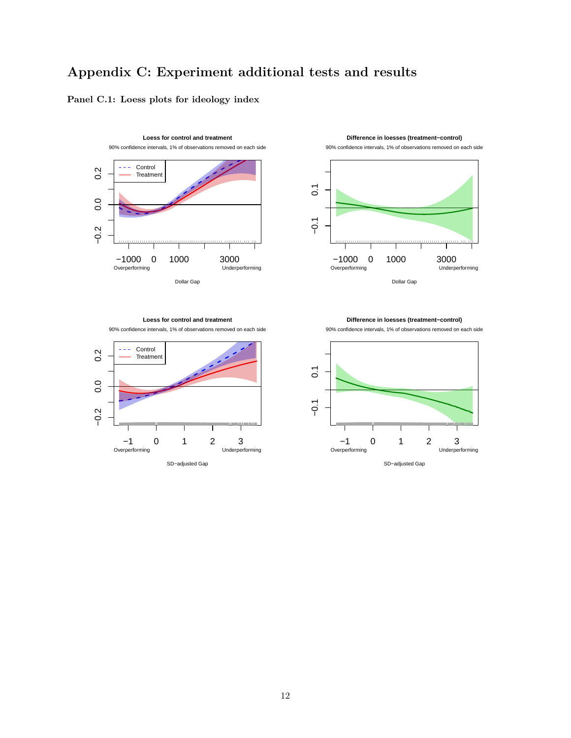# Appendix C: Experiment additional tests and results

**Panel C.1: Loess plots for ideology index**

**Loess for control and treatment**

90% confidence intervals, 1% of observations removed on each side

**Difference in loesses (treatment−control)**

90% confidence intervals, 1% of observations removed on each side

**Loess for control and treatment**

90% confidence intervals, 1% of observations removed on each side

**Difference in loesses (treatment−control)**

90% confidence intervals, 1% of observations removed on each side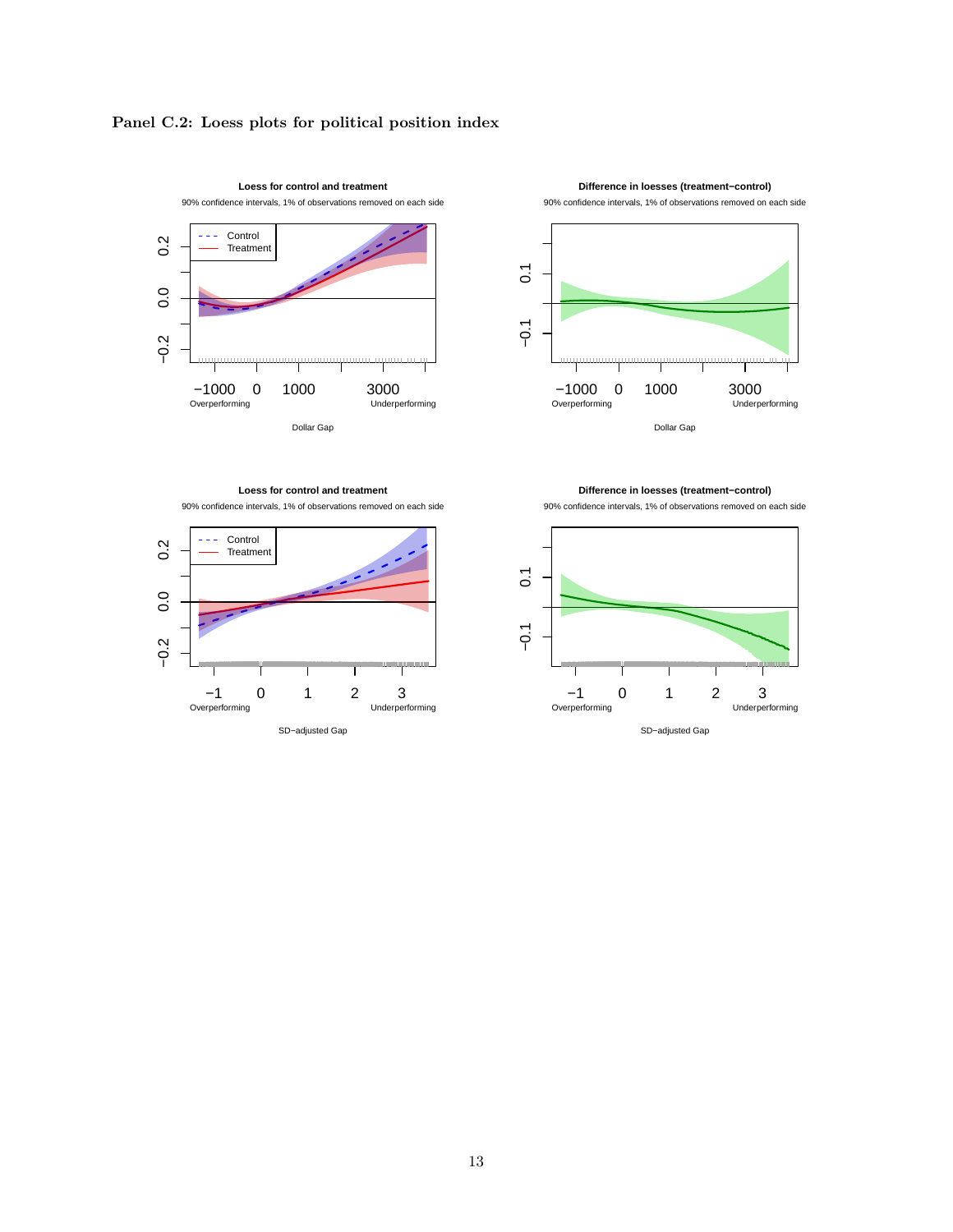**Panel C.2: Loess plots for political position index**

**Loess for control and treatment**

90% confidence intervals, 1% of observations removed on each side

**Difference in loesses (treatment−control)**

90% confidence intervals, 1% of observations removed on each side

**Loess for control and treatment**

90% confidence intervals, 1% of observations removed on each side

**Difference in loesses (treatment−control)**

90% confidence intervals, 1% of observations removed on each side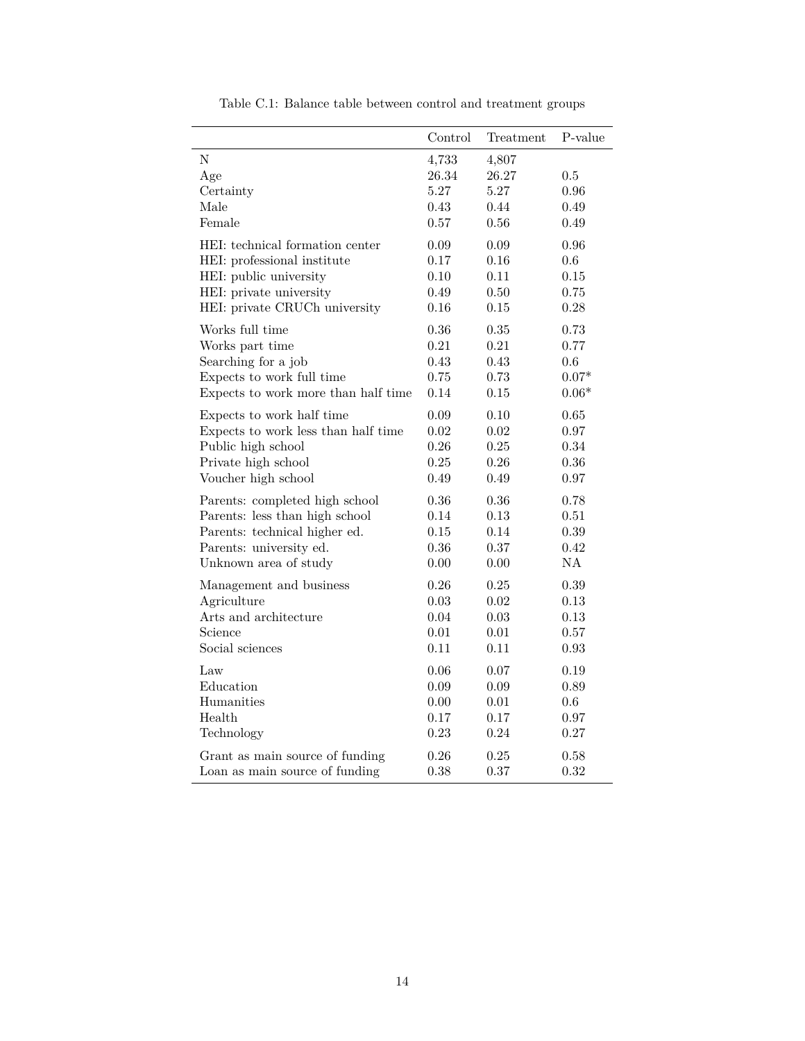Table C.1: Balance table between control and treatment groups

| | Control | Treatment | P-value |
|---|---|---|---|
| N | 4,733 | 4,807 | |
| Age | 26.34 | 26.27 | 0.5 |
| Certainty | 5.27 | 5.27 | 0.96 |
| Male | 0.43 | 0.44 | 0.49 |
| Female | 0.57 | 0.56 | 0.49 |
| HEI: technical formation center | 0.09 | 0.09 | 0.96 |
| HEI: professional institute | 0.17 | 0.16 | 0.6 |
| HEI: public university | 0.10 | 0.11 | 0.15 |
| HEI: private university | 0.49 | 0.50 | 0.75 |
| HEI: private CRUCh university | 0.16 | 0.15 | 0.28 |
| Works full time | 0.36 | 0.35 | 0.73 |
| Works part time | 0.21 | 0.21 | 0.77 |
| Searching for a job | 0.43 | 0.43 | 0.6 |
| Expects to work full time | 0.75 | 0.73 | 0.07* |
| Expects to work more than half time | 0.14 | 0.15 | 0.06* |
| Expects to work half time | 0.09 | 0.10 | 0.65 |
| Expects to work less than half time | 0.02 | 0.02 | 0.97 |
| Public high school | 0.26 | 0.25 | 0.34 |
| Private high school | 0.25 | 0.26 | 0.36 |
| Voucher high school | 0.49 | 0.49 | 0.97 |
| Parents: completed high school | 0.36 | 0.36 | 0.78 |
| Parents: less than high school | 0.14 | 0.13 | 0.51 |
| Parents: technical higher ed. | 0.15 | 0.14 | 0.39 |
| Parents: university ed. | 0.36 | 0.37 | 0.42 |
| Unknown area of study | 0.00 | 0.00 | NA |
| Management and business | 0.26 | 0.25 | 0.39 |
| Agriculture | 0.03 | 0.02 | 0.13 |
| Arts and architecture | 0.04 | 0.03 | 0.13 |
| Science | 0.01 | 0.01 | 0.57 |
| Social sciences | 0.11 | 0.11 | 0.93 |
| Law | 0.06 | 0.07 | 0.19 |
| Education | 0.09 | 0.09 | 0.89 |
| Humanities | 0.00 | 0.01 | 0.6 |
| Health | 0.17 | 0.17 | 0.97 |
| Technology | 0.23 | 0.24 | 0.27 |
| Grant as main source of funding | 0.26 | 0.25 | 0.58 |
| Loan as main source of funding | 0.38 | 0.37 | 0.32 |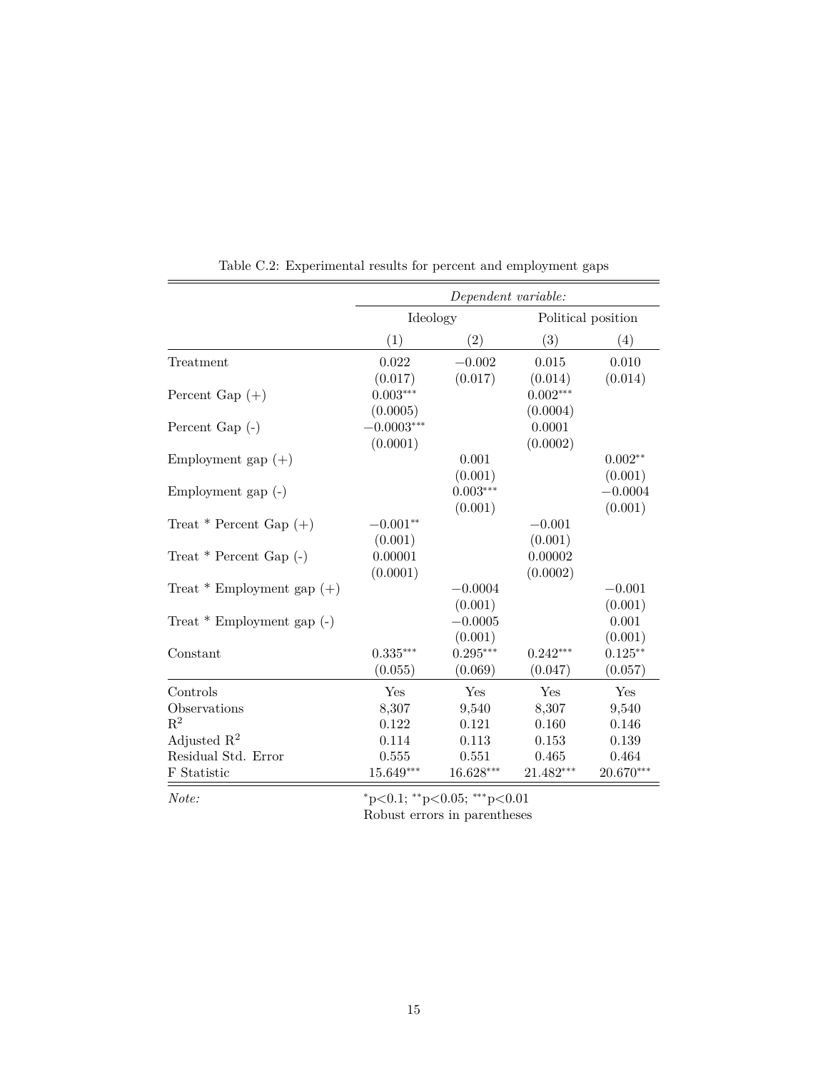Table C.2: Experimental results for percent and employment gaps

| | *Dependent variable:* | | | |
|---|---|---|---|---|
| | Ideology | | Political position | |
| | (1) | (2) | (3) | (4) |
| Treatment | 0.022 | −0.002 | 0.015 | 0.010 |
| | (0.017) | (0.017) | (0.014) | (0.014) |
| Percent Gap (+) | $0.003^{***}$ | | $0.002^{***}$ | |
| | (0.0005) | | (0.0004) | |
| Percent Gap (-) | $-0.0003^{***}$ | | 0.0001 | |
| | (0.0001) | | (0.0002) | |
| Employment gap (+) | | 0.001 | | $0.002^{**}$ |
| | | (0.001) | | (0.001) |
| Employment gap (-) | | $0.003^{***}$ | | −0.0004 |
| | | (0.001) | | (0.001) |
| Treat * Percent Gap (+) | $-0.001^{**}$ | | −0.001 | |
| | (0.001) | | (0.001) | |
| Treat * Percent Gap (-) | 0.00001 | | 0.00002 | |
| | (0.0001) | | (0.0002) | |
| Treat * Employment gap (+) | | −0.0004 | | −0.001 |
| | | (0.001) | | (0.001) |
| Treat * Employment gap (-) | | −0.0005 | | 0.001 |
| | | (0.001) | | (0.001) |
| Constant | $0.335^{***}$ | $0.295^{***}$ | $0.242^{***}$ | $0.125^{**}$ |
| | (0.055) | (0.069) | (0.047) | (0.057) |
| Controls | Yes | Yes | Yes | Yes |
| Observations | 8,307 | 9,540 | 8,307 | 9,540 |
| $R^2$ | 0.122 | 0.121 | 0.160 | 0.146 |
| Adjusted $R^2$ | 0.114 | 0.113 | 0.153 | 0.139 |
| Residual Std. Error | 0.555 | 0.551 | 0.465 | 0.464 |
| F Statistic | $15.649^{***}$ | $16.628^{***}$ | $21.482^{***}$ | $20.670^{***}$ |

*Note:* $^{*}$p<0.1; $^{**}$p<0.05; $^{***}$p<0.01
Robust errors in parentheses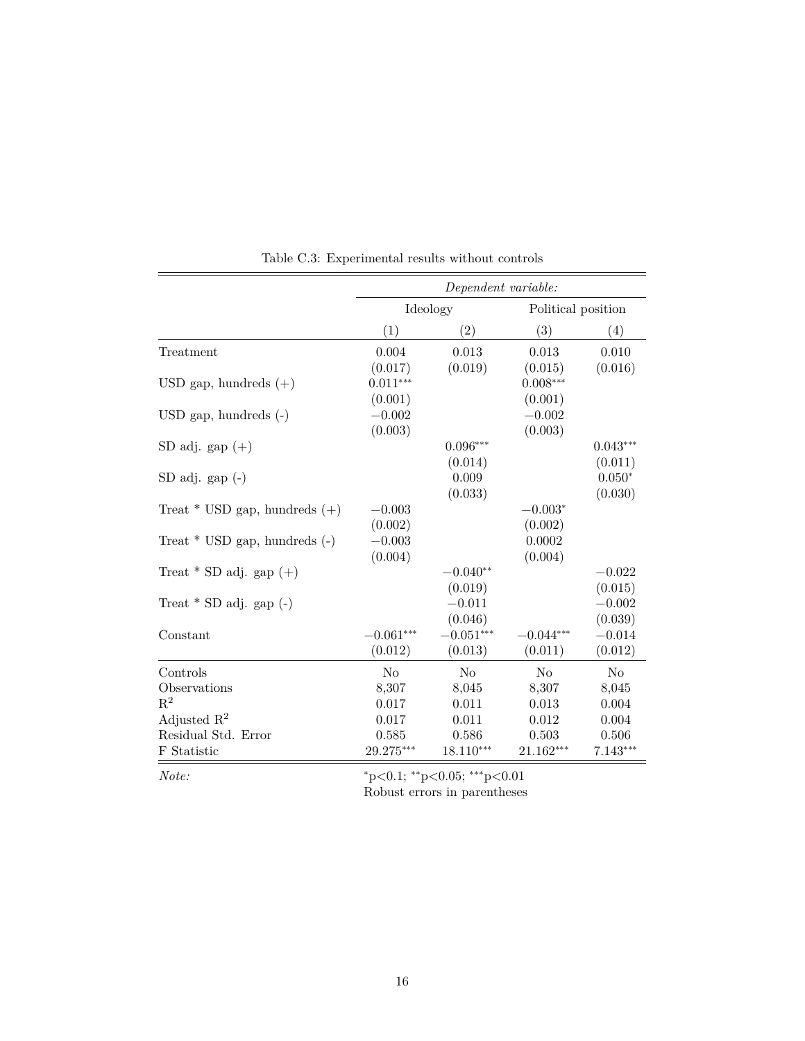Table C.3: Experimental results without controls

| | *Dependent variable:* | | | |
|---|---|---|---|---|
| | Ideology | | Political position | |
| | (1) | (2) | (3) | (4) |
| Treatment | 0.004 | 0.013 | 0.013 | 0.010 |
| | (0.017) | (0.019) | (0.015) | (0.016) |
| USD gap, hundreds (+) | $0.011^{***}$ | | $0.008^{***}$ | |
| | (0.001) | | (0.001) | |
| USD gap, hundreds (-) | $-0.002$ | | $-0.002$ | |
| | (0.003) | | (0.003) | |
| SD adj. gap (+) | | $0.096^{***}$ | | $0.043^{***}$ |
| | | (0.014) | | (0.011) |
| SD adj. gap (-) | | 0.009 | | $0.050^{*}$ |
| | | (0.033) | | (0.030) |
| Treat * USD gap, hundreds (+) | $-0.003$ | | $-0.003^{*}$ | |
| | (0.002) | | (0.002) | |
| Treat * USD gap, hundreds (-) | $-0.003$ | | 0.0002 | |
| | (0.004) | | (0.004) | |
| Treat * SD adj. gap (+) | | $-0.040^{**}$ | | $-0.022$ |
| | | (0.019) | | (0.015) |
| Treat * SD adj. gap (-) | | $-0.011$ | | $-0.002$ |
| | | (0.046) | | (0.039) |
| Constant | $-0.061^{***}$ | $-0.051^{***}$ | $-0.044^{***}$ | $-0.014$ |
| | (0.012) | (0.013) | (0.011) | (0.012) |
| Controls | No | No | No | No |
| Observations | 8,307 | 8,045 | 8,307 | 8,045 |
| $R^2$ | 0.017 | 0.011 | 0.013 | 0.004 |
| Adjusted $R^2$ | 0.017 | 0.011 | 0.012 | 0.004 |
| Residual Std. Error | 0.585 | 0.586 | 0.503 | 0.506 |
| F Statistic | $29.275^{***}$ | $18.110^{***}$ | $21.162^{***}$ | $7.143^{***}$ |

*Note:* $^{*}$p<0.1; $^{**}$p<0.05; $^{***}$p<0.01
Robust errors in parentheses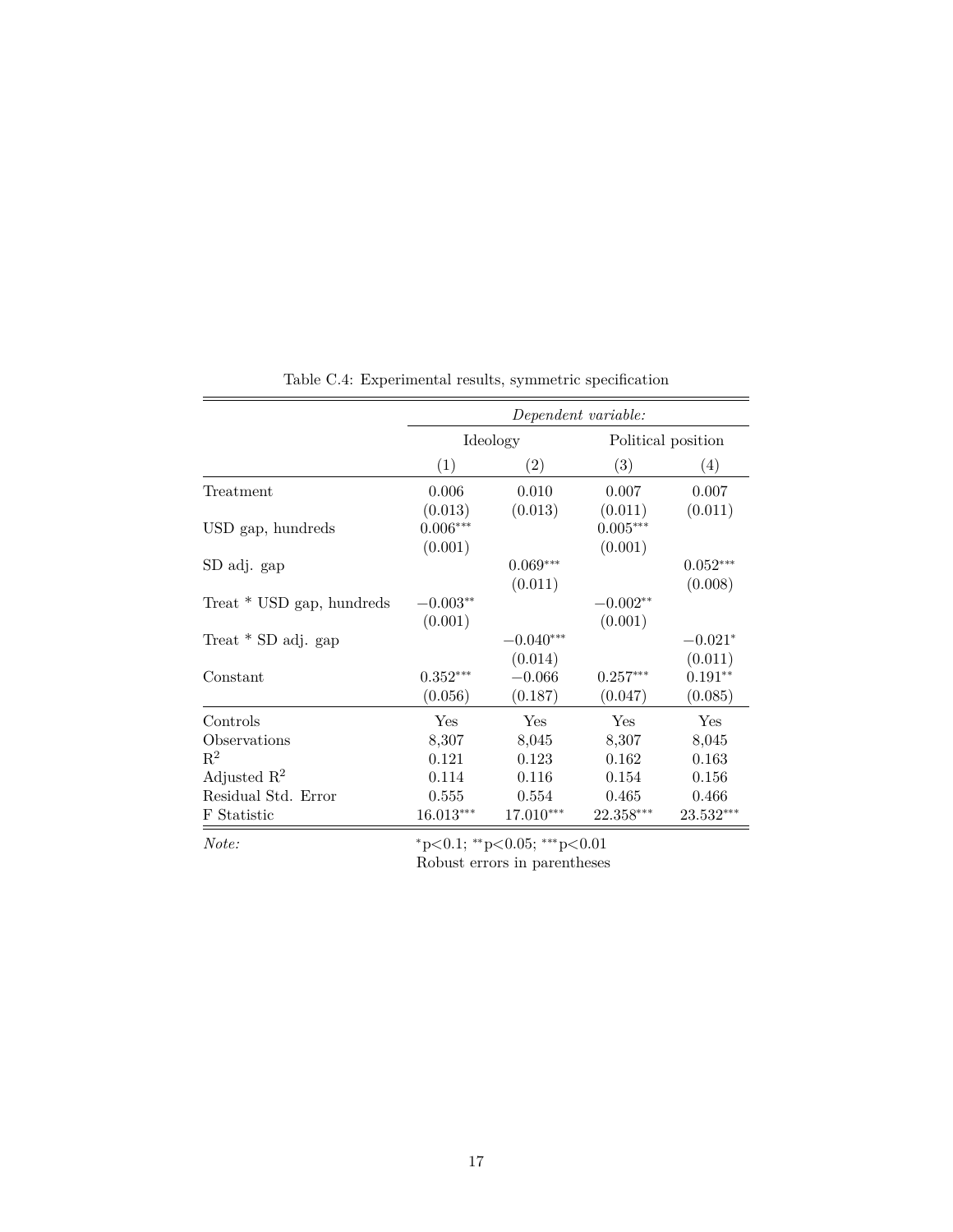Table C.4: Experimental results, symmetric specification

| | *Dependent variable:* | | | |
|---|---|---|---|---|
| | Ideology | | Political position | |
| | (1) | (2) | (3) | (4) |
| Treatment | 0.006 | 0.010 | 0.007 | 0.007 |
| | (0.013) | (0.013) | (0.011) | (0.011) |
| USD gap, hundreds | $0.006^{***}$ | | $0.005^{***}$ | |
| | (0.001) | | (0.001) | |
| SD adj. gap | | $0.069^{***}$ | | $0.052^{***}$ |
| | | (0.011) | | (0.008) |
| Treat * USD gap, hundreds | $-0.003^{**}$ | | $-0.002^{**}$ | |
| | (0.001) | | (0.001) | |
| Treat * SD adj. gap | | $-0.040^{***}$ | | $-0.021^{*}$ |
| | | (0.014) | | (0.011) |
| Constant | $0.352^{***}$ | $-0.066$ | $0.257^{***}$ | $0.191^{**}$ |
| | (0.056) | (0.187) | (0.047) | (0.085) |
| Controls | Yes | Yes | Yes | Yes |
| Observations | 8,307 | 8,045 | 8,307 | 8,045 |
| $R^2$ | 0.121 | 0.123 | 0.162 | 0.163 |
| Adjusted $R^2$ | 0.114 | 0.116 | 0.154 | 0.156 |
| Residual Std. Error | 0.555 | 0.554 | 0.465 | 0.466 |
| F Statistic | $16.013^{***}$ | $17.010^{***}$ | $22.358^{***}$ | $23.532^{***}$ |

*Note:* $^{*}$p<0.1; $^{**}$p<0.05; $^{***}$p<0.01
Robust errors in parentheses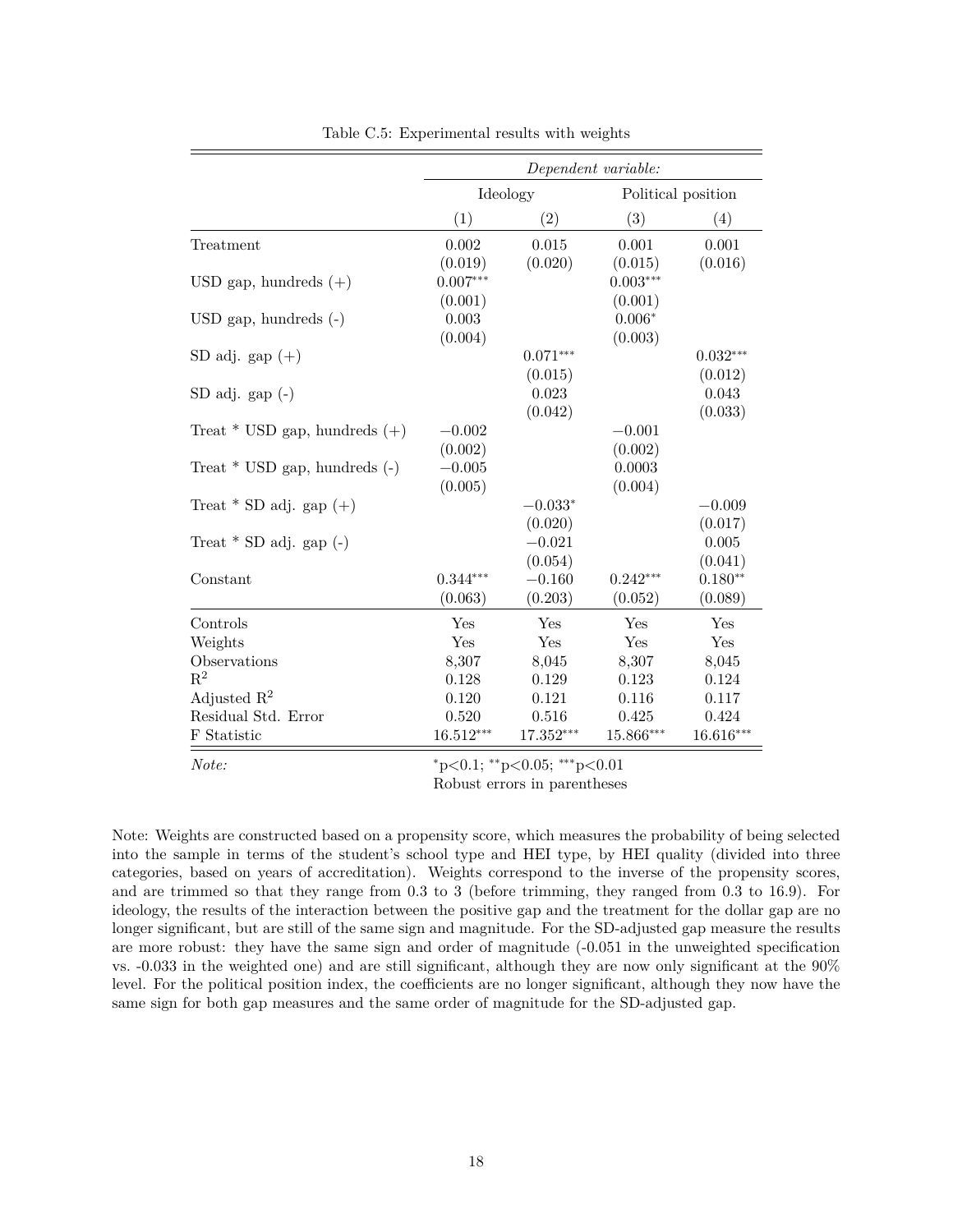Table C.5: Experimental results with weights

| | *Dependent variable:* | | | |
|---|---|---|---|---|
| | Ideology | | Political position | |
| | (1) | (2) | (3) | (4) |
| Treatment | 0.002 | 0.015 | 0.001 | 0.001 |
| | (0.019) | (0.020) | (0.015) | (0.016) |
| USD gap, hundreds (+) | 0.007*** | | 0.003*** | |
| | (0.001) | | (0.001) | |
| USD gap, hundreds (-) | 0.003 | | 0.006* | |
| | (0.004) | | (0.003) | |
| SD adj. gap (+) | | 0.071*** | | 0.032*** |
| | | (0.015) | | (0.012) |
| SD adj. gap (-) | | 0.023 | | 0.043 |
| | | (0.042) | | (0.033) |
| Treat * USD gap, hundreds (+) | −0.002 | | −0.001 | |
| | (0.002) | | (0.002) | |
| Treat * USD gap, hundreds (-) | −0.005 | | 0.0003 | |
| | (0.005) | | (0.004) | |
| Treat * SD adj. gap (+) | | −0.033* | | −0.009 |
| | | (0.020) | | (0.017) |
| Treat * SD adj. gap (-) | | −0.021 | | 0.005 |
| | | (0.054) | | (0.041) |
| Constant | 0.344*** | −0.160 | 0.242*** | 0.180** |
| | (0.063) | (0.203) | (0.052) | (0.089) |
| Controls | Yes | Yes | Yes | Yes |
| Weights | Yes | Yes | Yes | Yes |
| Observations | 8,307 | 8,045 | 8,307 | 8,045 |
| $R^2$ | 0.128 | 0.129 | 0.123 | 0.124 |
| Adjusted $R^2$ | 0.120 | 0.121 | 0.116 | 0.117 |
| Residual Std. Error | 0.520 | 0.516 | 0.425 | 0.424 |
| F Statistic | 16.512*** | 17.352*** | 15.866*** | 16.616*** |

*Note:* *p<0.1; **p<0.05; ***p<0.01
Robust errors in parentheses

Note: Weights are constructed based on a propensity score, which measures the probability of being selected into the sample in terms of the student's school type and HEI type, by HEI quality (divided into three categories, based on years of accreditation). Weights correspond to the inverse of the propensity scores, and are trimmed so that they range from 0.3 to 3 (before trimming, they ranged from 0.3 to 16.9). For ideology, the results of the interaction between the positive gap and the treatment for the dollar gap are no longer significant, but are still of the same sign and magnitude. For the SD-adjusted gap measure the results are more robust: they have the same sign and order of magnitude (-0.051 in the unweighted specification vs. -0.033 in the weighted one) and are still significant, although they are now only significant at the 90% level. For the political position index, the coefficients are no longer significant, although they now have the same sign for both gap measures and the same order of magnitude for the SD-adjusted gap.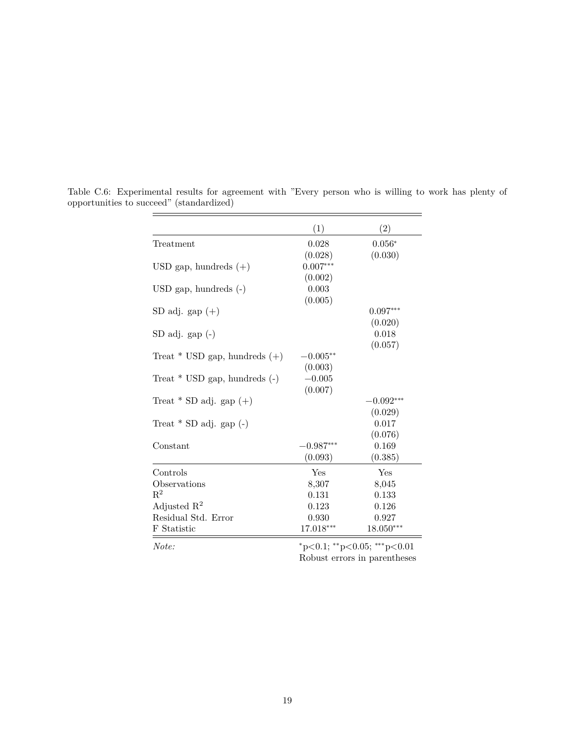Table C.6: Experimental results for agreement with "Every person who is willing to work has plenty of opportunities to succeed" (standardized)

| | (1) | (2) |
|---|---|---|
| Treatment | 0.028 | $0.056^{*}$ |
| | (0.028) | (0.030) |
| USD gap, hundreds (+) | $0.007^{***}$ | |
| | (0.002) | |
| USD gap, hundreds (-) | 0.003 | |
| | (0.005) | |
| SD adj. gap (+) | | $0.097^{***}$ |
| | | (0.020) |
| SD adj. gap (-) | | 0.018 |
| | | (0.057) |
| Treat * USD gap, hundreds (+) | $-0.005^{**}$ | |
| | (0.003) | |
| Treat * USD gap, hundreds (-) | $-0.005$ | |
| | (0.007) | |
| Treat * SD adj. gap (+) | | $-0.092^{***}$ |
| | | (0.029) |
| Treat * SD adj. gap (-) | | 0.017 |
| | | (0.076) |
| Constant | $-0.987^{***}$ | 0.169 |
| | (0.093) | (0.385) |
| Controls | Yes | Yes |
| Observations | 8,307 | 8,045 |
| $R^2$ | 0.131 | 0.133 |
| Adjusted $R^2$ | 0.123 | 0.126 |
| Residual Std. Error | 0.930 | 0.927 |
| F Statistic | $17.018^{***}$ | $18.050^{***}$ |

*Note:* $^{*}$p<0.1; $^{**}$p<0.05; $^{***}$p<0.01
Robust errors in parentheses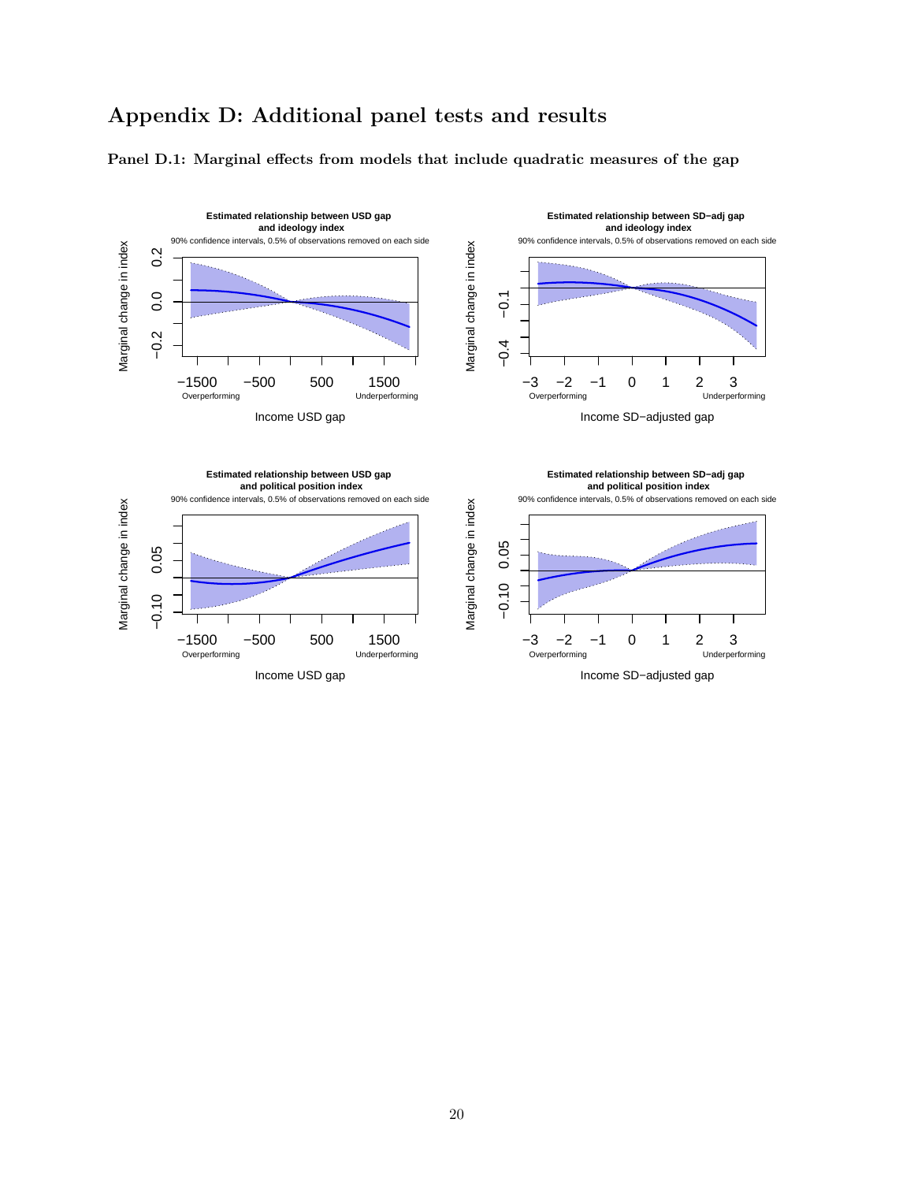# Appendix D: Additional panel tests and results

**Panel D.1: Marginal effects from models that include quadratic measures of the gap**

**Estimated relationship between USD gap and ideology index**
90% confidence intervals, 0.5% of observations removed on each side

Marginal change in index (y-axis: −0.2, 0.0, 0.2)

Income USD gap (x-axis: −1500, −500, 500, 1500; Overperforming, Underperforming)

**Estimated relationship between SD−adj gap and ideology index**
90% confidence intervals, 0.5% of observations removed on each side

Marginal change in index (y-axis: −0.4, −0.1)

Income SD−adjusted gap (x-axis: −3, −2, −1, 0, 1, 2, 3; Overperforming, Underperforming)

**Estimated relationship between USD gap and political position index**
90% confidence intervals, 0.5% of observations removed on each side

Marginal change in index (y-axis: −0.10, 0.05)

Income USD gap (x-axis: −1500, −500, 500, 1500; Overperforming, Underperforming)

**Estimated relationship between SD−adj gap and political position index**
90% confidence intervals, 0.5% of observations removed on each side

Marginal change in index (y-axis: −0.10, 0.05)

Income SD−adjusted gap (x-axis: −3, −2, −1, 0, 1, 2, 3; Overperforming, Underperforming)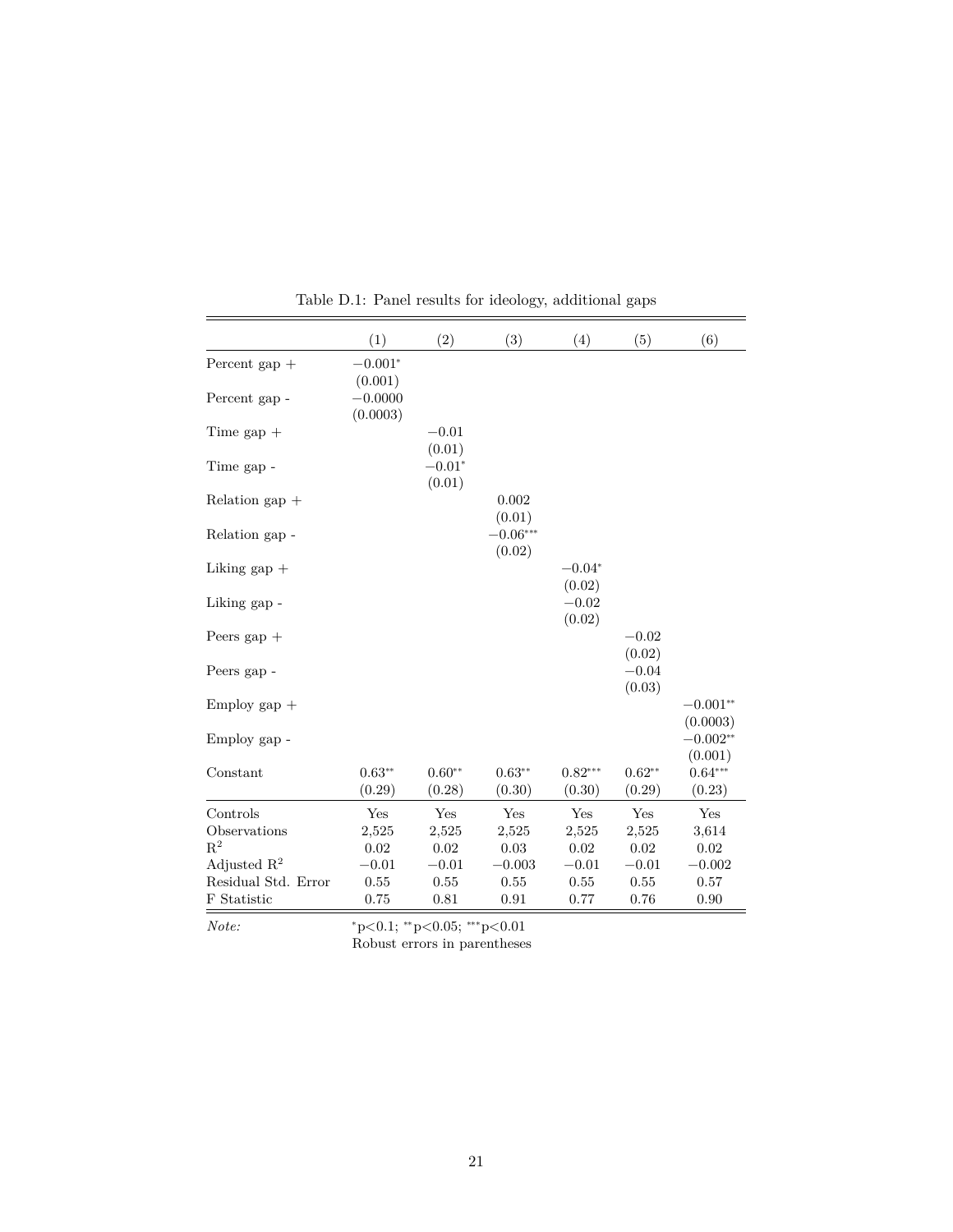Table D.1: Panel results for ideology, additional gaps

| | (1) | (2) | (3) | (4) | (5) | (6) |
|---|---|---|---|---|---|---|
| Percent gap + | $-0.001^{*}$ | | | | | |
| | (0.001) | | | | | |
| Percent gap - | $-0.0000$ | | | | | |
| | (0.0003) | | | | | |
| Time gap + | | $-0.01$ | | | | |
| | | (0.01) | | | | |
| Time gap - | | $-0.01^{*}$ | | | | |
| | | (0.01) | | | | |
| Relation gap + | | | 0.002 | | | |
| | | | (0.01) | | | |
| Relation gap - | | | $-0.06^{***}$ | | | |
| | | | (0.02) | | | |
| Liking gap + | | | | $-0.04^{*}$ | | |
| | | | | (0.02) | | |
| Liking gap - | | | | $-0.02$ | | |
| | | | | (0.02) | | |
| Peers gap + | | | | | $-0.02$ | |
| | | | | | (0.02) | |
| Peers gap - | | | | | $-0.04$ | |
| | | | | | (0.03) | |
| Employ gap + | | | | | | $-0.001^{**}$ |
| | | | | | | (0.0003) |
| Employ gap - | | | | | | $-0.002^{**}$ |
| | | | | | | (0.001) |
| Constant | $0.63^{**}$ | $0.60^{**}$ | $0.63^{**}$ | $0.82^{***}$ | $0.62^{**}$ | $0.64^{***}$ |
| | (0.29) | (0.28) | (0.30) | (0.30) | (0.29) | (0.23) |
| Controls | Yes | Yes | Yes | Yes | Yes | Yes |
| Observations | 2,525 | 2,525 | 2,525 | 2,525 | 2,525 | 3,614 |
| $R^2$ | 0.02 | 0.02 | 0.03 | 0.02 | 0.02 | 0.02 |
| Adjusted $R^2$ | $-0.01$ | $-0.01$ | $-0.003$ | $-0.01$ | $-0.01$ | $-0.002$ |
| Residual Std. Error | 0.55 | 0.55 | 0.55 | 0.55 | 0.55 | 0.57 |
| F Statistic | 0.75 | 0.81 | 0.91 | 0.77 | 0.76 | 0.90 |

*Note:* $^{*}$p<0.1; $^{**}$p<0.05; $^{***}$p<0.01
Robust errors in parentheses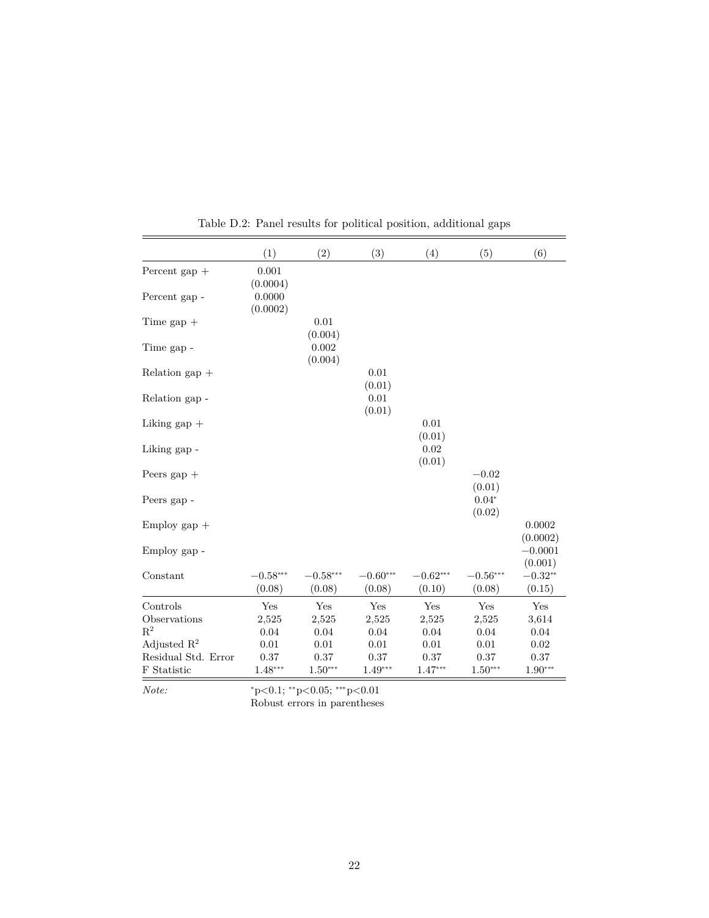Table D.2: Panel results for political position, additional gaps

| | (1) | (2) | (3) | (4) | (5) | (6) |
|---|---|---|---|---|---|---|
| Percent gap + | 0.001 | | | | | |
| | (0.0004) | | | | | |
| Percent gap - | 0.0000 | | | | | |
| | (0.0002) | | | | | |
| Time gap + | | 0.01 | | | | |
| | | (0.004) | | | | |
| Time gap - | | 0.002 | | | | |
| | | (0.004) | | | | |
| Relation gap + | | | 0.01 | | | |
| | | | (0.01) | | | |
| Relation gap - | | | 0.01 | | | |
| | | | (0.01) | | | |
| Liking gap + | | | | 0.01 | | |
| | | | | (0.01) | | |
| Liking gap - | | | | 0.02 | | |
| | | | | (0.01) | | |
| Peers gap + | | | | | $-0.02$ | |
| | | | | | (0.01) | |
| Peers gap - | | | | | $0.04^{*}$ | |
| | | | | | (0.02) | |
| Employ gap + | | | | | | 0.0002 |
| | | | | | | (0.0002) |
| Employ gap - | | | | | | $-0.0001$ |
| | | | | | | (0.001) |
| Constant | $-0.58^{***}$ | $-0.58^{***}$ | $-0.60^{***}$ | $-0.62^{***}$ | $-0.56^{***}$ | $-0.32^{**}$ |
| | (0.08) | (0.08) | (0.08) | (0.10) | (0.08) | (0.15) |
| Controls | Yes | Yes | Yes | Yes | Yes | Yes |
| Observations | 2,525 | 2,525 | 2,525 | 2,525 | 2,525 | 3,614 |
| $R^2$ | 0.04 | 0.04 | 0.04 | 0.04 | 0.04 | 0.04 |
| Adjusted $R^2$ | 0.01 | 0.01 | 0.01 | 0.01 | 0.01 | 0.02 |
| Residual Std. Error | 0.37 | 0.37 | 0.37 | 0.37 | 0.37 | 0.37 |
| F Statistic | $1.48^{***}$ | $1.50^{***}$ | $1.49^{***}$ | $1.47^{***}$ | $1.50^{***}$ | $1.90^{***}$ |

*Note:* $^{*}$p<0.1; $^{**}$p<0.05; $^{***}$p<0.01
Robust errors in parentheses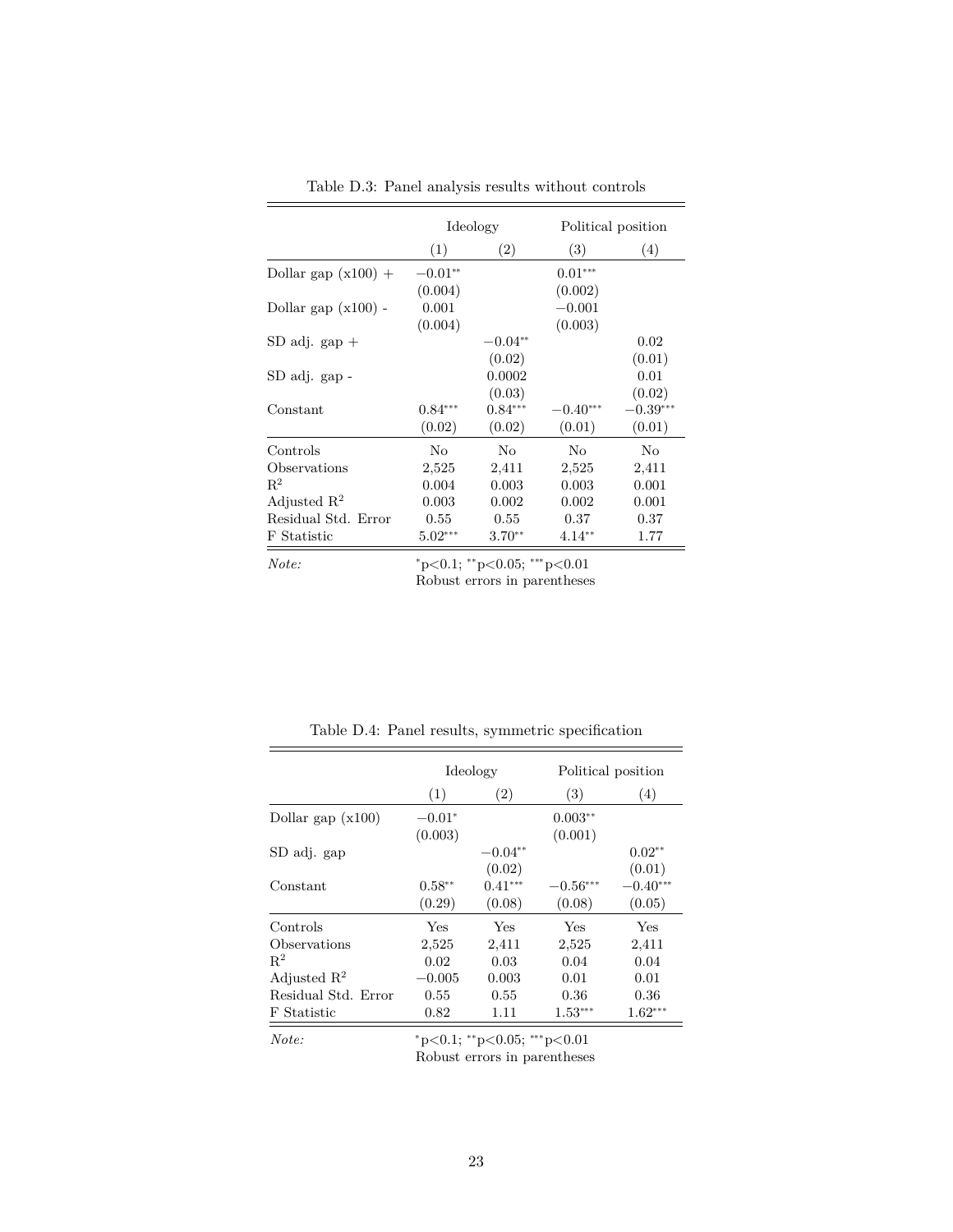Table D.3: Panel analysis results without controls

| | Ideology | | Political position | |
|---|---|---|---|---|
| | (1) | (2) | (3) | (4) |
| Dollar gap (x100) + | $-0.01^{**}$ | | $0.01^{***}$ | |
| | (0.004) | | (0.002) | |
| Dollar gap (x100) - | 0.001 | | $-0.001$ | |
| | (0.004) | | (0.003) | |
| SD adj. gap + | | $-0.04^{**}$ | | 0.02 |
| | | (0.02) | | (0.01) |
| SD adj. gap - | | 0.0002 | | 0.01 |
| | | (0.03) | | (0.02) |
| Constant | $0.84^{***}$ | $0.84^{***}$ | $-0.40^{***}$ | $-0.39^{***}$ |
| | (0.02) | (0.02) | (0.01) | (0.01) |
| Controls | No | No | No | No |
| Observations | 2,525 | 2,411 | 2,525 | 2,411 |
| $R^2$ | 0.004 | 0.003 | 0.003 | 0.001 |
| Adjusted $R^2$ | 0.003 | 0.002 | 0.002 | 0.001 |
| Residual Std. Error | 0.55 | 0.55 | 0.37 | 0.37 |
| F Statistic | $5.02^{***}$ | $3.70^{**}$ | $4.14^{**}$ | 1.77 |

*Note:* $^{*}$p<0.1; $^{**}$p<0.05; $^{***}$p<0.01
Robust errors in parentheses

Table D.4: Panel results, symmetric specification

| | Ideology | | Political position | |
|---|---|---|---|---|
| | (1) | (2) | (3) | (4) |
| Dollar gap (x100) | $-0.01^{*}$ | | $0.003^{**}$ | |
| | (0.003) | | (0.001) | |
| SD adj. gap | | $-0.04^{**}$ | | $0.02^{**}$ |
| | | (0.02) | | (0.01) |
| Constant | $0.58^{**}$ | $0.41^{***}$ | $-0.56^{***}$ | $-0.40^{***}$ |
| | (0.29) | (0.08) | (0.08) | (0.05) |
| Controls | Yes | Yes | Yes | Yes |
| Observations | 2,525 | 2,411 | 2,525 | 2,411 |
| $R^2$ | 0.02 | 0.03 | 0.04 | 0.04 |
| Adjusted $R^2$ | $-0.005$ | 0.003 | 0.01 | 0.01 |
| Residual Std. Error | 0.55 | 0.55 | 0.36 | 0.36 |
| F Statistic | 0.82 | 1.11 | $1.53^{***}$ | $1.62^{***}$ |

*Note:* $^{*}$p<0.1; $^{**}$p<0.05; $^{***}$p<0.01
Robust errors in parentheses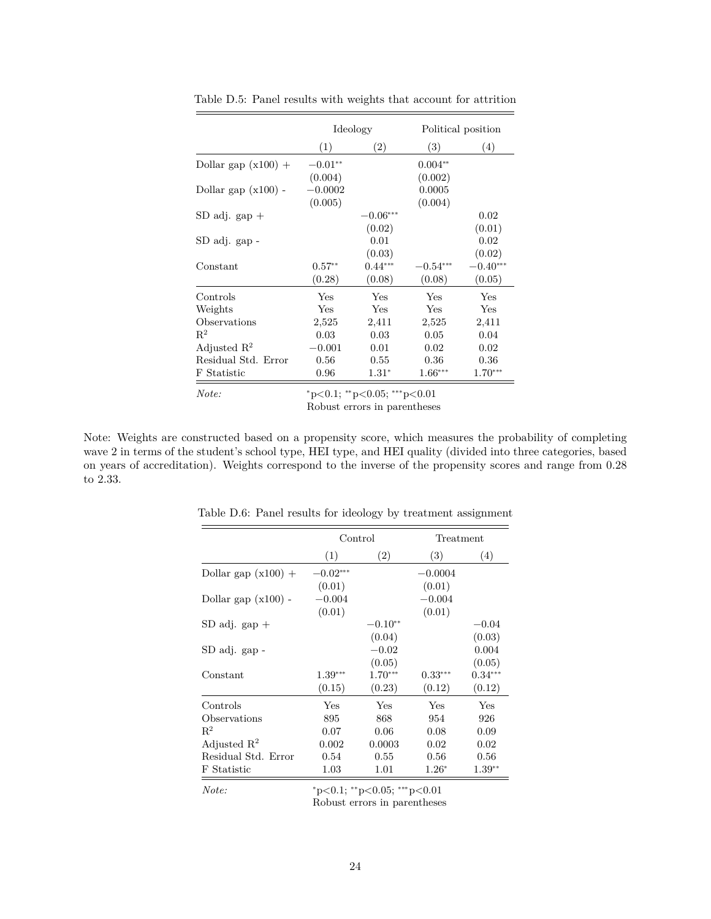Table D.5: Panel results with weights that account for attrition

| | Ideology | | Political position | |
|---|---|---|---|---|
| | (1) | (2) | (3) | (4) |
| Dollar gap (x100) + | $-0.01^{**}$ | | $0.004^{**}$ | |
| | (0.004) | | (0.002) | |
| Dollar gap (x100) - | $-0.0002$ | | 0.0005 | |
| | (0.005) | | (0.004) | |
| SD adj. gap + | | $-0.06^{***}$ | | 0.02 |
| | | (0.02) | | (0.01) |
| SD adj. gap - | | 0.01 | | 0.02 |
| | | (0.03) | | (0.02) |
| Constant | $0.57^{**}$ | $0.44^{***}$ | $-0.54^{***}$ | $-0.40^{***}$ |
| | (0.28) | (0.08) | (0.08) | (0.05) |
| Controls | Yes | Yes | Yes | Yes |
| Weights | Yes | Yes | Yes | Yes |
| Observations | 2,525 | 2,411 | 2,525 | 2,411 |
| $R^2$ | 0.03 | 0.03 | 0.05 | 0.04 |
| Adjusted $R^2$ | $-0.001$ | 0.01 | 0.02 | 0.02 |
| Residual Std. Error | 0.56 | 0.55 | 0.36 | 0.36 |
| F Statistic | 0.96 | $1.31^{*}$ | $1.66^{***}$ | $1.70^{***}$ |

*Note:* $^{*}$p<0.1; $^{**}$p<0.05; $^{***}$p<0.01
Robust errors in parentheses

Note: Weights are constructed based on a propensity score, which measures the probability of completing wave 2 in terms of the student's school type, HEI type, and HEI quality (divided into three categories, based on years of accreditation). Weights correspond to the inverse of the propensity scores and range from 0.28 to 2.33.

Table D.6: Panel results for ideology by treatment assignment

| | Control | | Treatment | |
|---|---|---|---|---|
| | (1) | (2) | (3) | (4) |
| Dollar gap (x100) + | $-0.02^{***}$ | | $-0.0004$ | |
| | (0.01) | | (0.01) | |
| Dollar gap (x100) - | $-0.004$ | | $-0.004$ | |
| | (0.01) | | (0.01) | |
| SD adj. gap + | | $-0.10^{**}$ | | $-0.04$ |
| | | (0.04) | | (0.03) |
| SD adj. gap - | | $-0.02$ | | 0.004 |
| | | (0.05) | | (0.05) |
| Constant | $1.39^{***}$ | $1.70^{***}$ | $0.33^{***}$ | $0.34^{***}$ |
| | (0.15) | (0.23) | (0.12) | (0.12) |
| Controls | Yes | Yes | Yes | Yes |
| Observations | 895 | 868 | 954 | 926 |
| $R^2$ | 0.07 | 0.06 | 0.08 | 0.09 |
| Adjusted $R^2$ | 0.002 | 0.0003 | 0.02 | 0.02 |
| Residual Std. Error | 0.54 | 0.55 | 0.56 | 0.56 |
| F Statistic | 1.03 | 1.01 | $1.26^{*}$ | $1.39^{**}$ |

*Note:* $^{*}$p<0.1; $^{**}$p<0.05; $^{***}$p<0.01
Robust errors in parentheses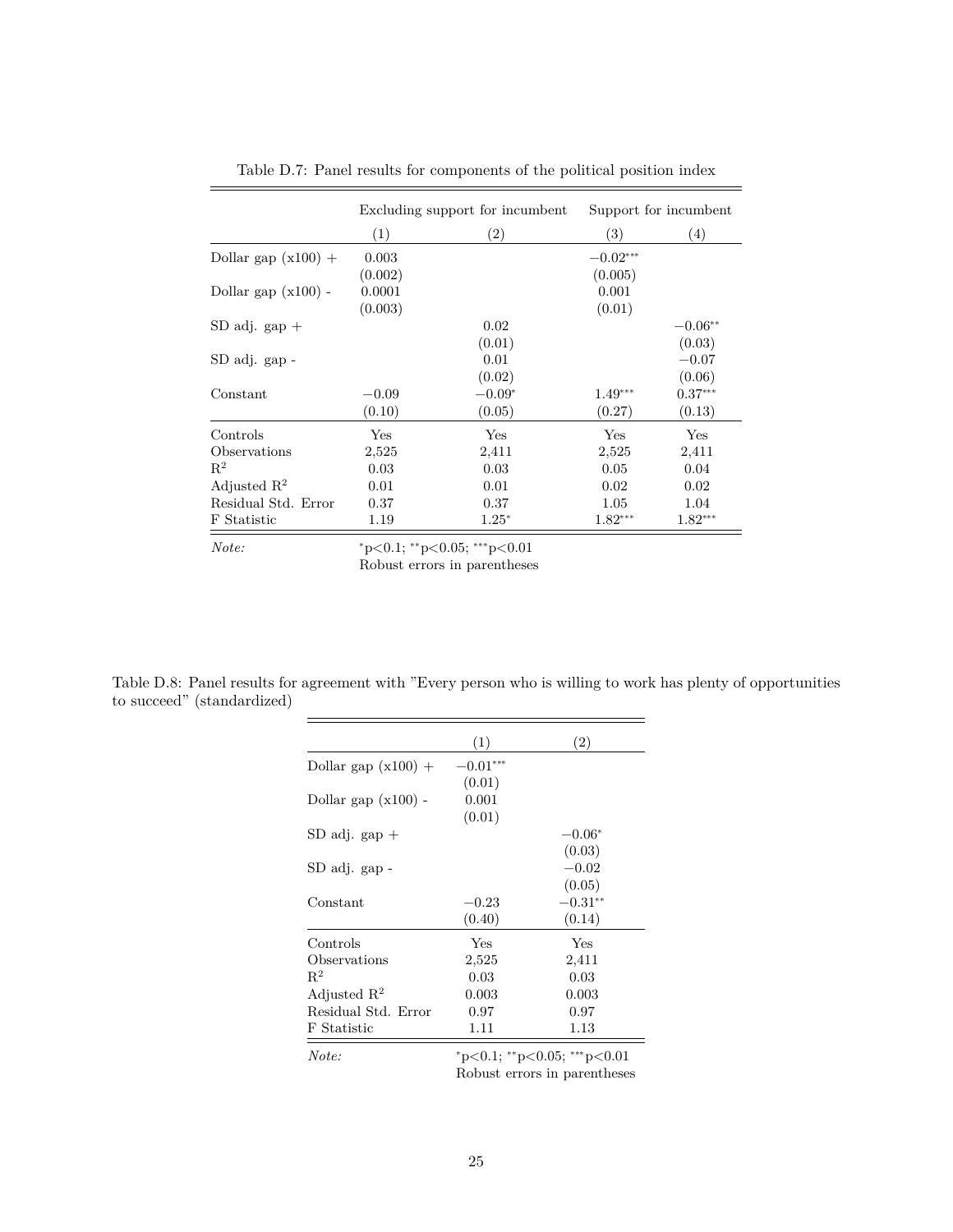Table D.7: Panel results for components of the political position index

| | Excluding support for incumbent | | Support for incumbent | |
|---|---|---|---|---|
| | (1) | (2) | (3) | (4) |
| Dollar gap (x100) + | 0.003 | | $-0.02^{***}$ | |
| | (0.002) | | (0.005) | |
| Dollar gap (x100) - | 0.0001 | | 0.001 | |
| | (0.003) | | (0.01) | |
| SD adj. gap + | | 0.02 | | $-0.06^{**}$ |
| | | (0.01) | | (0.03) |
| SD adj. gap - | | 0.01 | | $-0.07$ |
| | | (0.02) | | (0.06) |
| Constant | $-0.09$ | $-0.09^{*}$ | $1.49^{***}$ | $0.37^{***}$ |
| | (0.10) | (0.05) | (0.27) | (0.13) |
| Controls | Yes | Yes | Yes | Yes |
| Observations | 2,525 | 2,411 | 2,525 | 2,411 |
| $R^2$ | 0.03 | 0.03 | 0.05 | 0.04 |
| Adjusted $R^2$ | 0.01 | 0.01 | 0.02 | 0.02 |
| Residual Std. Error | 0.37 | 0.37 | 1.05 | 1.04 |
| F Statistic | 1.19 | $1.25^{*}$ | $1.82^{***}$ | $1.82^{***}$ |

*Note:* $^{*}$p<0.1; $^{**}$p<0.05; $^{***}$p<0.01
Robust errors in parentheses

Table D.8: Panel results for agreement with "Every person who is willing to work has plenty of opportunities to succeed" (standardized)

| | (1) | (2) |
|---|---|---|
| Dollar gap (x100) + | $-0.01^{***}$ | |
| | (0.01) | |
| Dollar gap (x100) - | 0.001 | |
| | (0.01) | |
| SD adj. gap + | | $-0.06^{*}$ |
| | | (0.03) |
| SD adj. gap - | | $-0.02$ |
| | | (0.05) |
| Constant | $-0.23$ | $-0.31^{**}$ |
| | (0.40) | (0.14) |
| Controls | Yes | Yes |
| Observations | 2,525 | 2,411 |
| $R^2$ | 0.03 | 0.03 |
| Adjusted $R^2$ | 0.003 | 0.003 |
| Residual Std. Error | 0.97 | 0.97 |
| F Statistic | 1.11 | 1.13 |

*Note:* $^{*}$p<0.1; $^{**}$p<0.05; $^{***}$p<0.01
Robust errors in parentheses